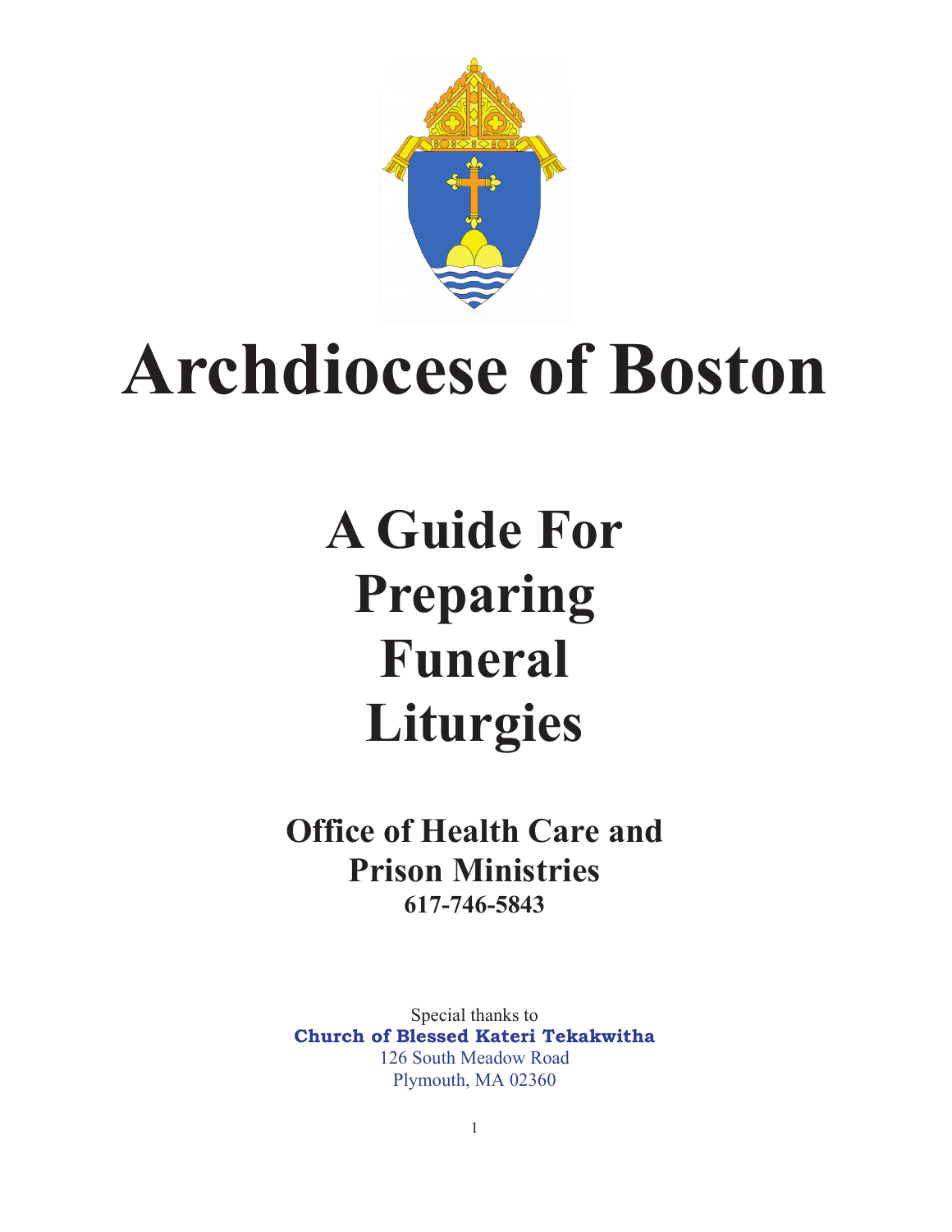# Archdiocese of Boston

# A Guide For Preparing Funeral Liturgies

## Office of Health Care and Prison Ministries

**617-746-5843**

Special thanks to

**Church of Blessed Kateri Tekakwitha**

126 South Meadow Road

Plymouth, MA 02360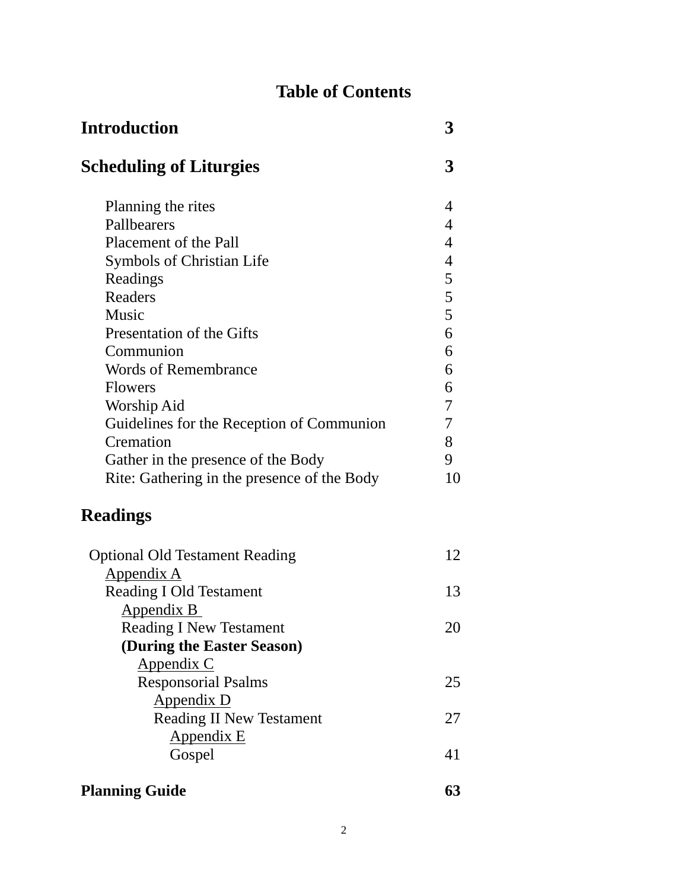# Table of Contents

| | |
|---|---|
| **Introduction** | **3** |
| **Scheduling of Liturgies** | **3** |
| Planning the rites | 4 |
| Pallbearers | 4 |
| Placement of the Pall | 4 |
| Symbols of Christian Life | 4 |
| Readings | 5 |
| Readers | 5 |
| Music | 5 |
| Presentation of the Gifts | 6 |
| Communion | 6 |
| Words of Remembrance | 6 |
| Flowers | 6 |
| Worship Aid | 7 |
| Guidelines for the Reception of Communion | 7 |
| Cremation | 8 |
| Gather in the presence of the Body | 9 |
| Rite: Gathering in the presence of the Body | 10 |
| **Readings** | |
| Optional Old Testament Reading | 12 |
| Appendix A | |
| Reading I Old Testament | 13 |
| Appendix B | |
| Reading I New Testament | 20 |
| **(During the Easter Season)** | |
| Appendix C | |
| Responsorial Psalms | 25 |
| Appendix D | |
| Reading II New Testament | 27 |
| Appendix E | |
| Gospel | 41 |
| **Planning Guide** | **63** |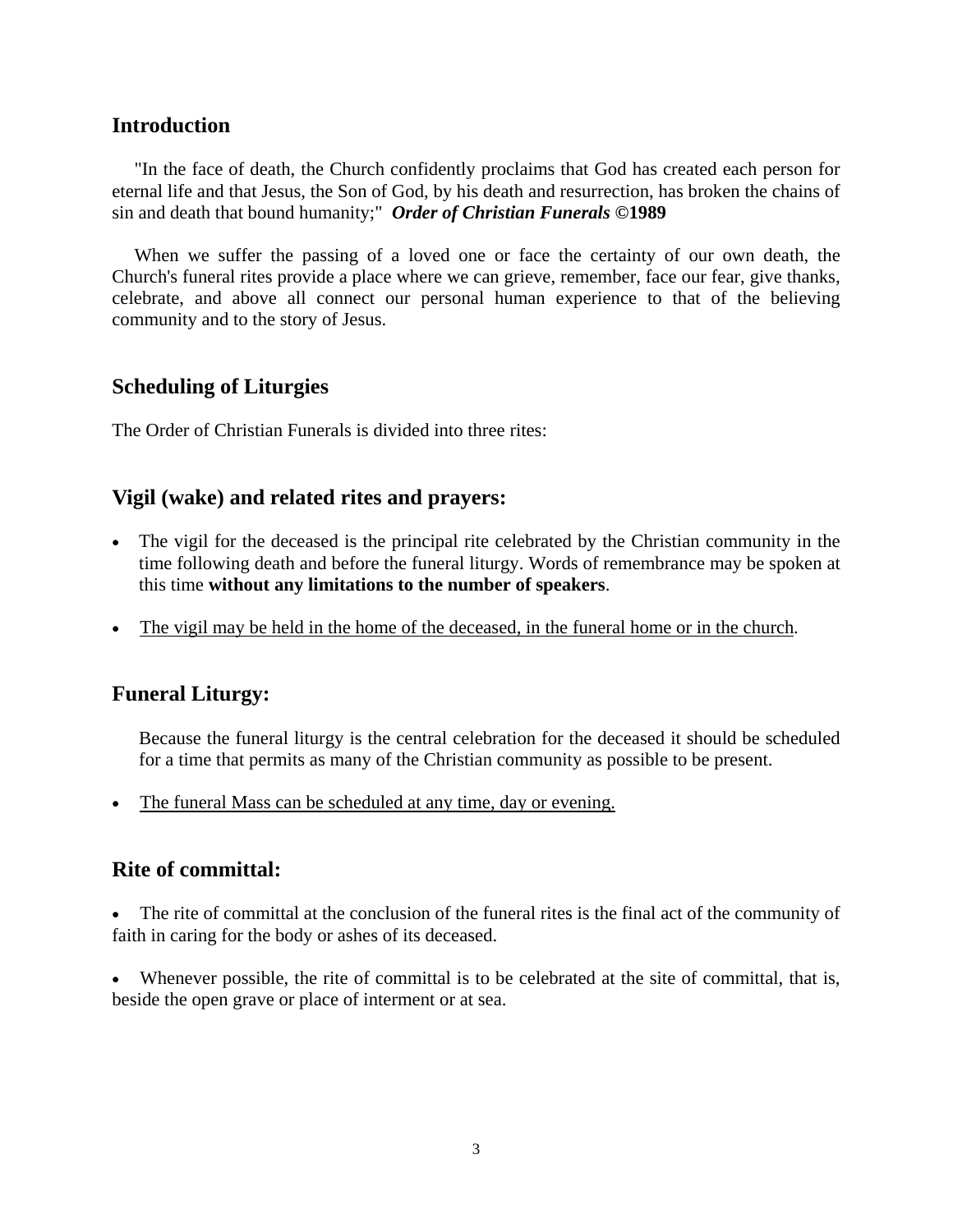## Introduction

"In the face of death, the Church confidently proclaims that God has created each person for eternal life and that Jesus, the Son of God, by his death and resurrection, has broken the chains of sin and death that bound humanity;" ***Order of Christian Funerals* ©1989**

When we suffer the passing of a loved one or face the certainty of our own death, the Church's funeral rites provide a place where we can grieve, remember, face our fear, give thanks, celebrate, and above all connect our personal human experience to that of the believing community and to the story of Jesus.

## Scheduling of Liturgies

The Order of Christian Funerals is divided into three rites:

## Vigil (wake) and related rites and prayers:

- The vigil for the deceased is the principal rite celebrated by the Christian community in the time following death and before the funeral liturgy. Words of remembrance may be spoken at this time **without any limitations to the number of speakers**.
- <u>The vigil may be held in the home of the deceased, in the funeral home or in the church</u>.

## Funeral Liturgy:

Because the funeral liturgy is the central celebration for the deceased it should be scheduled for a time that permits as many of the Christian community as possible to be present.

- <u>The funeral Mass can be scheduled at any time, day or evening.</u>

## Rite of committal:

- The rite of committal at the conclusion of the funeral rites is the final act of the community of faith in caring for the body or ashes of its deceased.
- Whenever possible, the rite of committal is to be celebrated at the site of committal, that is, beside the open grave or place of interment or at sea.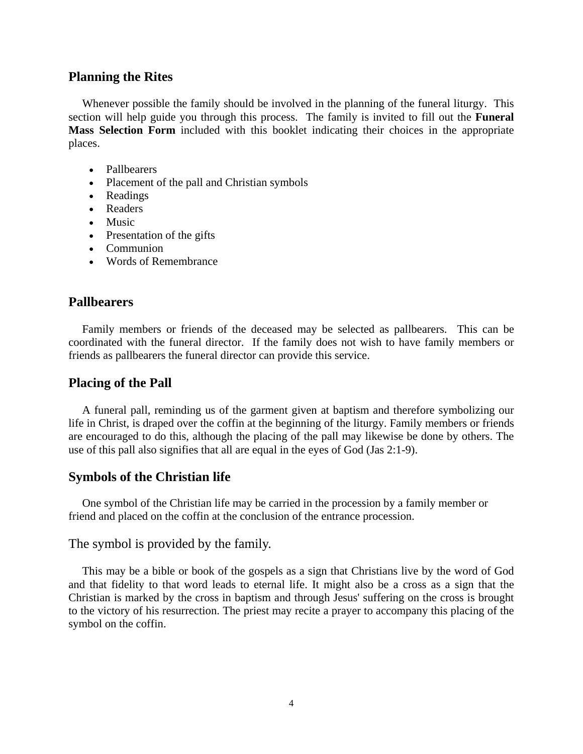## Planning the Rites

Whenever possible the family should be involved in the planning of the funeral liturgy. This section will help guide you through this process. The family is invited to fill out the **Funeral Mass Selection Form** included with this booklet indicating their choices in the appropriate places.

- Pallbearers
- Placement of the pall and Christian symbols
- Readings
- Readers
- Music
- Presentation of the gifts
- Communion
- Words of Remembrance

## Pallbearers

Family members or friends of the deceased may be selected as pallbearers. This can be coordinated with the funeral director. If the family does not wish to have family members or friends as pallbearers the funeral director can provide this service.

## Placing of the Pall

A funeral pall, reminding us of the garment given at baptism and therefore symbolizing our life in Christ, is draped over the coffin at the beginning of the liturgy. Family members or friends are encouraged to do this, although the placing of the pall may likewise be done by others. The use of this pall also signifies that all are equal in the eyes of God (Jas 2:1-9).

## Symbols of the Christian life

One symbol of the Christian life may be carried in the procession by a family member or friend and placed on the coffin at the conclusion of the entrance procession.

The symbol is provided by the family.

This may be a bible or book of the gospels as a sign that Christians live by the word of God and that fidelity to that word leads to eternal life. It might also be a cross as a sign that the Christian is marked by the cross in baptism and through Jesus' suffering on the cross is brought to the victory of his resurrection. The priest may recite a prayer to accompany this placing of the symbol on the coffin.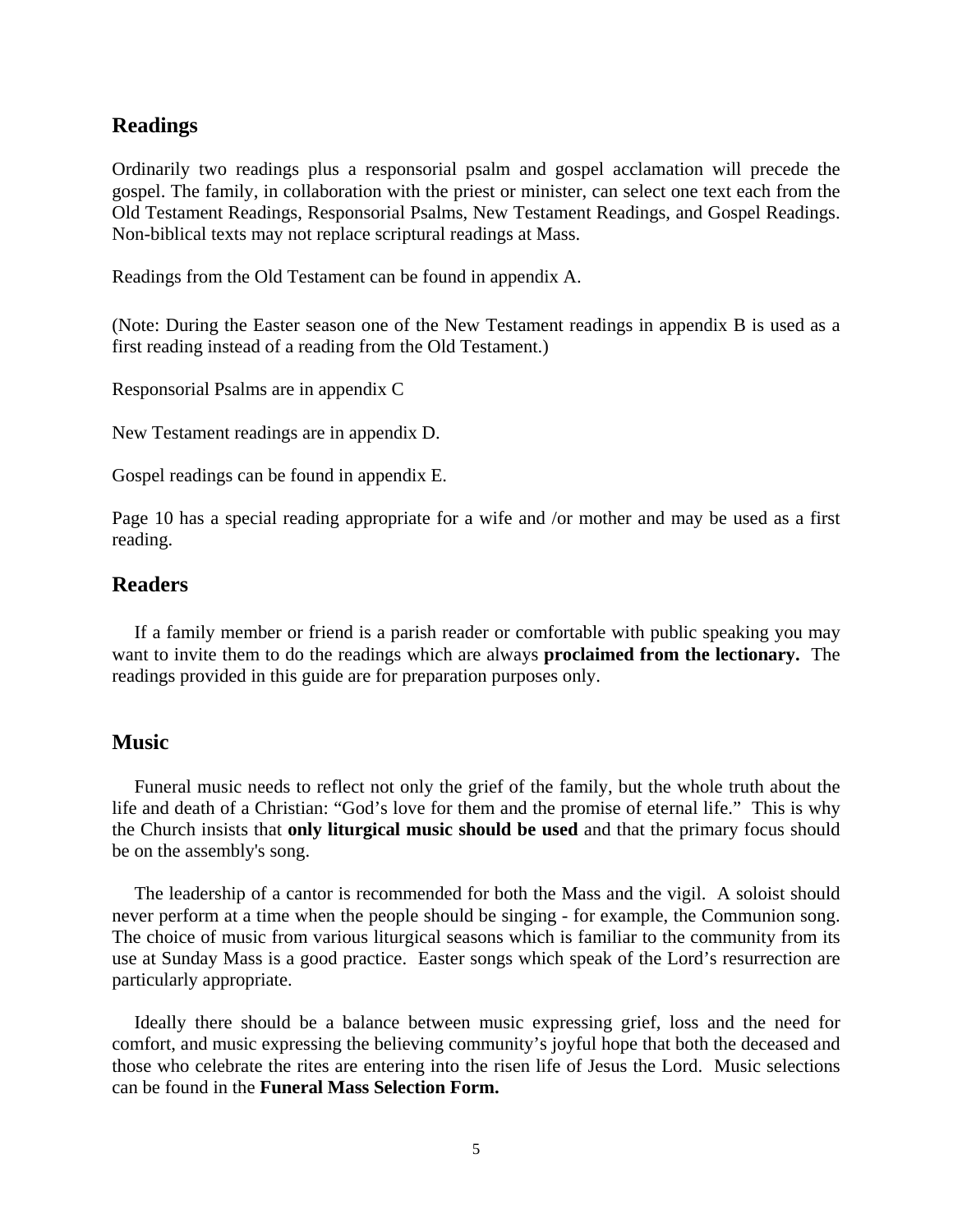## Readings

Ordinarily two readings plus a responsorial psalm and gospel acclamation will precede the gospel. The family, in collaboration with the priest or minister, can select one text each from the Old Testament Readings, Responsorial Psalms, New Testament Readings, and Gospel Readings. Non-biblical texts may not replace scriptural readings at Mass.

Readings from the Old Testament can be found in appendix A.

(Note: During the Easter season one of the New Testament readings in appendix B is used as a first reading instead of a reading from the Old Testament.)

Responsorial Psalms are in appendix C

New Testament readings are in appendix D.

Gospel readings can be found in appendix E.

Page 10 has a special reading appropriate for a wife and /or mother and may be used as a first reading.

## Readers

If a family member or friend is a parish reader or comfortable with public speaking you may want to invite them to do the readings which are always **proclaimed from the lectionary.** The readings provided in this guide are for preparation purposes only.

## Music

Funeral music needs to reflect not only the grief of the family, but the whole truth about the life and death of a Christian: "God's love for them and the promise of eternal life." This is why the Church insists that **only liturgical music should be used** and that the primary focus should be on the assembly's song.

The leadership of a cantor is recommended for both the Mass and the vigil. A soloist should never perform at a time when the people should be singing - for example, the Communion song. The choice of music from various liturgical seasons which is familiar to the community from its use at Sunday Mass is a good practice. Easter songs which speak of the Lord's resurrection are particularly appropriate.

Ideally there should be a balance between music expressing grief, loss and the need for comfort, and music expressing the believing community's joyful hope that both the deceased and those who celebrate the rites are entering into the risen life of Jesus the Lord. Music selections can be found in the **Funeral Mass Selection Form.**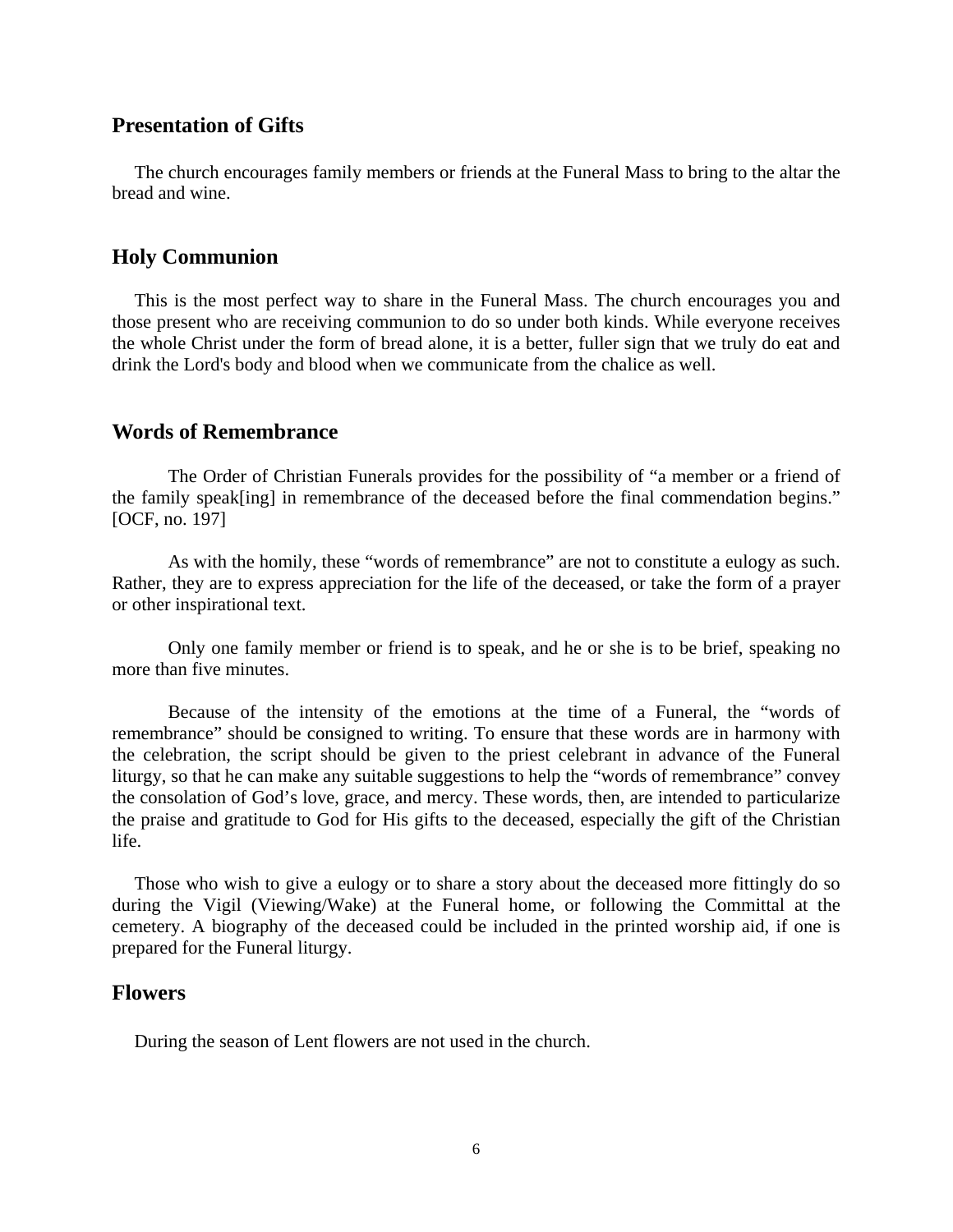## Presentation of Gifts

The church encourages family members or friends at the Funeral Mass to bring to the altar the bread and wine.

## Holy Communion

This is the most perfect way to share in the Funeral Mass. The church encourages you and those present who are receiving communion to do so under both kinds. While everyone receives the whole Christ under the form of bread alone, it is a better, fuller sign that we truly do eat and drink the Lord's body and blood when we communicate from the chalice as well.

## Words of Remembrance

The Order of Christian Funerals provides for the possibility of "a member or a friend of the family speak[ing] in remembrance of the deceased before the final commendation begins." [OCF, no. 197]

As with the homily, these "words of remembrance" are not to constitute a eulogy as such. Rather, they are to express appreciation for the life of the deceased, or take the form of a prayer or other inspirational text.

Only one family member or friend is to speak, and he or she is to be brief, speaking no more than five minutes.

Because of the intensity of the emotions at the time of a Funeral, the "words of remembrance" should be consigned to writing. To ensure that these words are in harmony with the celebration, the script should be given to the priest celebrant in advance of the Funeral liturgy, so that he can make any suitable suggestions to help the "words of remembrance" convey the consolation of God's love, grace, and mercy. These words, then, are intended to particularize the praise and gratitude to God for His gifts to the deceased, especially the gift of the Christian life.

Those who wish to give a eulogy or to share a story about the deceased more fittingly do so during the Vigil (Viewing/Wake) at the Funeral home, or following the Committal at the cemetery. A biography of the deceased could be included in the printed worship aid, if one is prepared for the Funeral liturgy.

## Flowers

During the season of Lent flowers are not used in the church.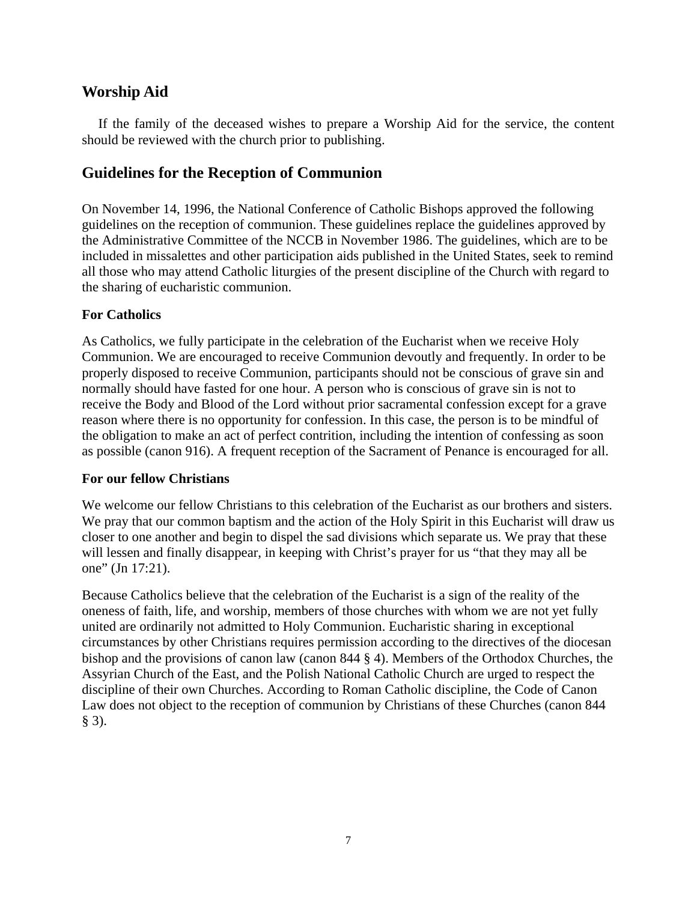## Worship Aid

If the family of the deceased wishes to prepare a Worship Aid for the service, the content should be reviewed with the church prior to publishing.

## Guidelines for the Reception of Communion

On November 14, 1996, the National Conference of Catholic Bishops approved the following guidelines on the reception of communion. These guidelines replace the guidelines approved by the Administrative Committee of the NCCB in November 1986. The guidelines, which are to be included in missalettes and other participation aids published in the United States, seek to remind all those who may attend Catholic liturgies of the present discipline of the Church with regard to the sharing of eucharistic communion.

### For Catholics

As Catholics, we fully participate in the celebration of the Eucharist when we receive Holy Communion. We are encouraged to receive Communion devoutly and frequently. In order to be properly disposed to receive Communion, participants should not be conscious of grave sin and normally should have fasted for one hour. A person who is conscious of grave sin is not to receive the Body and Blood of the Lord without prior sacramental confession except for a grave reason where there is no opportunity for confession. In this case, the person is to be mindful of the obligation to make an act of perfect contrition, including the intention of confessing as soon as possible (canon 916). A frequent reception of the Sacrament of Penance is encouraged for all.

### For our fellow Christians

We welcome our fellow Christians to this celebration of the Eucharist as our brothers and sisters. We pray that our common baptism and the action of the Holy Spirit in this Eucharist will draw us closer to one another and begin to dispel the sad divisions which separate us. We pray that these will lessen and finally disappear, in keeping with Christ's prayer for us "that they may all be one" (Jn 17:21).

Because Catholics believe that the celebration of the Eucharist is a sign of the reality of the oneness of faith, life, and worship, members of those churches with whom we are not yet fully united are ordinarily not admitted to Holy Communion. Eucharistic sharing in exceptional circumstances by other Christians requires permission according to the directives of the diocesan bishop and the provisions of canon law (canon 844 § 4). Members of the Orthodox Churches, the Assyrian Church of the East, and the Polish National Catholic Church are urged to respect the discipline of their own Churches. According to Roman Catholic discipline, the Code of Canon Law does not object to the reception of communion by Christians of these Churches (canon 844 § 3).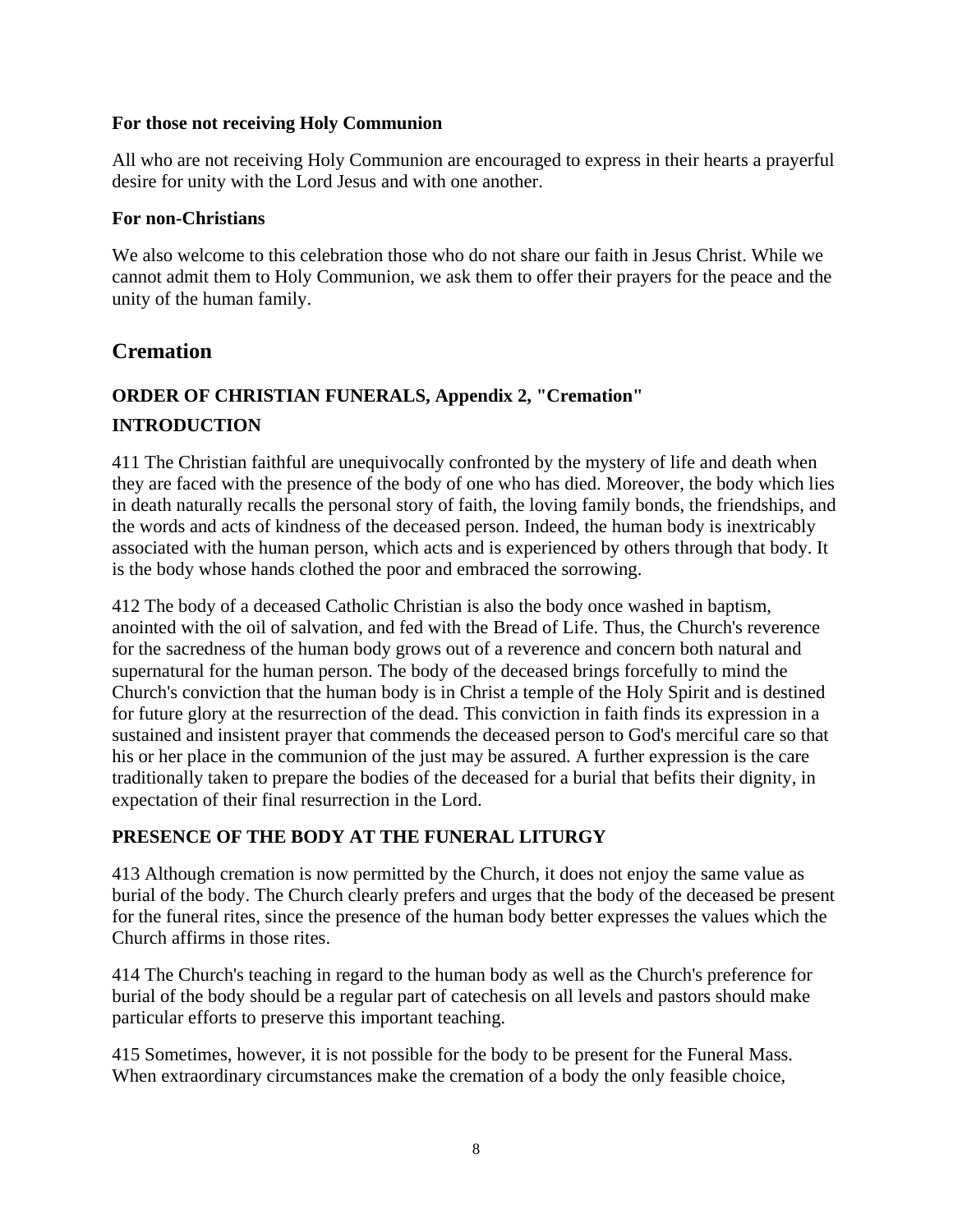### For those not receiving Holy Communion

All who are not receiving Holy Communion are encouraged to express in their hearts a prayerful desire for unity with the Lord Jesus and with one another.

### For non-Christians

We also welcome to this celebration those who do not share our faith in Jesus Christ. While we cannot admit them to Holy Communion, we ask them to offer their prayers for the peace and the unity of the human family.

## Cremation

### ORDER OF CHRISTIAN FUNERALS, Appendix 2, "Cremation"

### INTRODUCTION

411 The Christian faithful are unequivocally confronted by the mystery of life and death when they are faced with the presence of the body of one who has died. Moreover, the body which lies in death naturally recalls the personal story of faith, the loving family bonds, the friendships, and the words and acts of kindness of the deceased person. Indeed, the human body is inextricably associated with the human person, which acts and is experienced by others through that body. It is the body whose hands clothed the poor and embraced the sorrowing.

412 The body of a deceased Catholic Christian is also the body once washed in baptism, anointed with the oil of salvation, and fed with the Bread of Life. Thus, the Church's reverence for the sacredness of the human body grows out of a reverence and concern both natural and supernatural for the human person. The body of the deceased brings forcefully to mind the Church's conviction that the human body is in Christ a temple of the Holy Spirit and is destined for future glory at the resurrection of the dead. This conviction in faith finds its expression in a sustained and insistent prayer that commends the deceased person to God's merciful care so that his or her place in the communion of the just may be assured. A further expression is the care traditionally taken to prepare the bodies of the deceased for a burial that befits their dignity, in expectation of their final resurrection in the Lord.

### PRESENCE OF THE BODY AT THE FUNERAL LITURGY

413 Although cremation is now permitted by the Church, it does not enjoy the same value as burial of the body. The Church clearly prefers and urges that the body of the deceased be present for the funeral rites, since the presence of the human body better expresses the values which the Church affirms in those rites.

414 The Church's teaching in regard to the human body as well as the Church's preference for burial of the body should be a regular part of catechesis on all levels and pastors should make particular efforts to preserve this important teaching.

415 Sometimes, however, it is not possible for the body to be present for the Funeral Mass. When extraordinary circumstances make the cremation of a body the only feasible choice,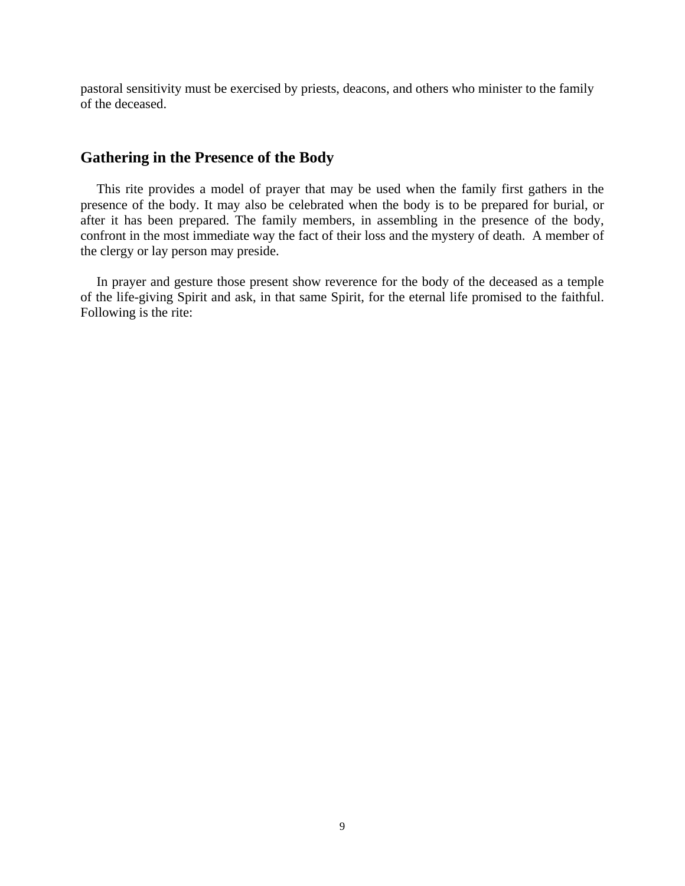pastoral sensitivity must be exercised by priests, deacons, and others who minister to the family of the deceased.

## Gathering in the Presence of the Body

This rite provides a model of prayer that may be used when the family first gathers in the presence of the body. It may also be celebrated when the body is to be prepared for burial, or after it has been prepared. The family members, in assembling in the presence of the body, confront in the most immediate way the fact of their loss and the mystery of death. A member of the clergy or lay person may preside.

In prayer and gesture those present show reverence for the body of the deceased as a temple of the life-giving Spirit and ask, in that same Spirit, for the eternal life promised to the faithful. Following is the rite: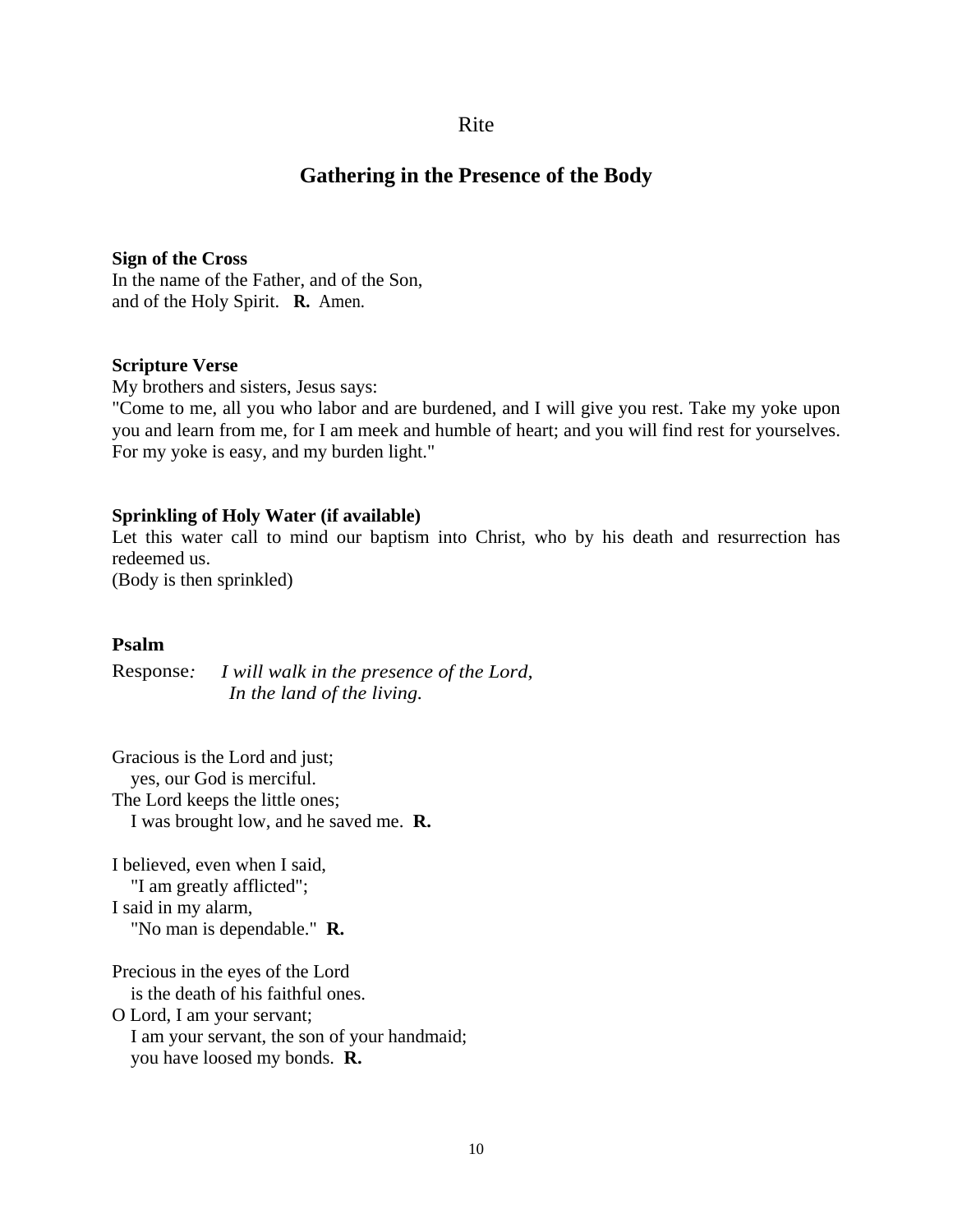Rite

## Gathering in the Presence of the Body

**Sign of the Cross**
In the name of the Father, and of the Son,
and of the Holy Spirit. **R.** Amen.

**Scripture Verse**
My brothers and sisters, Jesus says:
"Come to me, all you who labor and are burdened, and I will give you rest. Take my yoke upon you and learn from me, for I am meek and humble of heart; and you will find rest for yourselves. For my yoke is easy, and my burden light."

**Sprinkling of Holy Water (if available)**
Let this water call to mind our baptism into Christ, who by his death and resurrection has redeemed us.
(Body is then sprinkled)

### Psalm

Response*:* *I will walk in the presence of the Lord,*
*In the land of the living.*

Gracious is the Lord and just;
yes, our God is merciful.
The Lord keeps the little ones;
I was brought low, and he saved me. **R.**

I believed, even when I said,
"I am greatly afflicted";
I said in my alarm,
"No man is dependable." **R.**

Precious in the eyes of the Lord
is the death of his faithful ones.
O Lord, I am your servant;
I am your servant, the son of your handmaid;
you have loosed my bonds. **R.**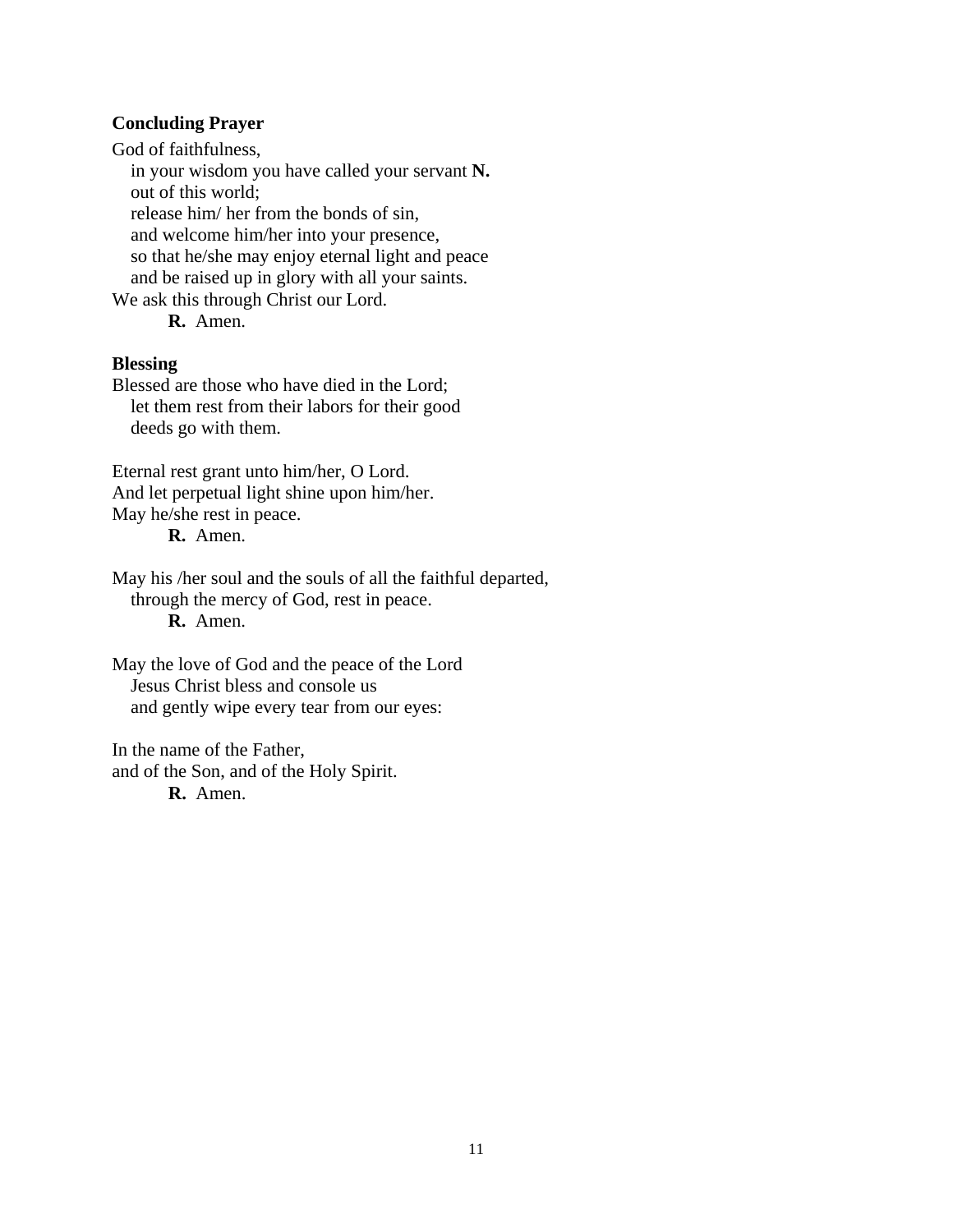**Concluding Prayer**

God of faithfulness,
in your wisdom you have called your servant **N.**
out of this world;
release him/ her from the bonds of sin,
and welcome him/her into your presence,
so that he/she may enjoy eternal light and peace
and be raised up in glory with all your saints.
We ask this through Christ our Lord.
**R.** Amen.

**Blessing**

Blessed are those who have died in the Lord;
let them rest from their labors for their good
deeds go with them.

Eternal rest grant unto him/her, O Lord.
And let perpetual light shine upon him/her.
May he/she rest in peace.
**R.** Amen.

May his /her soul and the souls of all the faithful departed,
through the mercy of God, rest in peace.
**R.** Amen.

May the love of God and the peace of the Lord
Jesus Christ bless and console us
and gently wipe every tear from our eyes:

In the name of the Father,
and of the Son, and of the Holy Spirit.
**R.** Amen.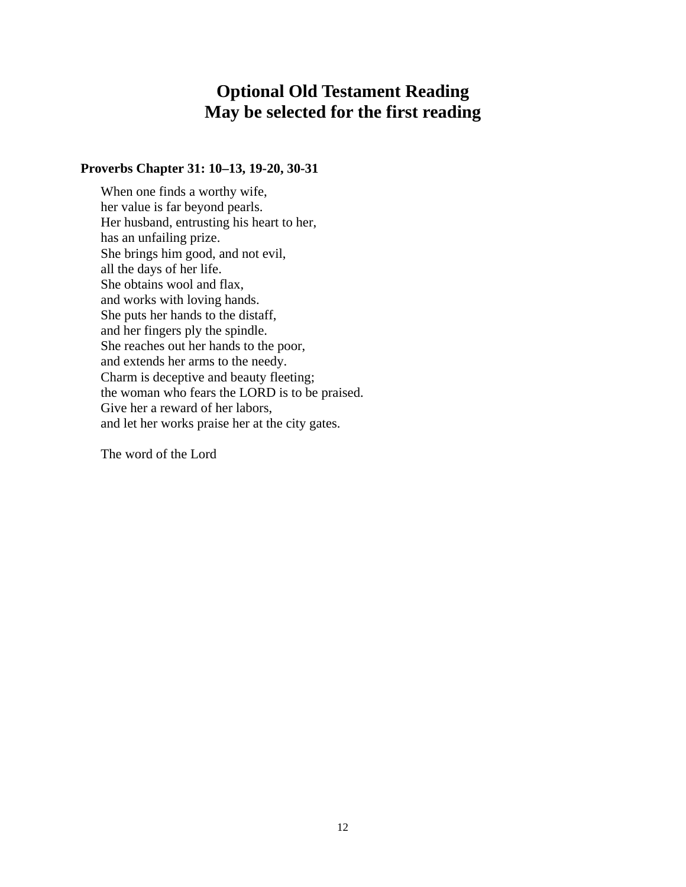# Optional Old Testament Reading
# May be selected for the first reading

**Proverbs Chapter 31: 10–13, 19-20, 30-31**

When one finds a worthy wife,  
her value is far beyond pearls.  
Her husband, entrusting his heart to her,  
has an unfailing prize.  
She brings him good, and not evil,  
all the days of her life.  
She obtains wool and flax,  
and works with loving hands.  
She puts her hands to the distaff,  
and her fingers ply the spindle.  
She reaches out her hands to the poor,  
and extends her arms to the needy.  
Charm is deceptive and beauty fleeting;  
the woman who fears the LORD is to be praised.  
Give her a reward of her labors,  
and let her works praise her at the city gates.

The word of the Lord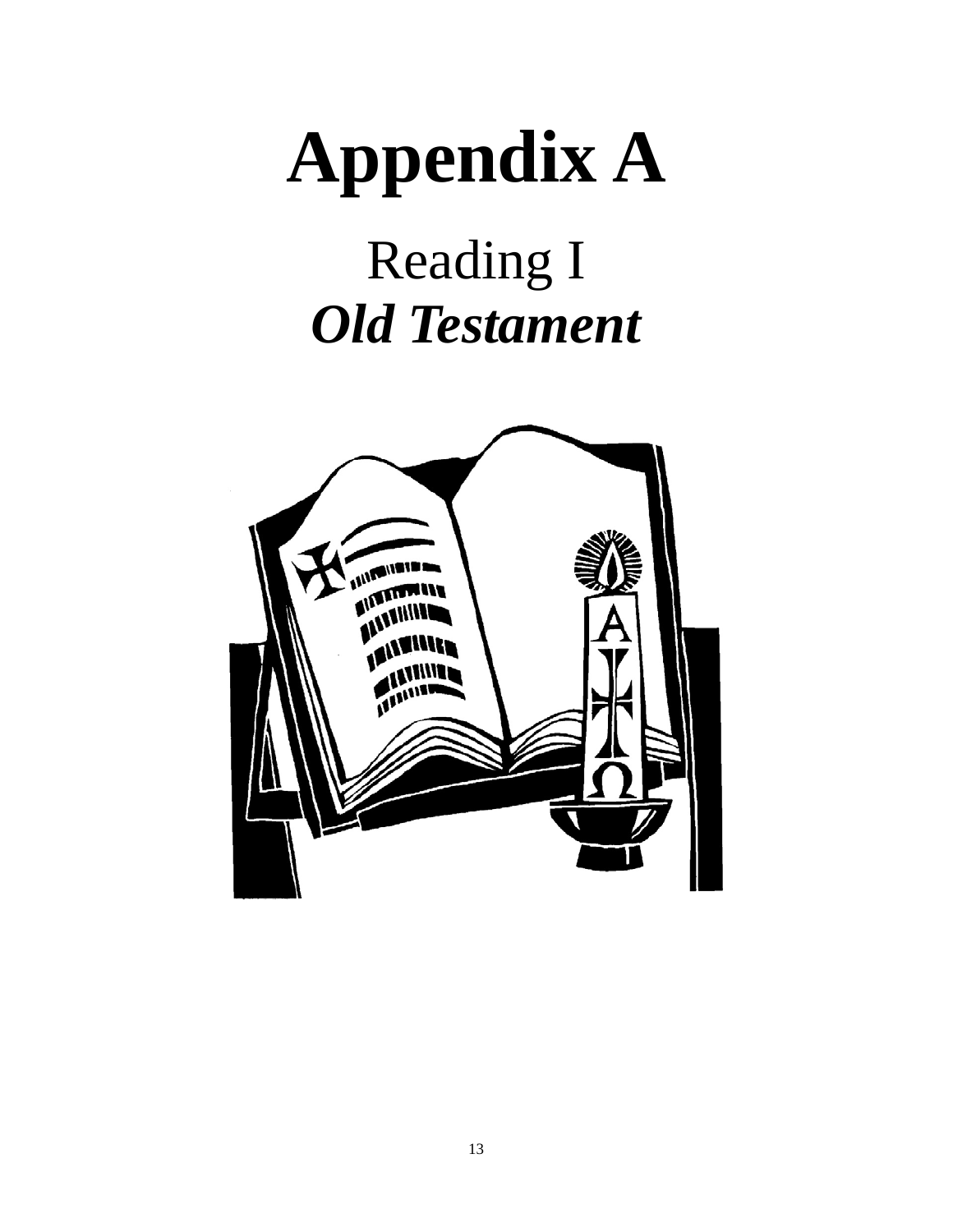# Appendix A

## Reading I

## *Old Testament*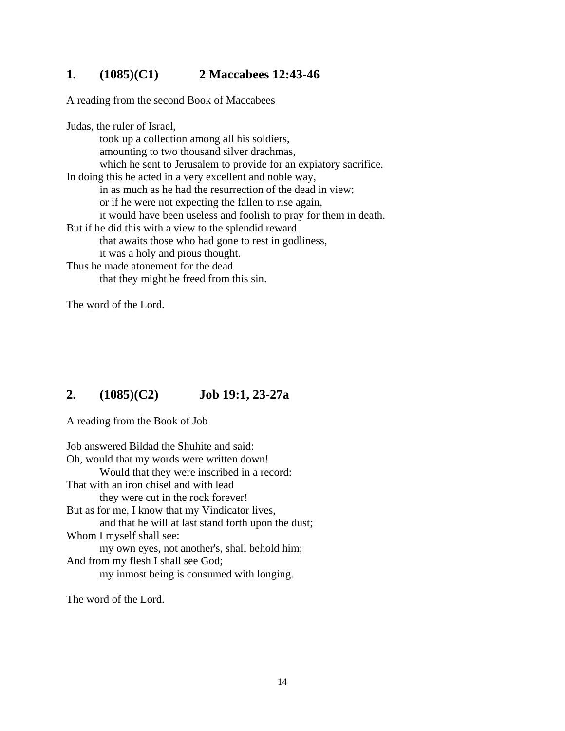## 1. (1085)(C1) 2 Maccabees 12:43-46

A reading from the second Book of Maccabees

Judas, the ruler of Israel,
took up a collection among all his soldiers,
amounting to two thousand silver drachmas,
which he sent to Jerusalem to provide for an expiatory sacrifice.
In doing this he acted in a very excellent and noble way,
in as much as he had the resurrection of the dead in view;
or if he were not expecting the fallen to rise again,
it would have been useless and foolish to pray for them in death.
But if he did this with a view to the splendid reward
that awaits those who had gone to rest in godliness,
it was a holy and pious thought.
Thus he made atonement for the dead
that they might be freed from this sin.

The word of the Lord.

## 2. (1085)(C2) Job 19:1, 23-27a

A reading from the Book of Job

Job answered Bildad the Shuhite and said:
Oh, would that my words were written down!
Would that they were inscribed in a record:
That with an iron chisel and with lead
they were cut in the rock forever!
But as for me, I know that my Vindicator lives,
and that he will at last stand forth upon the dust;
Whom I myself shall see:
my own eyes, not another's, shall behold him;
And from my flesh I shall see God;
my inmost being is consumed with longing.

The word of the Lord.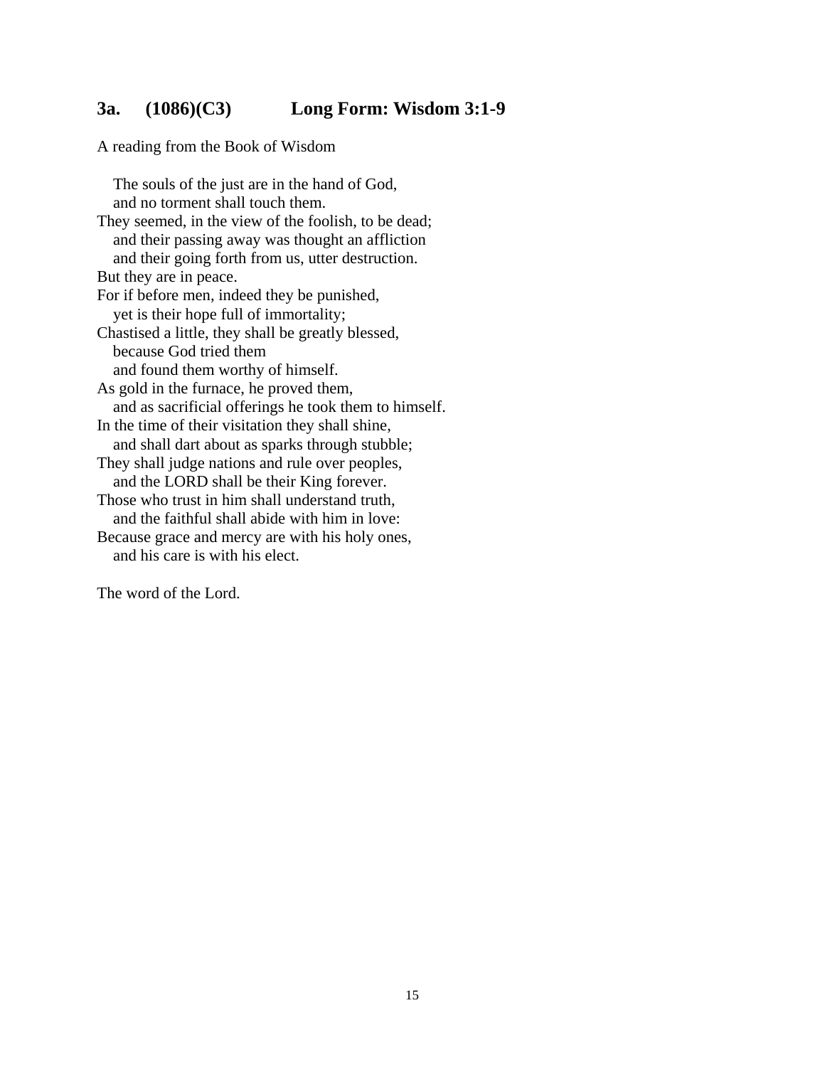### 3a. (1086)(C3) Long Form: Wisdom 3:1-9

A reading from the Book of Wisdom

The souls of the just are in the hand of God,  
and no torment shall touch them.  
They seemed, in the view of the foolish, to be dead;  
and their passing away was thought an affliction  
and their going forth from us, utter destruction.  
But they are in peace.  
For if before men, indeed they be punished,  
yet is their hope full of immortality;  
Chastised a little, they shall be greatly blessed,  
because God tried them  
and found them worthy of himself.  
As gold in the furnace, he proved them,  
and as sacrificial offerings he took them to himself.  
In the time of their visitation they shall shine,  
and shall dart about as sparks through stubble;  
They shall judge nations and rule over peoples,  
and the LORD shall be their King forever.  
Those who trust in him shall understand truth,  
and the faithful shall abide with him in love:  
Because grace and mercy are with his holy ones,  
and his care is with his elect.

The word of the Lord.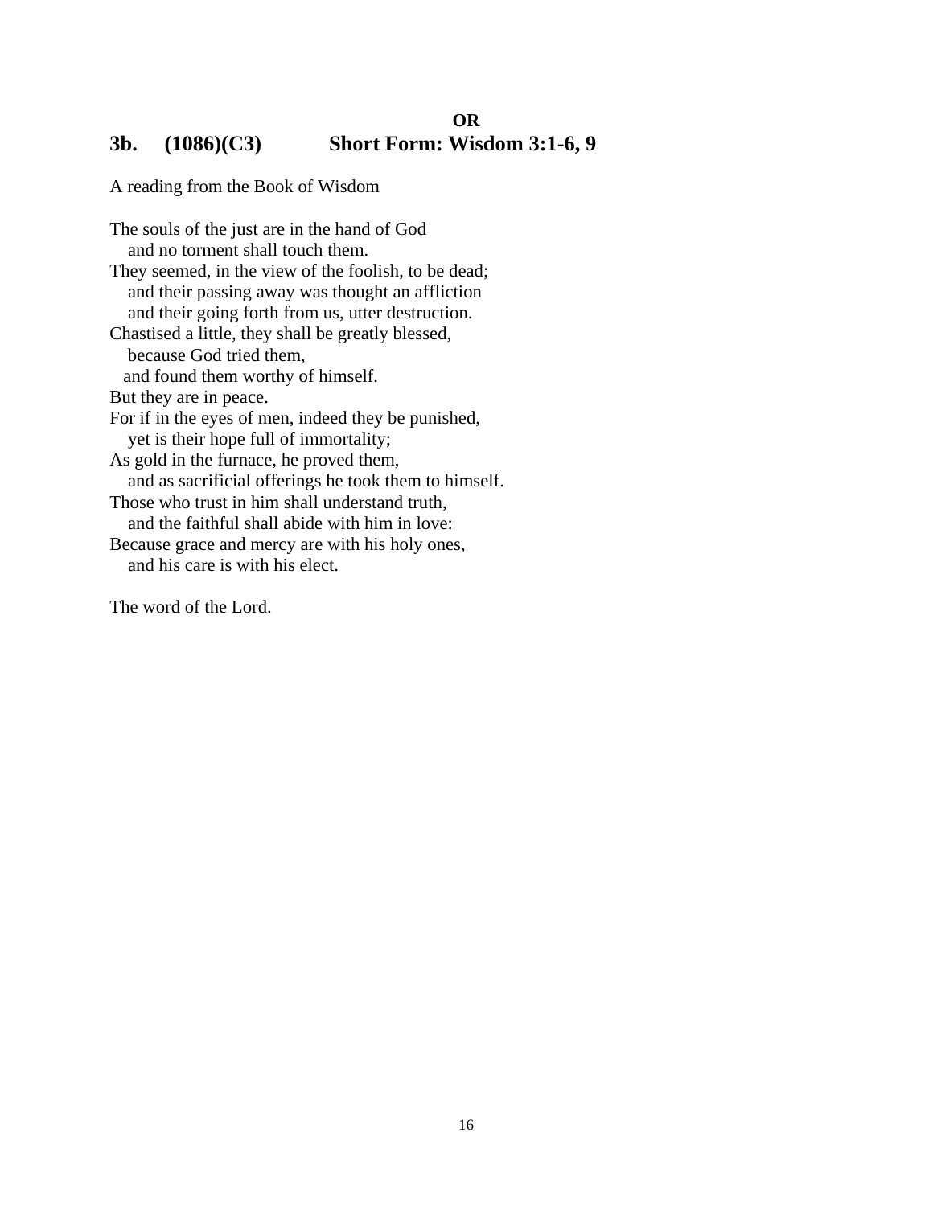**OR**

## 3b. (1086)(C3) Short Form: Wisdom 3:1-6, 9

A reading from the Book of Wisdom

The souls of the just are in the hand of God
    and no torment shall touch them.
They seemed, in the view of the foolish, to be dead;
    and their passing away was thought an affliction
    and their going forth from us, utter destruction.
Chastised a little, they shall be greatly blessed,
    because God tried them,
   and found them worthy of himself.
But they are in peace.
For if in the eyes of men, indeed they be punished,
    yet is their hope full of immortality;
As gold in the furnace, he proved them,
    and as sacrificial offerings he took them to himself.
Those who trust in him shall understand truth,
    and the faithful shall abide with him in love:
Because grace and mercy are with his holy ones,
    and his care is with his elect.

The word of the Lord.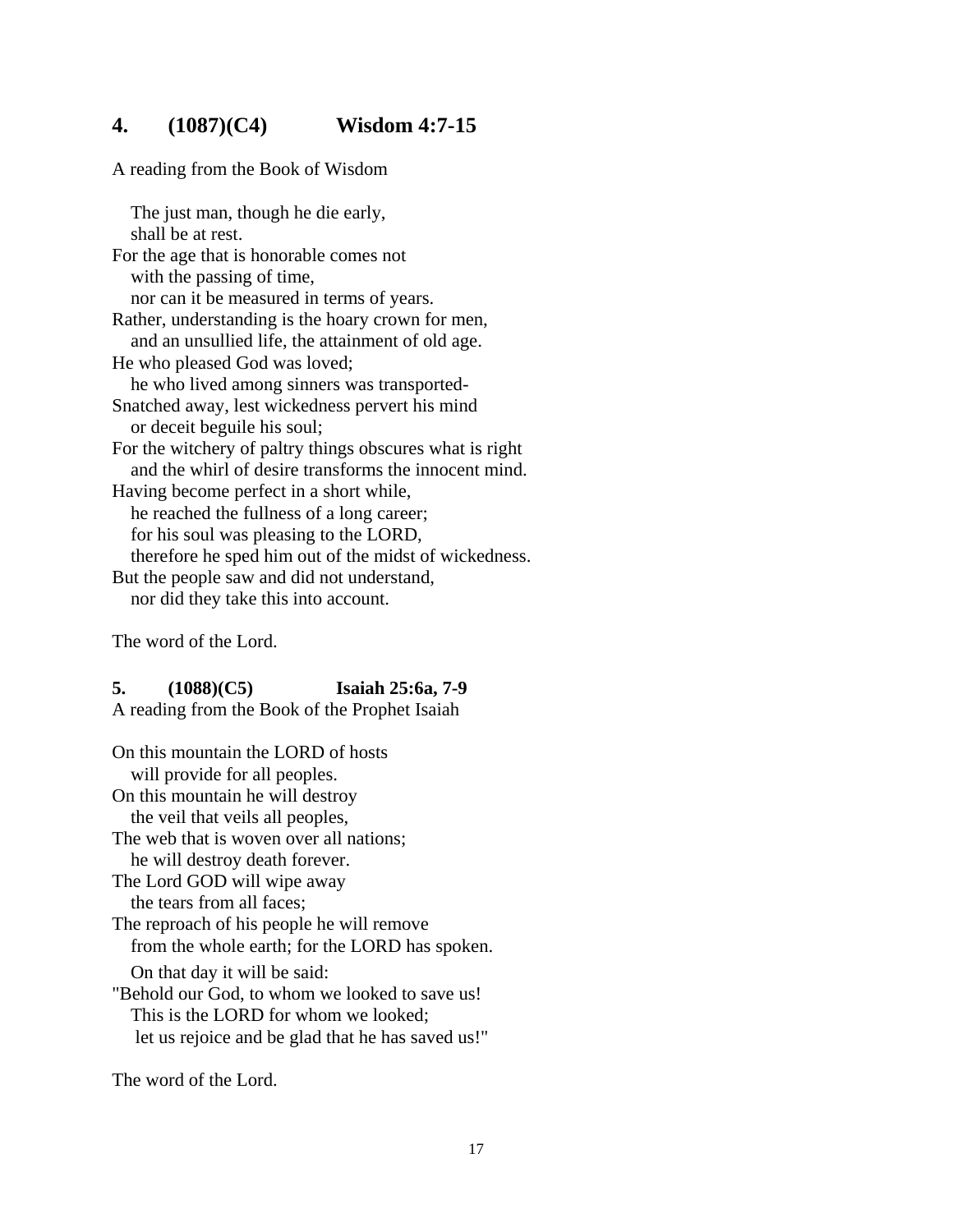### 4. (1087)(C4) Wisdom 4:7-15

A reading from the Book of Wisdom

The just man, though he die early,  
shall be at rest.  
For the age that is honorable comes not  
with the passing of time,  
nor can it be measured in terms of years.  
Rather, understanding is the hoary crown for men,  
and an unsullied life, the attainment of old age.  
He who pleased God was loved;  
he who lived among sinners was transported-  
Snatched away, lest wickedness pervert his mind  
or deceit beguile his soul;  
For the witchery of paltry things obscures what is right  
and the whirl of desire transforms the innocent mind.  
Having become perfect in a short while,  
he reached the fullness of a long career;  
for his soul was pleasing to the LORD,  
therefore he sped him out of the midst of wickedness.  
But the people saw and did not understand,  
nor did they take this into account.

The word of the Lord.

### 5. (1088)(C5) Isaiah 25:6a, 7-9

A reading from the Book of the Prophet Isaiah

On this mountain the LORD of hosts  
will provide for all peoples.  
On this mountain he will destroy  
the veil that veils all peoples,  
The web that is woven over all nations;  
he will destroy death forever.  
The Lord GOD will wipe away  
the tears from all faces;  
The reproach of his people he will remove  
from the whole earth; for the LORD has spoken.  
On that day it will be said:  
"Behold our God, to whom we looked to save us!  
This is the LORD for whom we looked;  
let us rejoice and be glad that he has saved us!"

The word of the Lord.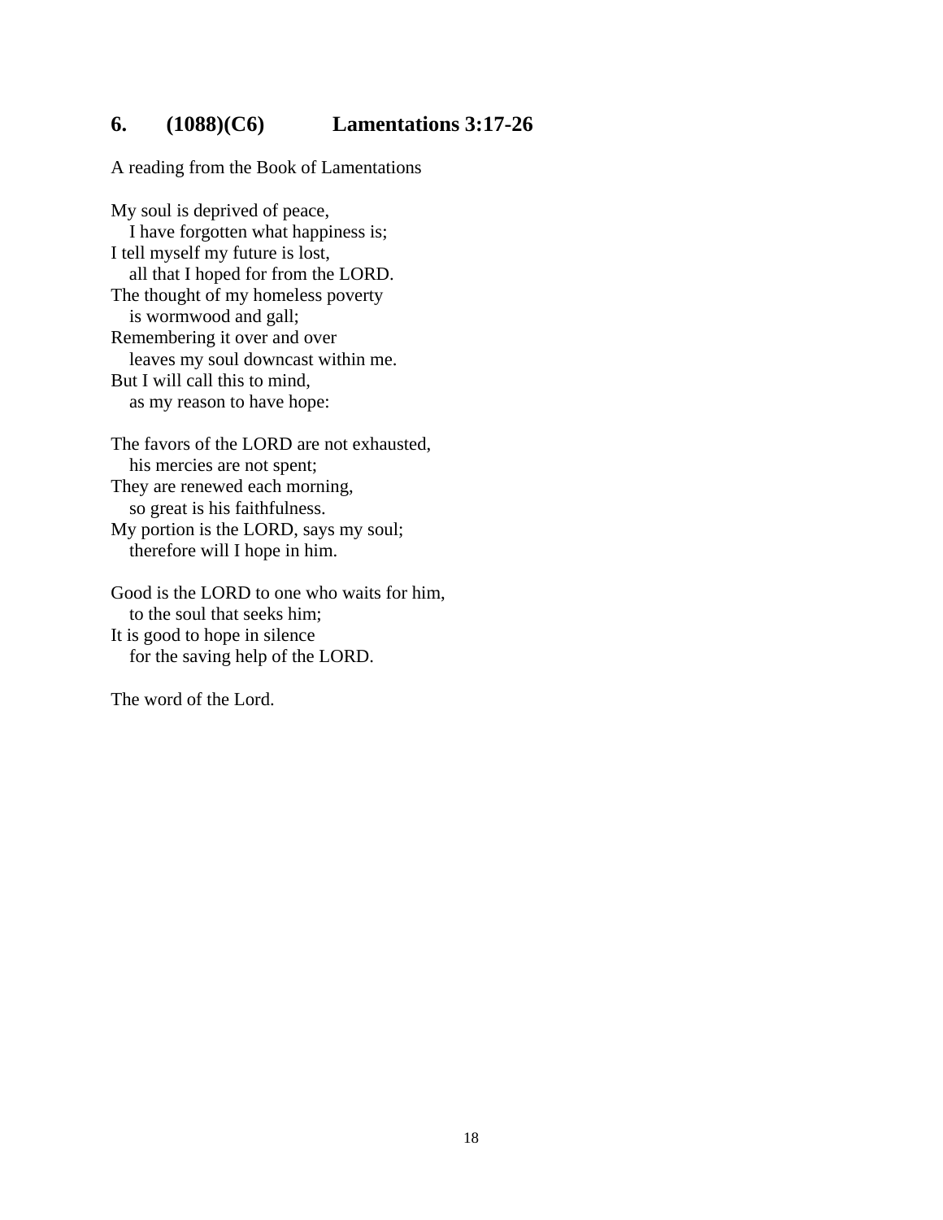## 6. (1088)(C6) Lamentations 3:17-26

A reading from the Book of Lamentations

My soul is deprived of peace,
   I have forgotten what happiness is;
I tell myself my future is lost,
   all that I hoped for from the LORD.
The thought of my homeless poverty
   is wormwood and gall;
Remembering it over and over
   leaves my soul downcast within me.
But I will call this to mind,
   as my reason to have hope:

The favors of the LORD are not exhausted,
   his mercies are not spent;
They are renewed each morning,
   so great is his faithfulness.
My portion is the LORD, says my soul;
   therefore will I hope in him.

Good is the LORD to one who waits for him,
   to the soul that seeks him;
It is good to hope in silence
   for the saving help of the LORD.

The word of the Lord.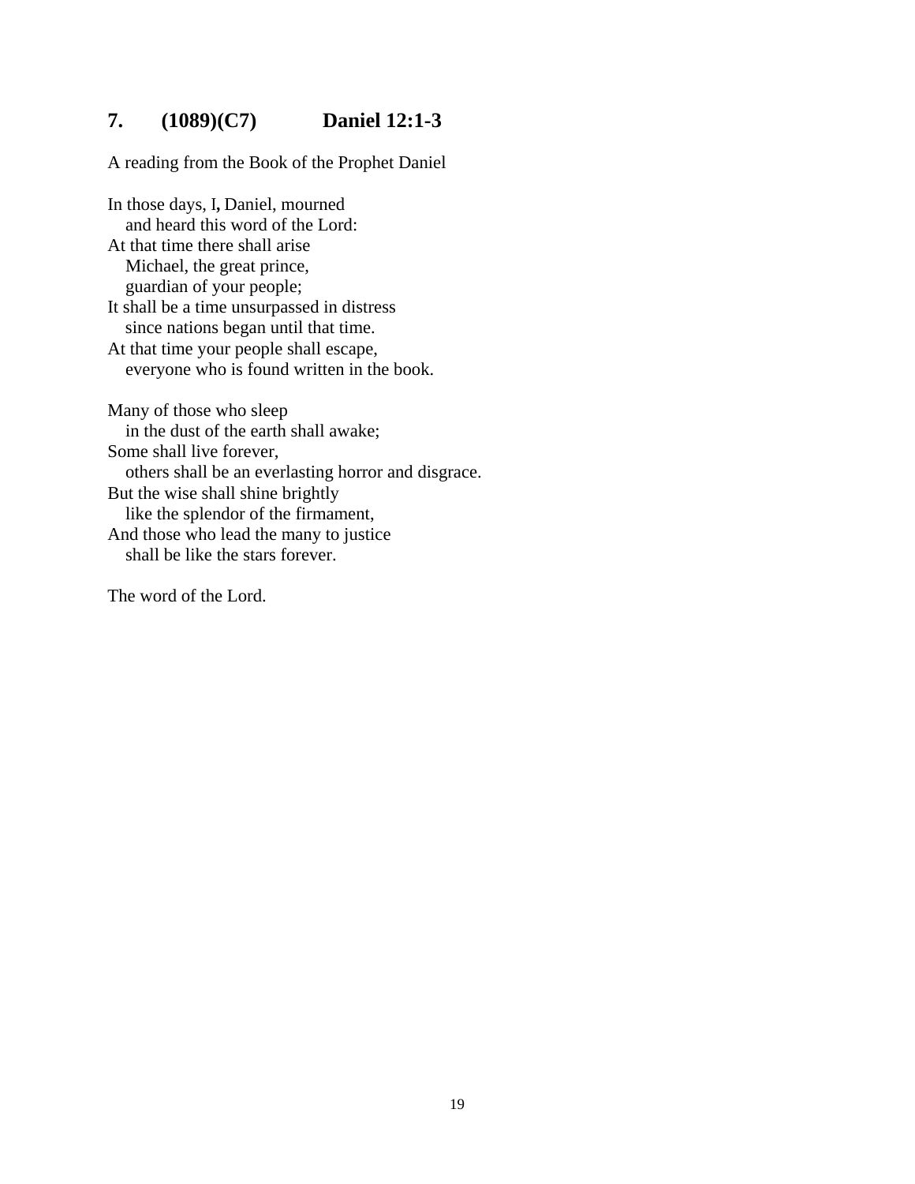## 7. (1089)(C7) Daniel 12:1-3

A reading from the Book of the Prophet Daniel

In those days, I, Daniel, mourned
  and heard this word of the Lord:
At that time there shall arise
  Michael, the great prince,
  guardian of your people;
It shall be a time unsurpassed in distress
  since nations began until that time.
At that time your people shall escape,
  everyone who is found written in the book.

Many of those who sleep
  in the dust of the earth shall awake;
Some shall live forever,
  others shall be an everlasting horror and disgrace.
But the wise shall shine brightly
  like the splendor of the firmament,
And those who lead the many to justice
  shall be like the stars forever.

The word of the Lord.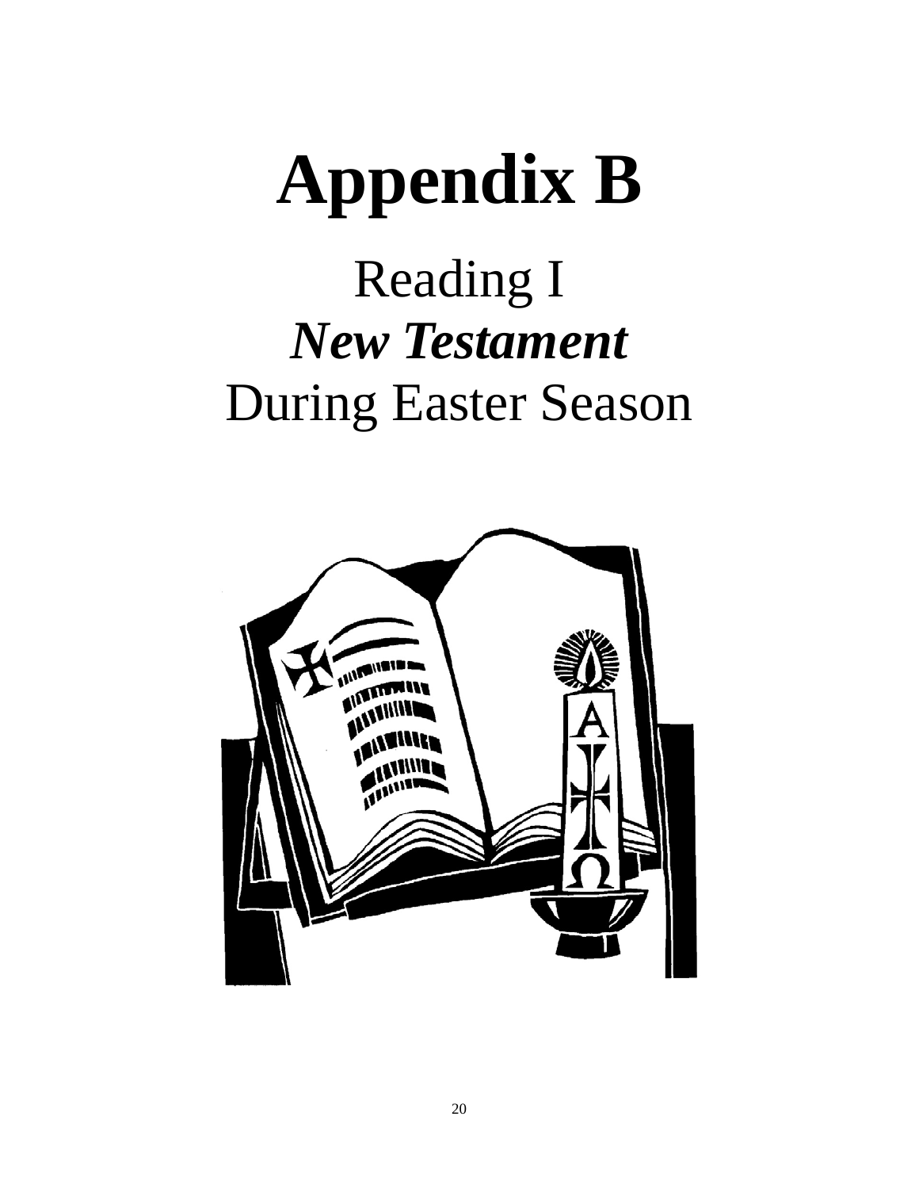# Appendix B

Reading I

***New Testament***

During Easter Season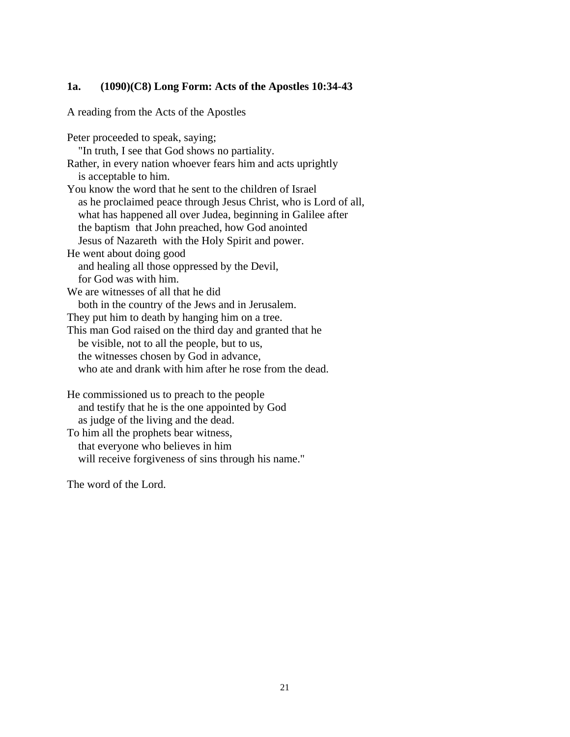**1a. (1090)(C8) Long Form: Acts of the Apostles 10:34-43**

A reading from the Acts of the Apostles

Peter proceeded to speak, saying;
   "In truth, I see that God shows no partiality.
Rather, in every nation whoever fears him and acts uprightly
   is acceptable to him.
You know the word that he sent to the children of Israel
   as he proclaimed peace through Jesus Christ, who is Lord of all,
   what has happened all over Judea, beginning in Galilee after
   the baptism that John preached, how God anointed
   Jesus of Nazareth with the Holy Spirit and power.
He went about doing good
   and healing all those oppressed by the Devil,
   for God was with him.
We are witnesses of all that he did
   both in the country of the Jews and in Jerusalem.
They put him to death by hanging him on a tree.
This man God raised on the third day and granted that he
   be visible, not to all the people, but to us,
   the witnesses chosen by God in advance,
   who ate and drank with him after he rose from the dead.

He commissioned us to preach to the people
   and testify that he is the one appointed by God
   as judge of the living and the dead.
To him all the prophets bear witness,
   that everyone who believes in him
   will receive forgiveness of sins through his name."

The word of the Lord.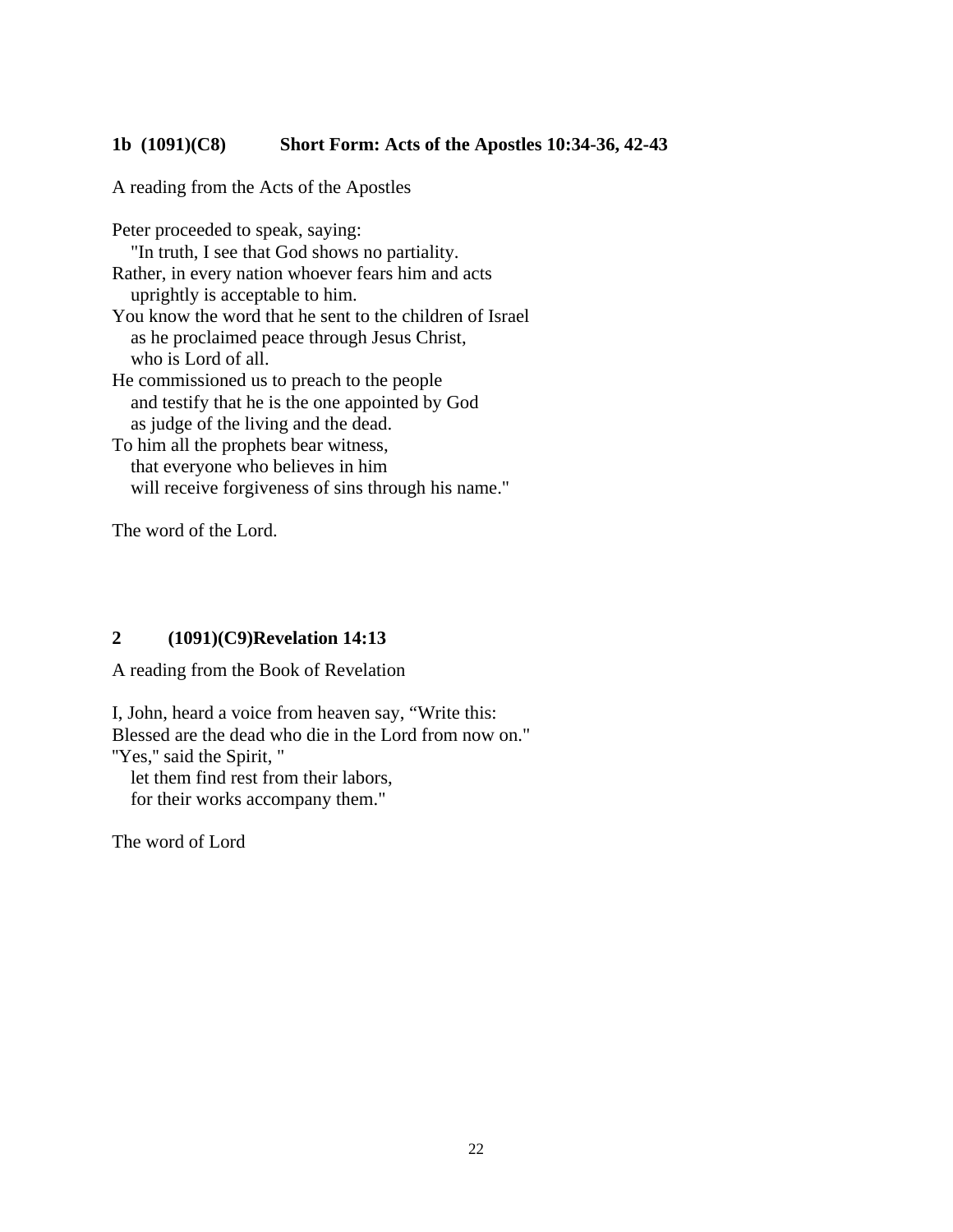**1b (1091)(C8) Short Form: Acts of the Apostles 10:34-36, 42-43**

A reading from the Acts of the Apostles

Peter proceeded to speak, saying:
   "In truth, I see that God shows no partiality.
Rather, in every nation whoever fears him and acts
   uprightly is acceptable to him.
You know the word that he sent to the children of Israel
   as he proclaimed peace through Jesus Christ,
   who is Lord of all.
He commissioned us to preach to the people
   and testify that he is the one appointed by God
   as judge of the living and the dead.
To him all the prophets bear witness,
   that everyone who believes in him
   will receive forgiveness of sins through his name."

The word of the Lord.

**2 (1091)(C9)Revelation 14:13**

A reading from the Book of Revelation

I, John, heard a voice from heaven say, "Write this:
Blessed are the dead who die in the Lord from now on."
"Yes," said the Spirit, "
   let them find rest from their labors,
   for their works accompany them."

The word of Lord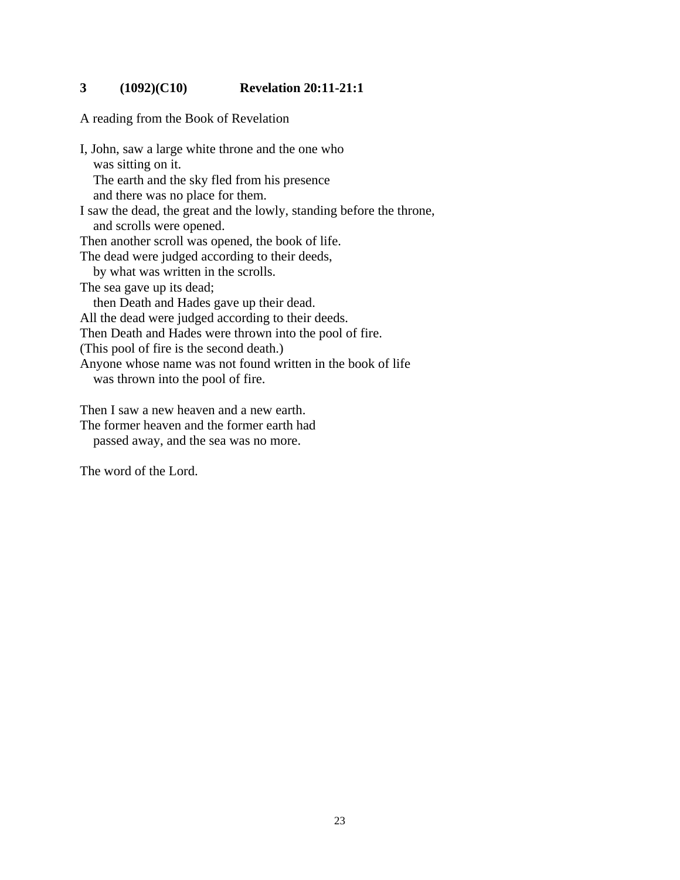**3 (1092)(C10) Revelation 20:11-21:1**

A reading from the Book of Revelation

I, John, saw a large white throne and the one who
   was sitting on it.
   The earth and the sky fled from his presence
   and there was no place for them.
I saw the dead, the great and the lowly, standing before the throne,
   and scrolls were opened.
Then another scroll was opened, the book of life.
The dead were judged according to their deeds,
   by what was written in the scrolls.
The sea gave up its dead;
   then Death and Hades gave up their dead.
All the dead were judged according to their deeds.
Then Death and Hades were thrown into the pool of fire.
(This pool of fire is the second death.)
Anyone whose name was not found written in the book of life
   was thrown into the pool of fire.

Then I saw a new heaven and a new earth.
The former heaven and the former earth had
   passed away, and the sea was no more.

The word of the Lord.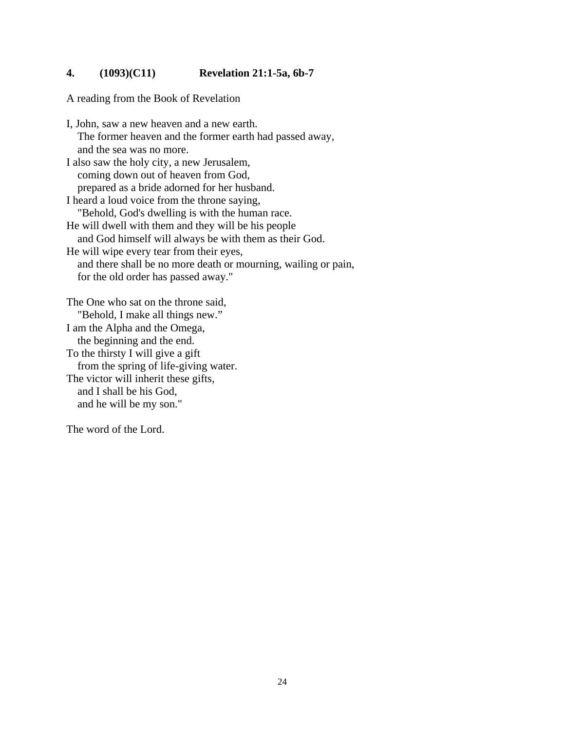**4. (1093)(C11) Revelation 21:1-5a, 6b-7**

A reading from the Book of Revelation

I, John, saw a new heaven and a new earth.  
The former heaven and the former earth had passed away,  
and the sea was no more.  
I also saw the holy city, a new Jerusalem,  
coming down out of heaven from God,  
prepared as a bride adorned for her husband.  
I heard a loud voice from the throne saying,  
"Behold, God's dwelling is with the human race.  
He will dwell with them and they will be his people  
and God himself will always be with them as their God.  
He will wipe every tear from their eyes,  
and there shall be no more death or mourning, wailing or pain,  
for the old order has passed away."

The One who sat on the throne said,  
"Behold, I make all things new."  
I am the Alpha and the Omega,  
the beginning and the end.  
To the thirsty I will give a gift  
from the spring of life-giving water.  
The victor will inherit these gifts,  
and I shall be his God,  
and he will be my son."

The word of the Lord.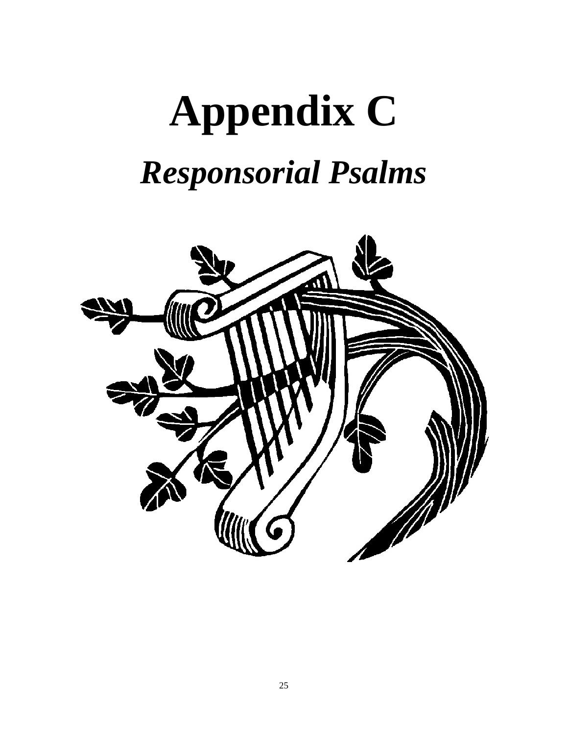# Appendix C

## *Responsorial Psalms*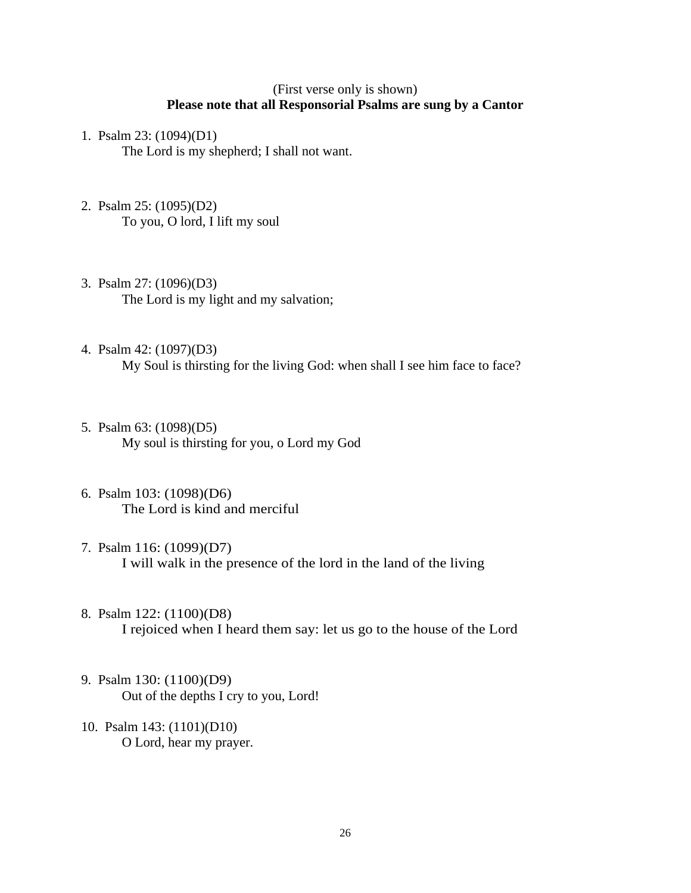(First verse only is shown)

**Please note that all Responsorial Psalms are sung by a Cantor**

1. Psalm 23: (1094)(D1)
   The Lord is my shepherd; I shall not want.

2. Psalm 25: (1095)(D2)
   To you, O lord, I lift my soul

3. Psalm 27: (1096)(D3)
   The Lord is my light and my salvation;

4. Psalm 42: (1097)(D3)
   My Soul is thirsting for the living God: when shall I see him face to face?

5. Psalm 63: (1098)(D5)
   My soul is thirsting for you, o Lord my God

6. Psalm 103: (1098)(D6)
   The Lord is kind and merciful

7. Psalm 116: (1099)(D7)
   I will walk in the presence of the lord in the land of the living

8. Psalm 122: (1100)(D8)
   I rejoiced when I heard them say: let us go to the house of the Lord

9. Psalm 130: (1100)(D9)
   Out of the depths I cry to you, Lord!

10. Psalm 143: (1101)(D10)
    O Lord, hear my prayer.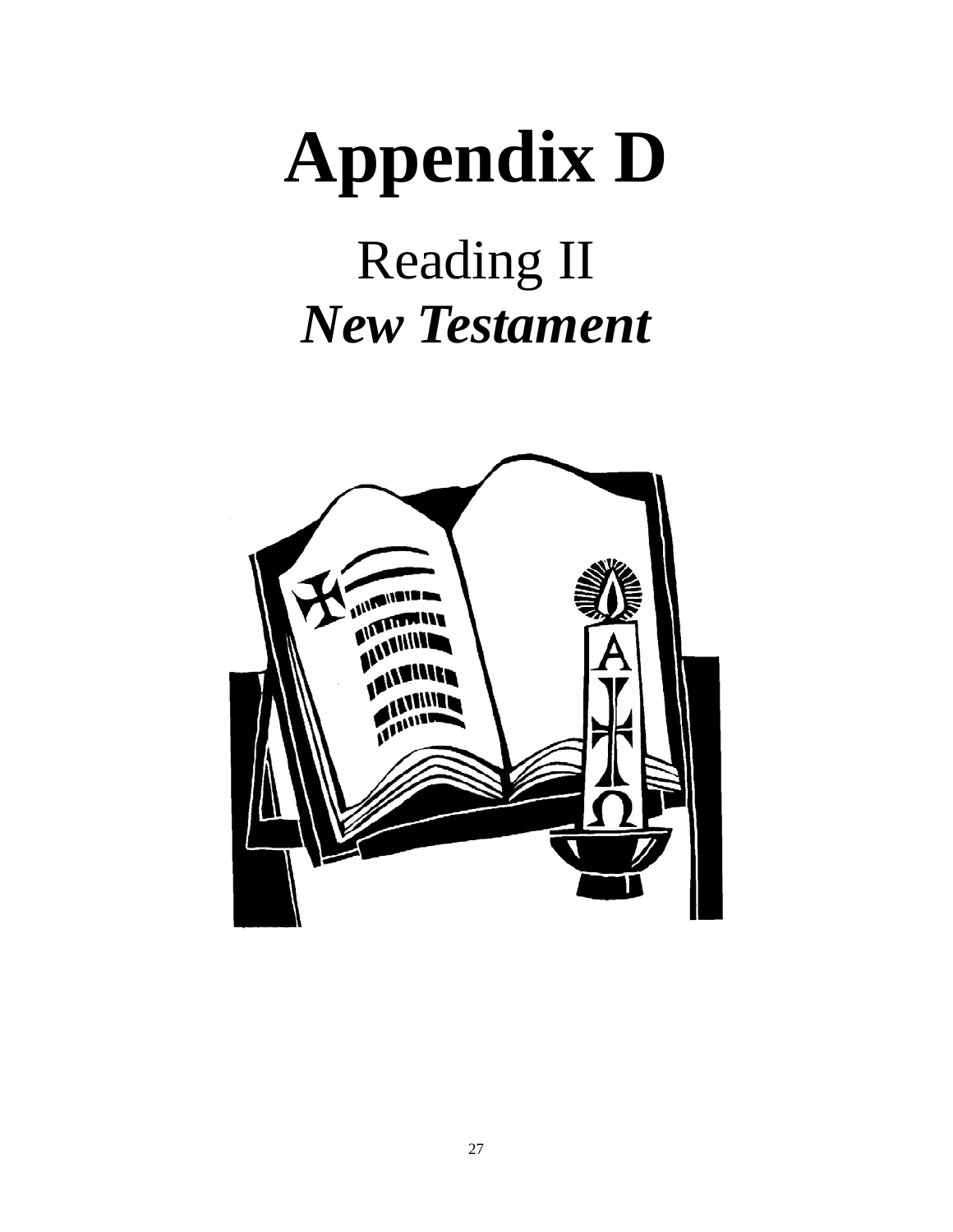# Appendix D

## Reading II

## ***New Testament***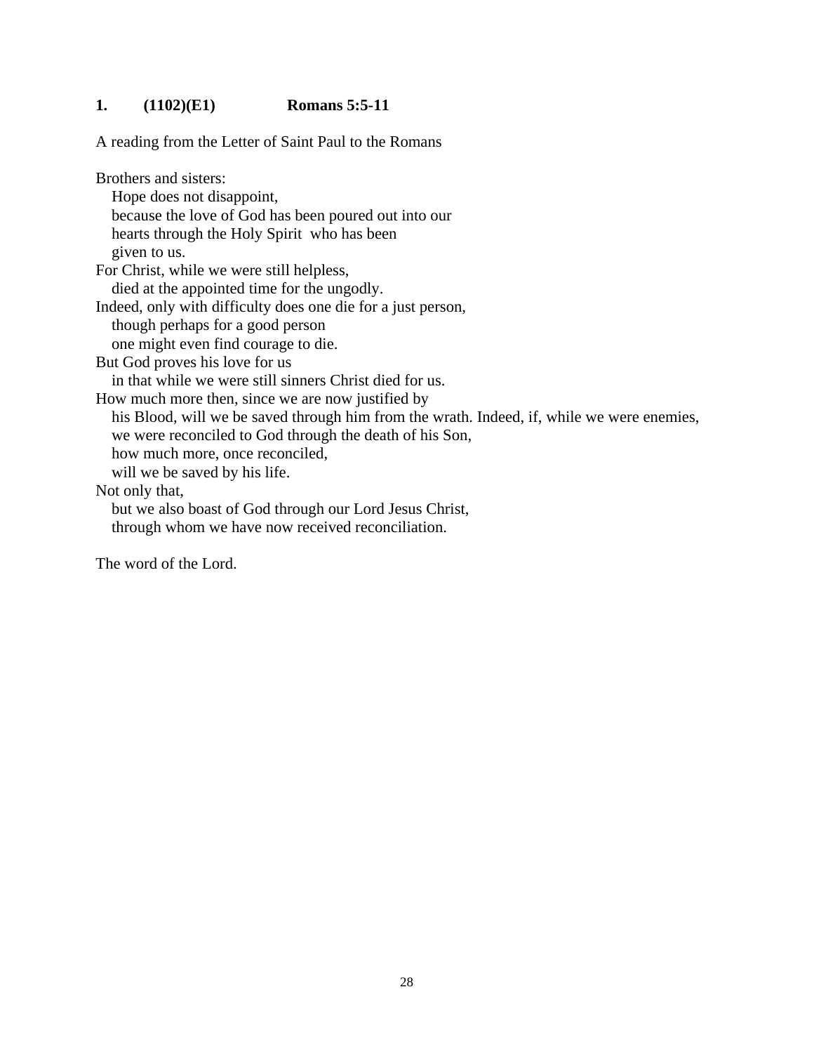**1. (1102)(E1) Romans 5:5-11**

A reading from the Letter of Saint Paul to the Romans

Brothers and sisters:  
Hope does not disappoint,  
because the love of God has been poured out into our hearts through the Holy Spirit who has been given to us.  
For Christ, while we were still helpless,  
died at the appointed time for the ungodly.  
Indeed, only with difficulty does one die for a just person,  
though perhaps for a good person  
one might even find courage to die.  
But God proves his love for us  
in that while we were still sinners Christ died for us.  
How much more then, since we are now justified by his Blood, will we be saved through him from the wrath. Indeed, if, while we were enemies,  
we were reconciled to God through the death of his Son,  
how much more, once reconciled,  
will we be saved by his life.  
Not only that,  
but we also boast of God through our Lord Jesus Christ,  
through whom we have now received reconciliation.

The word of the Lord.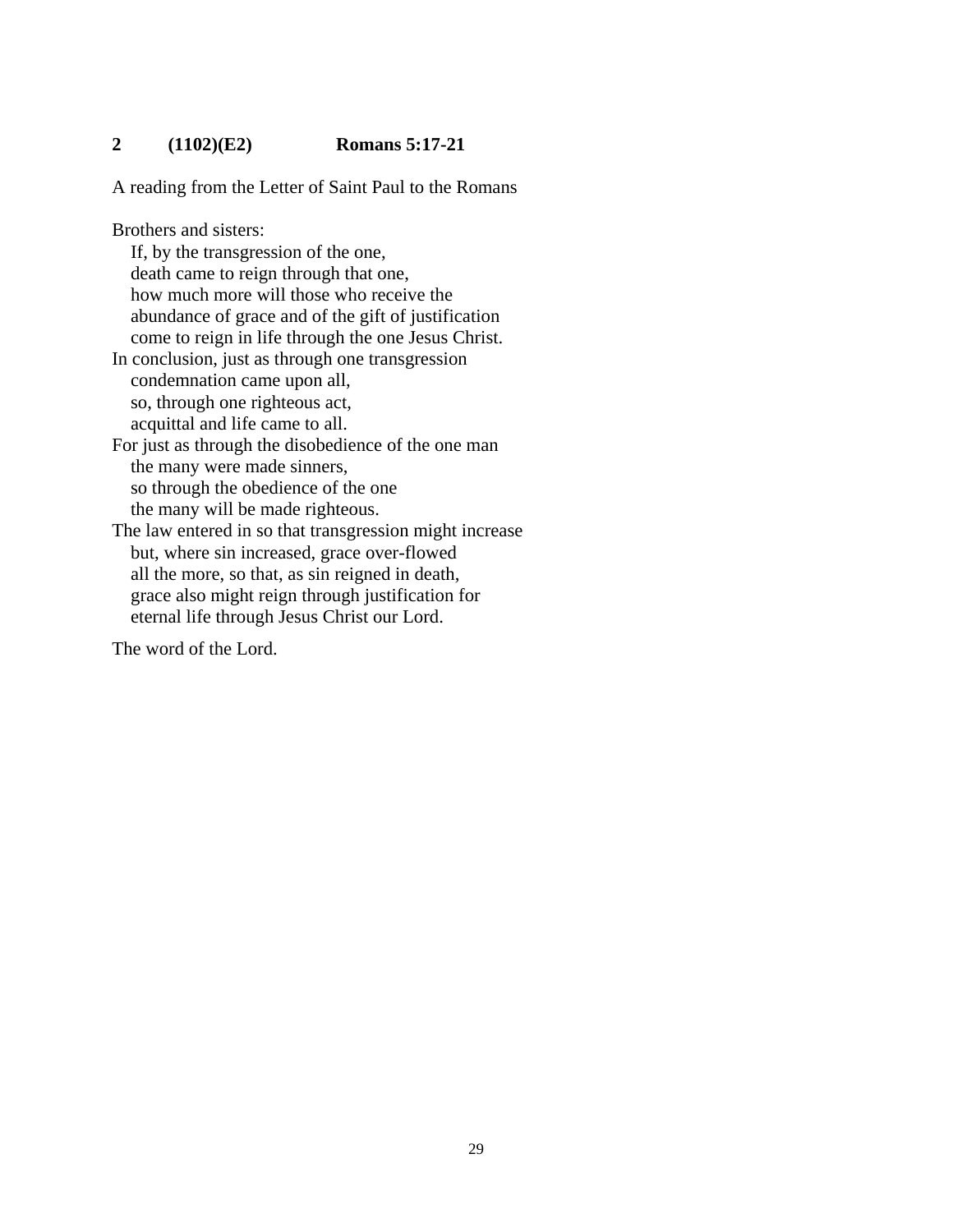**2 (1102)(E2) Romans 5:17-21**

A reading from the Letter of Saint Paul to the Romans

Brothers and sisters:
If, by the transgression of the one,
death came to reign through that one,
how much more will those who receive the
abundance of grace and of the gift of justification
come to reign in life through the one Jesus Christ.
In conclusion, just as through one transgression
condemnation came upon all,
so, through one righteous act,
acquittal and life came to all.
For just as through the disobedience of the one man
the many were made sinners,
so through the obedience of the one
the many will be made righteous.
The law entered in so that transgression might increase
but, where sin increased, grace over-flowed
all the more, so that, as sin reigned in death,
grace also might reign through justification for
eternal life through Jesus Christ our Lord.

The word of the Lord.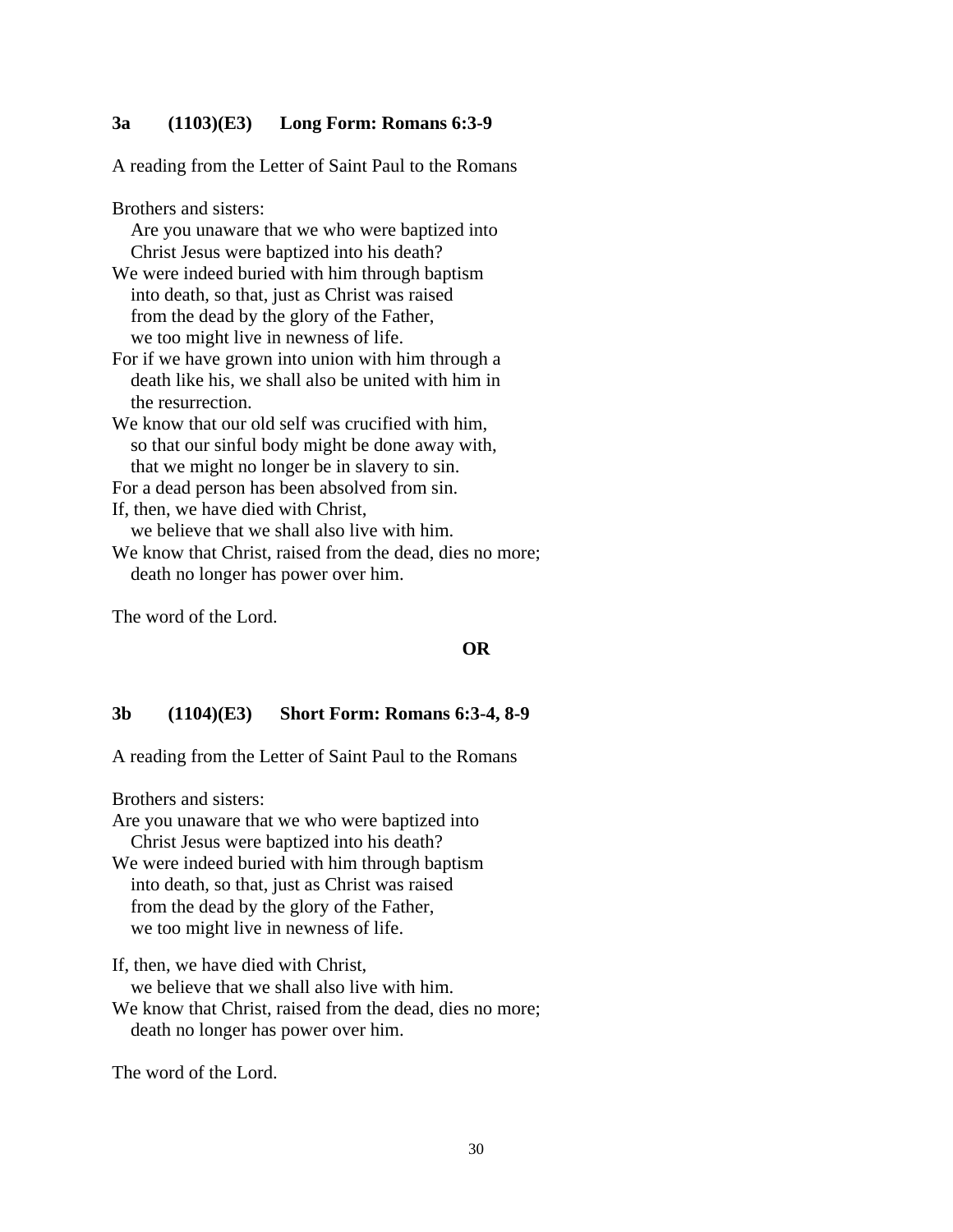**3a (1103)(E3) Long Form: Romans 6:3-9**

A reading from the Letter of Saint Paul to the Romans

Brothers and sisters:  
Are you unaware that we who were baptized into Christ Jesus were baptized into his death?  
We were indeed buried with him through baptism into death, so that, just as Christ was raised from the dead by the glory of the Father, we too might live in newness of life.  
For if we have grown into union with him through a death like his, we shall also be united with him in the resurrection.  
We know that our old self was crucified with him, so that our sinful body might be done away with, that we might no longer be in slavery to sin.  
For a dead person has been absolved from sin.  
If, then, we have died with Christ, we believe that we shall also live with him.  
We know that Christ, raised from the dead, dies no more; death no longer has power over him.

The word of the Lord.

**OR**

**3b (1104)(E3) Short Form: Romans 6:3-4, 8-9**

A reading from the Letter of Saint Paul to the Romans

Brothers and sisters:  
Are you unaware that we who were baptized into Christ Jesus were baptized into his death?  
We were indeed buried with him through baptism into death, so that, just as Christ was raised from the dead by the glory of the Father, we too might live in newness of life.

If, then, we have died with Christ, we believe that we shall also live with him.  
We know that Christ, raised from the dead, dies no more; death no longer has power over him.

The word of the Lord.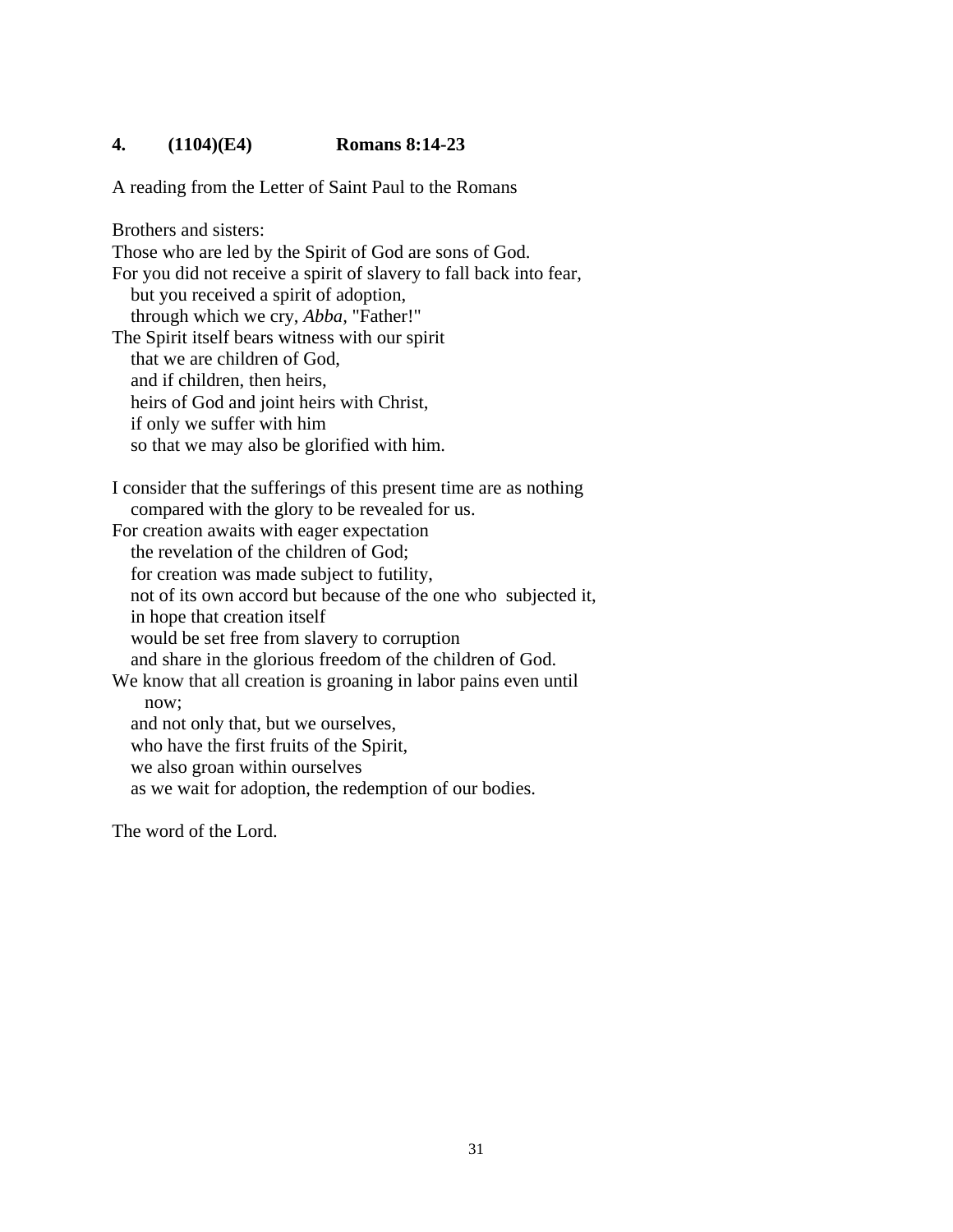**4. (1104)(E4) Romans 8:14-23**

A reading from the Letter of Saint Paul to the Romans

Brothers and sisters:
Those who are led by the Spirit of God are sons of God.
For you did not receive a spirit of slavery to fall back into fear,
  but you received a spirit of adoption,
  through which we cry, *Abba*, "Father!"
The Spirit itself bears witness with our spirit
  that we are children of God,
  and if children, then heirs,
  heirs of God and joint heirs with Christ,
  if only we suffer with him
  so that we may also be glorified with him.

I consider that the sufferings of this present time are as nothing
  compared with the glory to be revealed for us.
For creation awaits with eager expectation
  the revelation of the children of God;
  for creation was made subject to futility,
  not of its own accord but because of the one who subjected it,
  in hope that creation itself
  would be set free from slavery to corruption
  and share in the glorious freedom of the children of God.
We know that all creation is groaning in labor pains even until
    now;
  and not only that, but we ourselves,
  who have the first fruits of the Spirit,
  we also groan within ourselves
  as we wait for adoption, the redemption of our bodies.

The word of the Lord.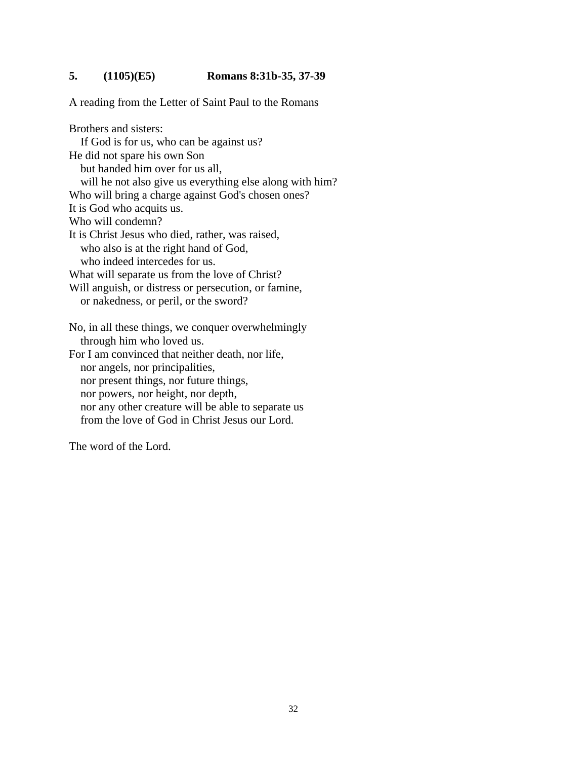**5. (1105)(E5) Romans 8:31b-35, 37-39**

A reading from the Letter of Saint Paul to the Romans

Brothers and sisters:  
   If God is for us, who can be against us?  
He did not spare his own Son  
   but handed him over for us all,  
   will he not also give us everything else along with him?  
Who will bring a charge against God's chosen ones?  
It is God who acquits us.  
Who will condemn?  
It is Christ Jesus who died, rather, was raised,  
   who also is at the right hand of God,  
   who indeed intercedes for us.  
What will separate us from the love of Christ?  
Will anguish, or distress or persecution, or famine,  
   or nakedness, or peril, or the sword?

No, in all these things, we conquer overwhelmingly  
   through him who loved us.  
For I am convinced that neither death, nor life,  
   nor angels, nor principalities,  
   nor present things, nor future things,  
   nor powers, nor height, nor depth,  
   nor any other creature will be able to separate us  
   from the love of God in Christ Jesus our Lord.

The word of the Lord.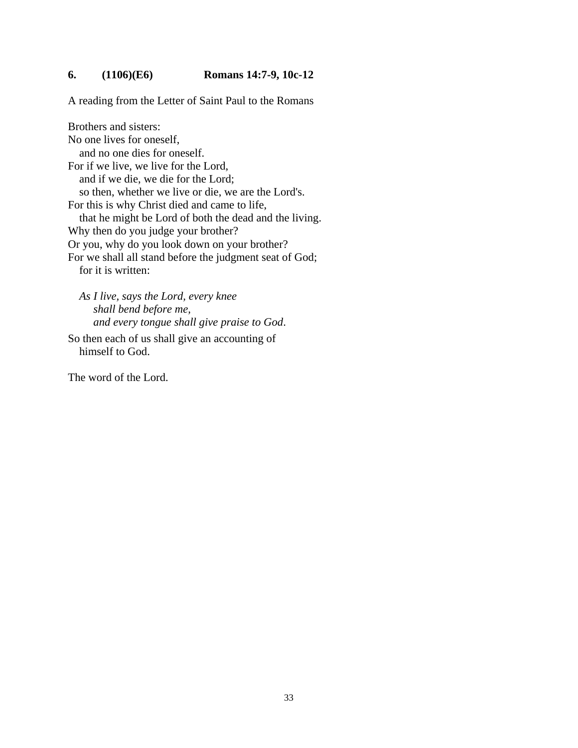**6. (1106)(E6) Romans 14:7-9, 10c-12**

A reading from the Letter of Saint Paul to the Romans

Brothers and sisters:
No one lives for oneself,
  and no one dies for oneself.
For if we live, we live for the Lord,
  and if we die, we die for the Lord;
  so then, whether we live or die, we are the Lord's.
For this is why Christ died and came to life,
  that he might be Lord of both the dead and the living.
Why then do you judge your brother?
Or you, why do you look down on your brother?
For we shall all stand before the judgment seat of God;
  for it is written:

  *As I live, says the Lord, every knee*
    *shall bend before me,*
    *and every tongue shall give praise to God.*

So then each of us shall give an accounting of
  himself to God.

The word of the Lord.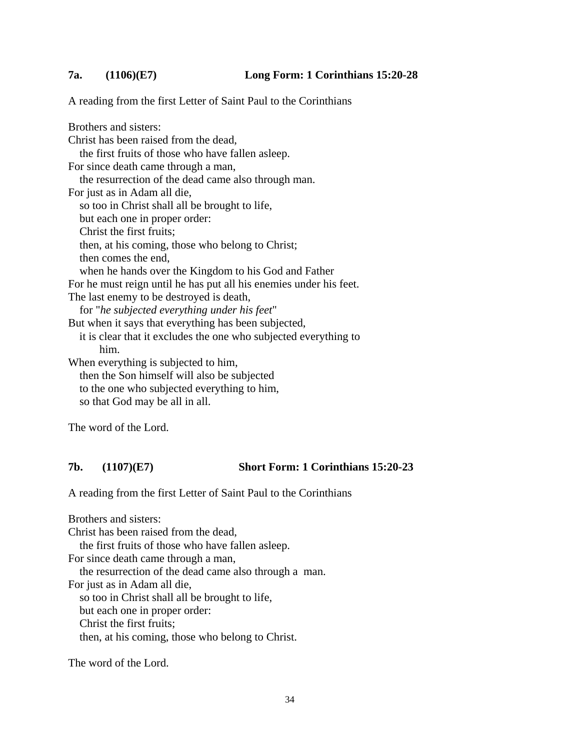**7a. (1106)(E7) Long Form: 1 Corinthians 15:20-28**

A reading from the first Letter of Saint Paul to the Corinthians

Brothers and sisters:  
Christ has been raised from the dead,  
  the first fruits of those who have fallen asleep.  
For since death came through a man,  
  the resurrection of the dead came also through man.  
For just as in Adam all die,  
  so too in Christ shall all be brought to life,  
  but each one in proper order:  
  Christ the first fruits;  
  then, at his coming, those who belong to Christ;  
  then comes the end,  
  when he hands over the Kingdom to his God and Father  
For he must reign until he has put all his enemies under his feet.  
The last enemy to be destroyed is death,  
  for "*he subjected everything under his feet*"  
But when it says that everything has been subjected,  
  it is clear that it excludes the one who subjected everything to  
    him.  
When everything is subjected to him,  
  then the Son himself will also be subjected  
  to the one who subjected everything to him,  
  so that God may be all in all.

The word of the Lord.

**7b. (1107)(E7) Short Form: 1 Corinthians 15:20-23**

A reading from the first Letter of Saint Paul to the Corinthians

Brothers and sisters:  
Christ has been raised from the dead,  
  the first fruits of those who have fallen asleep.  
For since death came through a man,  
  the resurrection of the dead came also through a man.  
For just as in Adam all die,  
  so too in Christ shall all be brought to life,  
  but each one in proper order:  
  Christ the first fruits;  
  then, at his coming, those who belong to Christ.

The word of the Lord.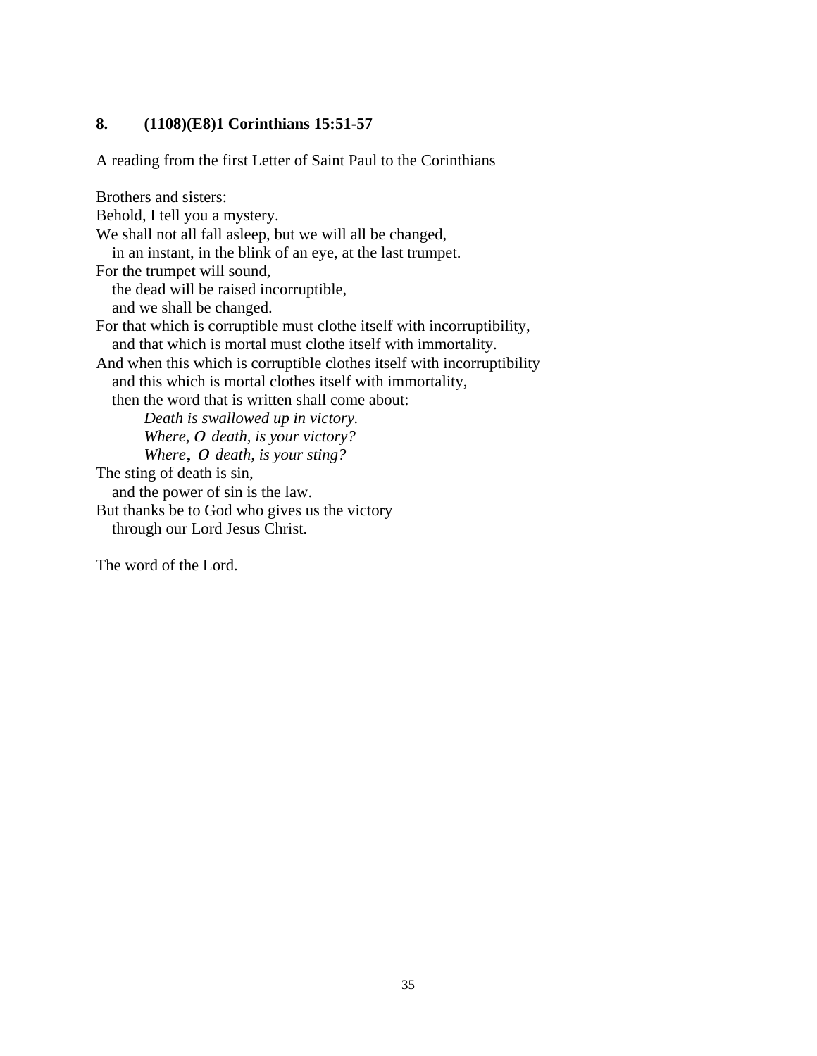**8. (1108)(E8)1 Corinthians 15:51-57**

A reading from the first Letter of Saint Paul to the Corinthians

Brothers and sisters:
Behold, I tell you a mystery.
We shall not all fall asleep, but we will all be changed,
   in an instant, in the blink of an eye, at the last trumpet.
For the trumpet will sound,
   the dead will be raised incorruptible,
   and we shall be changed.
For that which is corruptible must clothe itself with incorruptibility,
   and that which is mortal must clothe itself with immortality.
And when this which is corruptible clothes itself with incorruptibility
   and this which is mortal clothes itself with immortality,
   then the word that is written shall come about:
      *Death is swallowed up in victory.*
      *Where, O death, is your victory?*
      *Where, O death, is your sting?*
The sting of death is sin,
   and the power of sin is the law.
But thanks be to God who gives us the victory
   through our Lord Jesus Christ.

The word of the Lord.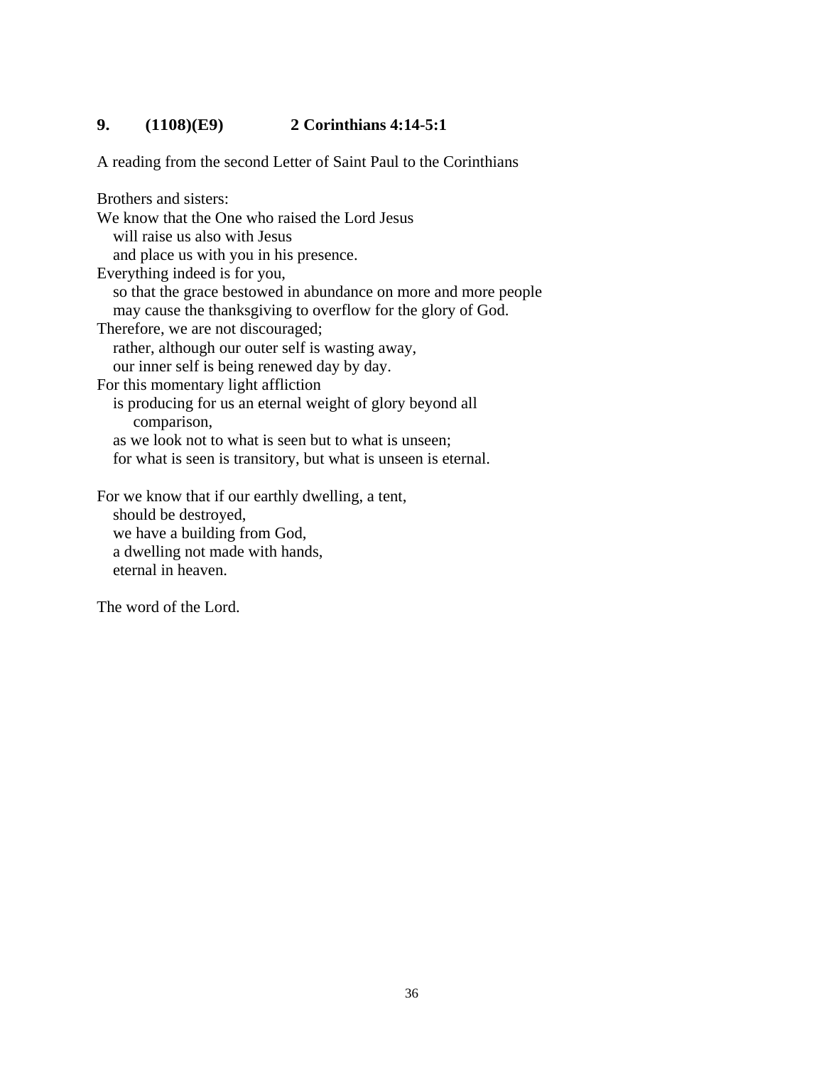**9. (1108)(E9) 2 Corinthians 4:14-5:1**

A reading from the second Letter of Saint Paul to the Corinthians

Brothers and sisters:
We know that the One who raised the Lord Jesus
will raise us also with Jesus
and place us with you in his presence.
Everything indeed is for you,
so that the grace bestowed in abundance on more and more people
may cause the thanksgiving to overflow for the glory of God.
Therefore, we are not discouraged;
rather, although our outer self is wasting away,
our inner self is being renewed day by day.
For this momentary light affliction
is producing for us an eternal weight of glory beyond all
comparison,
as we look not to what is seen but to what is unseen;
for what is seen is transitory, but what is unseen is eternal.

For we know that if our earthly dwelling, a tent,
should be destroyed,
we have a building from God,
a dwelling not made with hands,
eternal in heaven.

The word of the Lord.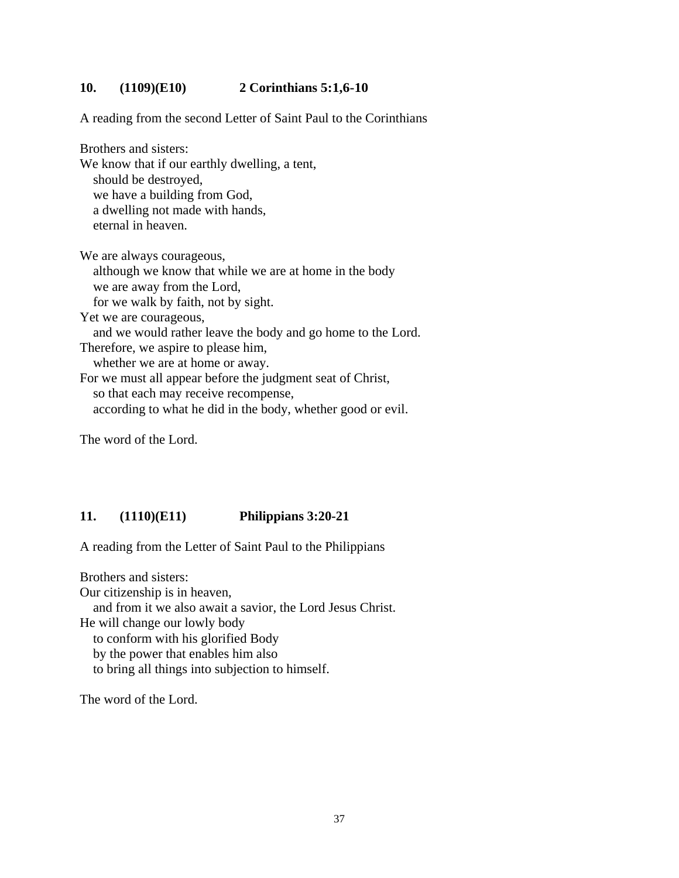**10. (1109)(E10) 2 Corinthians 5:1,6-10**

A reading from the second Letter of Saint Paul to the Corinthians

Brothers and sisters:
We know that if our earthly dwelling, a tent,
   should be destroyed,
   we have a building from God,
   a dwelling not made with hands,
   eternal in heaven.

We are always courageous,
   although we know that while we are at home in the body
   we are away from the Lord,
   for we walk by faith, not by sight.
Yet we are courageous,
   and we would rather leave the body and go home to the Lord.
Therefore, we aspire to please him,
   whether we are at home or away.
For we must all appear before the judgment seat of Christ,
   so that each may receive recompense,
   according to what he did in the body, whether good or evil.

The word of the Lord.

**11. (1110)(E11) Philippians 3:20-21**

A reading from the Letter of Saint Paul to the Philippians

Brothers and sisters:
Our citizenship is in heaven,
   and from it we also await a savior, the Lord Jesus Christ.
He will change our lowly body
   to conform with his glorified Body
   by the power that enables him also
   to bring all things into subjection to himself.

The word of the Lord.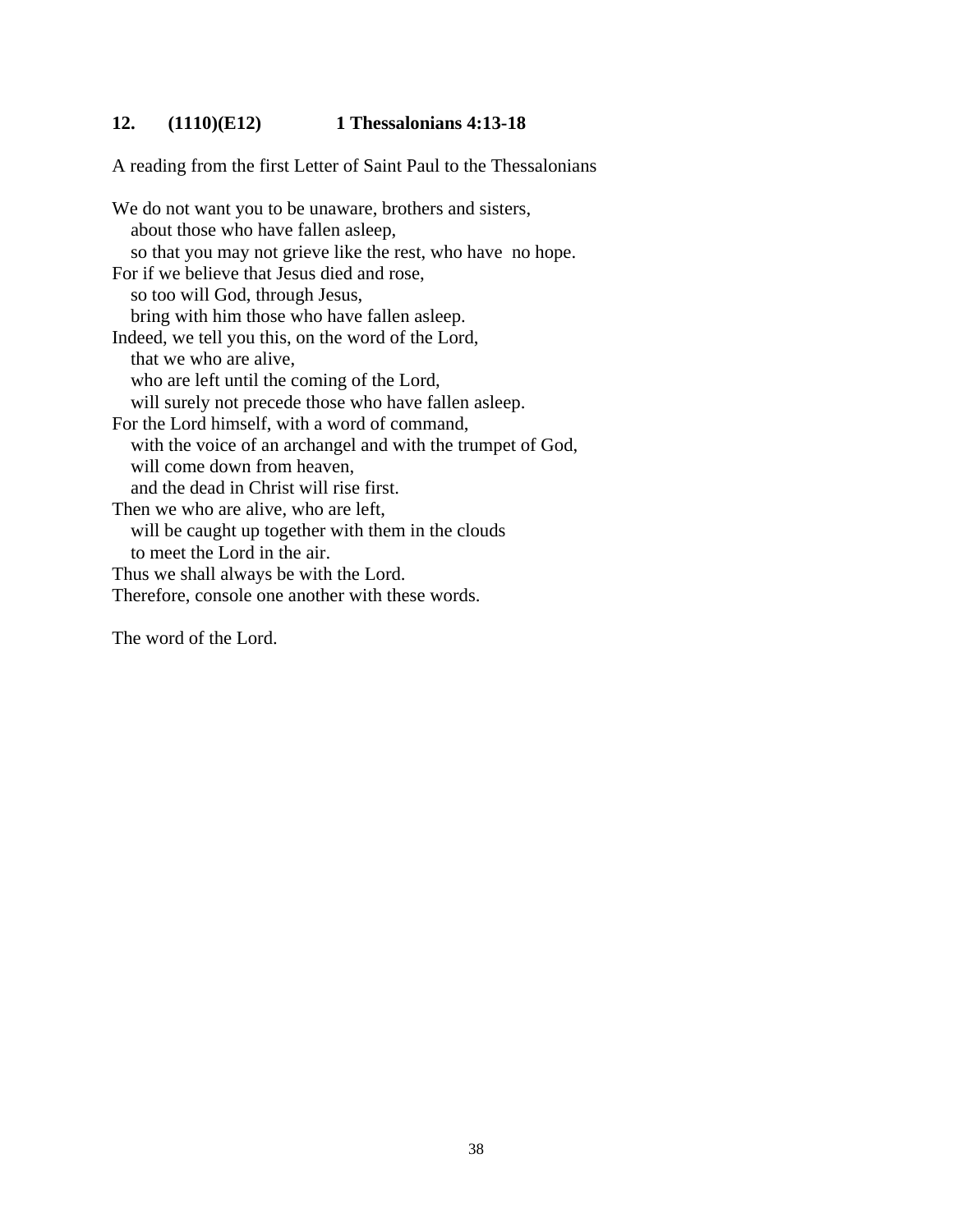**12. (1110)(E12) 1 Thessalonians 4:13-18**

A reading from the first Letter of Saint Paul to the Thessalonians

We do not want you to be unaware, brothers and sisters,
  about those who have fallen asleep,
  so that you may not grieve like the rest, who have no hope.
For if we believe that Jesus died and rose,
  so too will God, through Jesus,
  bring with him those who have fallen asleep.
Indeed, we tell you this, on the word of the Lord,
  that we who are alive,
  who are left until the coming of the Lord,
  will surely not precede those who have fallen asleep.
For the Lord himself, with a word of command,
  with the voice of an archangel and with the trumpet of God,
  will come down from heaven,
  and the dead in Christ will rise first.
Then we who are alive, who are left,
  will be caught up together with them in the clouds
  to meet the Lord in the air.
Thus we shall always be with the Lord.
Therefore, console one another with these words.

The word of the Lord.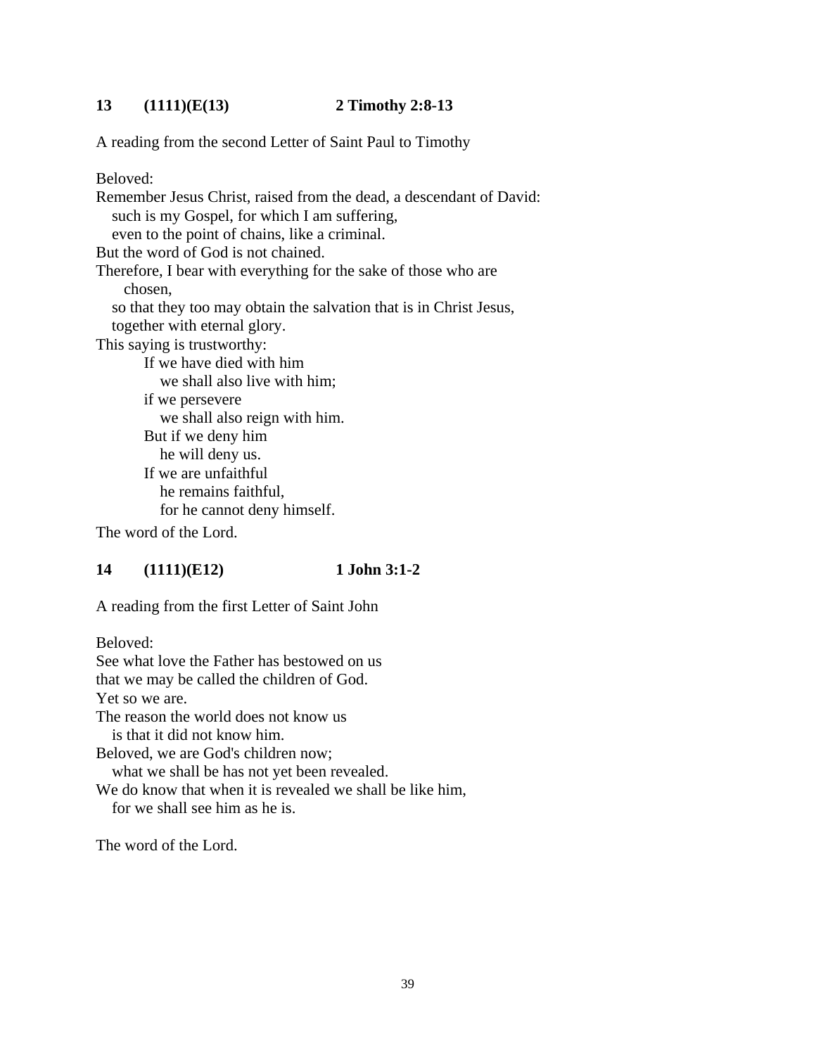**13 (1111)(E(13) 2 Timothy 2:8-13**

A reading from the second Letter of Saint Paul to Timothy

Beloved:
Remember Jesus Christ, raised from the dead, a descendant of David:
such is my Gospel, for which I am suffering,
even to the point of chains, like a criminal.
But the word of God is not chained.
Therefore, I bear with everything for the sake of those who are chosen,
so that they too may obtain the salvation that is in Christ Jesus,
together with eternal glory.
This saying is trustworthy:
If we have died with him
we shall also live with him;
if we persevere
we shall also reign with him.
But if we deny him
he will deny us.
If we are unfaithful
he remains faithful,
for he cannot deny himself.
The word of the Lord.

**14 (1111)(E12) 1 John 3:1-2**

A reading from the first Letter of Saint John

Beloved:
See what love the Father has bestowed on us
that we may be called the children of God.
Yet so we are.
The reason the world does not know us
is that it did not know him.
Beloved, we are God's children now;
what we shall be has not yet been revealed.
We do know that when it is revealed we shall be like him,
for we shall see him as he is.

The word of the Lord.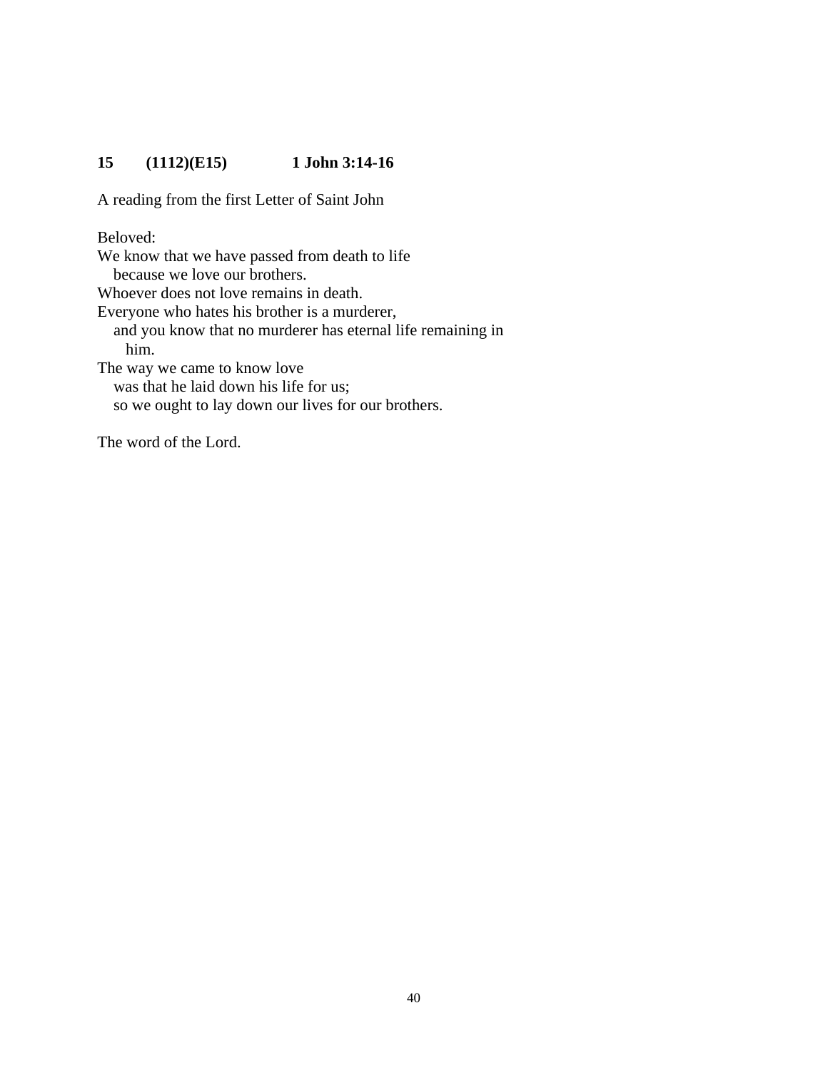**15 (1112)(E15) 1 John 3:14-16**

A reading from the first Letter of Saint John

Beloved:
We know that we have passed from death to life
because we love our brothers.
Whoever does not love remains in death.
Everyone who hates his brother is a murderer,
and you know that no murderer has eternal life remaining in him.
The way we came to know love
was that he laid down his life for us;
so we ought to lay down our lives for our brothers.

The word of the Lord.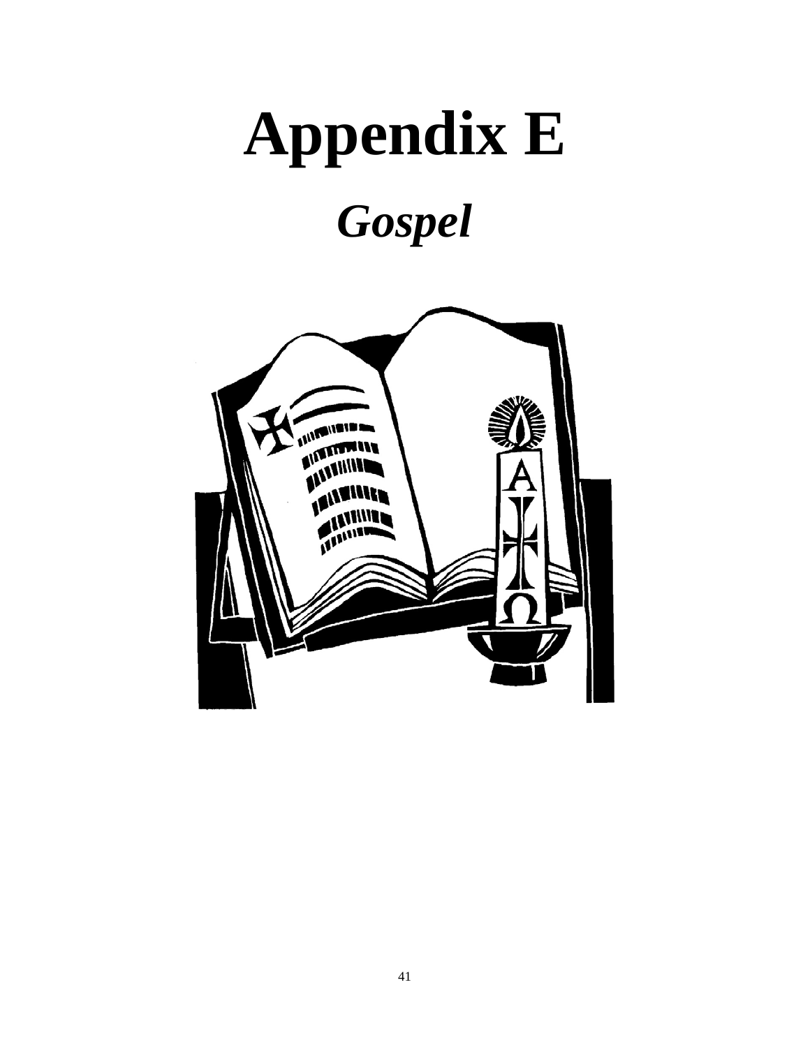# Appendix E

## *Gospel*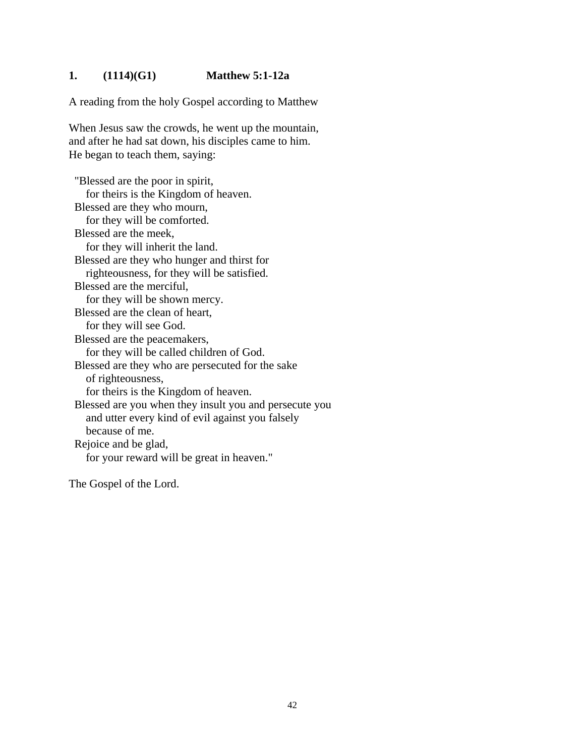**1. (1114)(G1) Matthew 5:1-12a**

A reading from the holy Gospel according to Matthew

When Jesus saw the crowds, he went up the mountain,
and after he had sat down, his disciples came to him.
He began to teach them, saying:

"Blessed are the poor in spirit,
  for theirs is the Kingdom of heaven.
Blessed are they who mourn,
  for they will be comforted.
Blessed are the meek,
  for they will inherit the land.
Blessed are they who hunger and thirst for
  righteousness, for they will be satisfied.
Blessed are the merciful,
  for they will be shown mercy.
Blessed are the clean of heart,
  for they will see God.
Blessed are the peacemakers,
  for they will be called children of God.
Blessed are they who are persecuted for the sake
  of righteousness,
  for theirs is the Kingdom of heaven.
Blessed are you when they insult you and persecute you
  and utter every kind of evil against you falsely
  because of me.
Rejoice and be glad,
  for your reward will be great in heaven."

The Gospel of the Lord.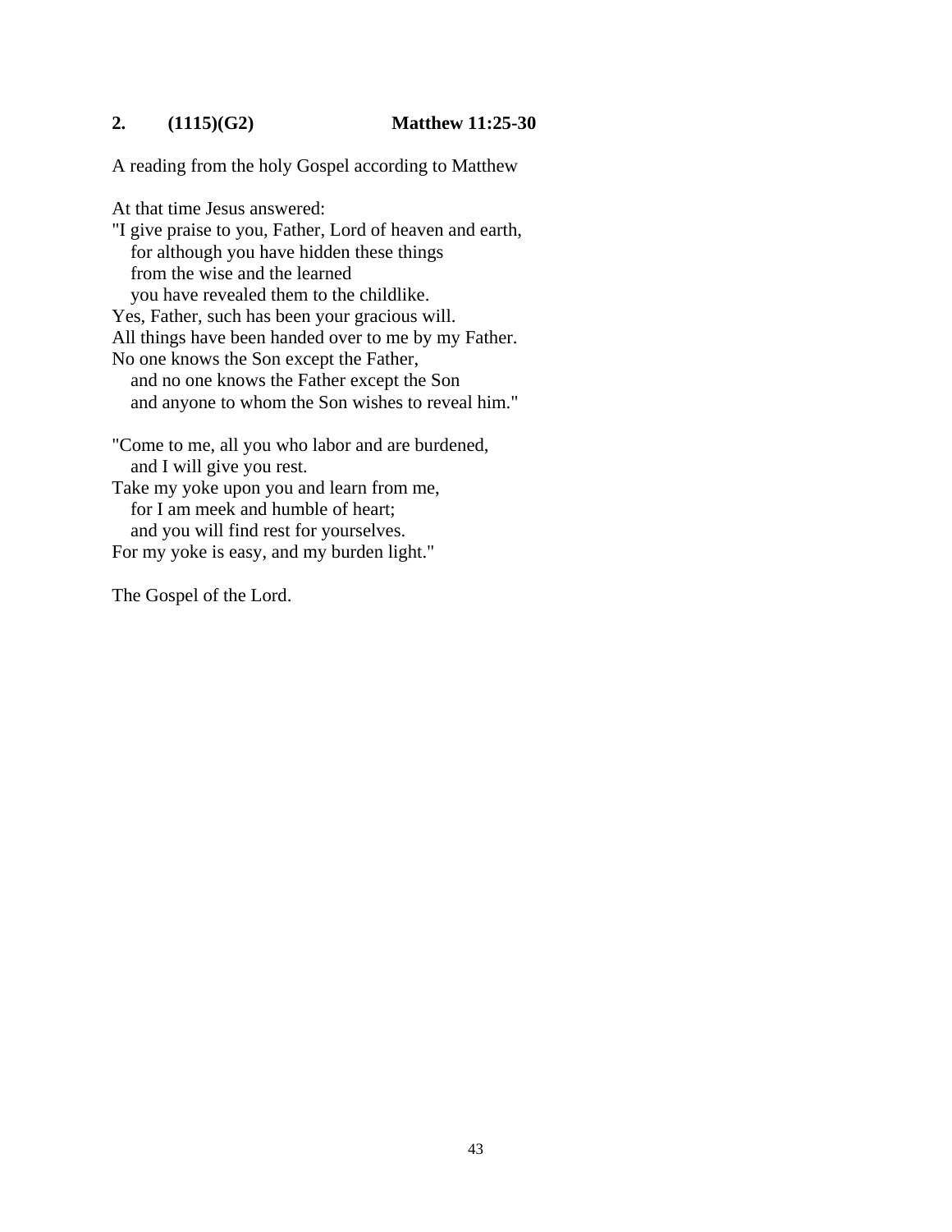**2. (1115)(G2) Matthew 11:25-30**

A reading from the holy Gospel according to Matthew

At that time Jesus answered:
"I give praise to you, Father, Lord of heaven and earth,
   for although you have hidden these things
   from the wise and the learned
   you have revealed them to the childlike.
Yes, Father, such has been your gracious will.
All things have been handed over to me by my Father.
No one knows the Son except the Father,
   and no one knows the Father except the Son
   and anyone to whom the Son wishes to reveal him."

"Come to me, all you who labor and are burdened,
   and I will give you rest.
Take my yoke upon you and learn from me,
   for I am meek and humble of heart;
   and you will find rest for yourselves.
For my yoke is easy, and my burden light."

The Gospel of the Lord.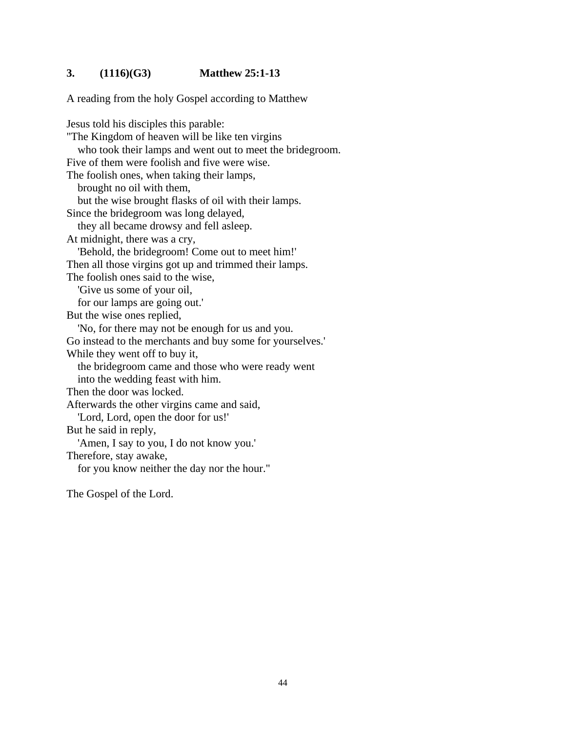**3. (1116)(G3) Matthew 25:1-13**

A reading from the holy Gospel according to Matthew

Jesus told his disciples this parable:
"The Kingdom of heaven will be like ten virgins
   who took their lamps and went out to meet the bridegroom.
Five of them were foolish and five were wise.
The foolish ones, when taking their lamps,
   brought no oil with them,
   but the wise brought flasks of oil with their lamps.
Since the bridegroom was long delayed,
   they all became drowsy and fell asleep.
At midnight, there was a cry,
   'Behold, the bridegroom! Come out to meet him!'
Then all those virgins got up and trimmed their lamps.
The foolish ones said to the wise,
   'Give us some of your oil,
   for our lamps are going out.'
But the wise ones replied,
   'No, for there may not be enough for us and you.
Go instead to the merchants and buy some for yourselves.'
While they went off to buy it,
   the bridegroom came and those who were ready went
   into the wedding feast with him.
Then the door was locked.
Afterwards the other virgins came and said,
   'Lord, Lord, open the door for us!'
But he said in reply,
   'Amen, I say to you, I do not know you.'
Therefore, stay awake,
   for you know neither the day nor the hour."

The Gospel of the Lord.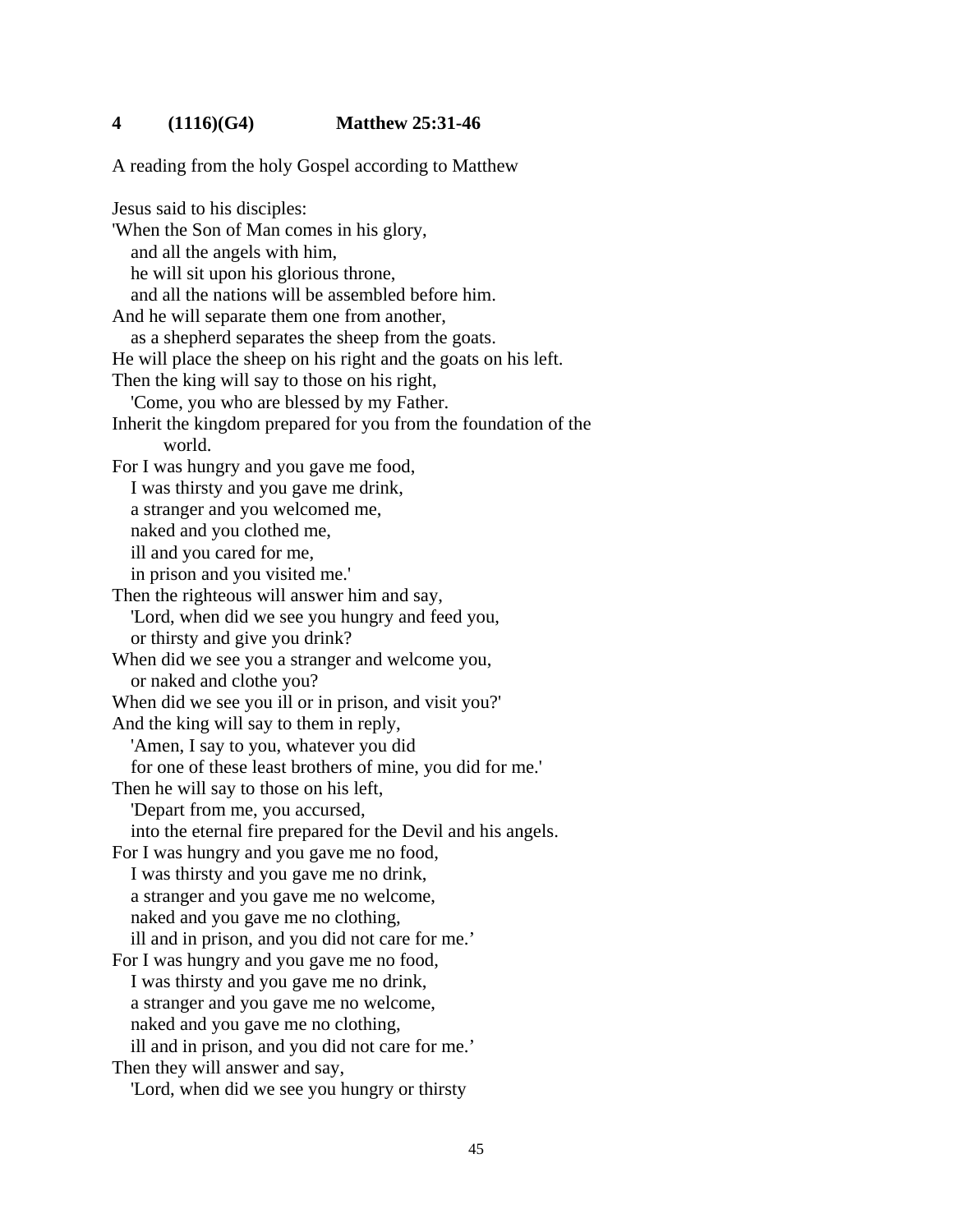**4 (1116)(G4) Matthew 25:31-46**

A reading from the holy Gospel according to Matthew

Jesus said to his disciples:
'When the Son of Man comes in his glory,
   and all the angels with him,
   he will sit upon his glorious throne,
   and all the nations will be assembled before him.
And he will separate them one from another,
   as a shepherd separates the sheep from the goats.
He will place the sheep on his right and the goats on his left.
Then the king will say to those on his right,
   'Come, you who are blessed by my Father.
Inherit the kingdom prepared for you from the foundation of the
      world.
For I was hungry and you gave me food,
   I was thirsty and you gave me drink,
   a stranger and you welcomed me,
   naked and you clothed me,
   ill and you cared for me,
   in prison and you visited me.'
Then the righteous will answer him and say,
   'Lord, when did we see you hungry and feed you,
   or thirsty and give you drink?
When did we see you a stranger and welcome you,
   or naked and clothe you?
When did we see you ill or in prison, and visit you?'
And the king will say to them in reply,
   'Amen, I say to you, whatever you did
   for one of these least brothers of mine, you did for me.'
Then he will say to those on his left,
   'Depart from me, you accursed,
   into the eternal fire prepared for the Devil and his angels.
For I was hungry and you gave me no food,
   I was thirsty and you gave me no drink,
   a stranger and you gave me no welcome,
   naked and you gave me no clothing,
   ill and in prison, and you did not care for me.'
For I was hungry and you gave me no food,
   I was thirsty and you gave me no drink,
   a stranger and you gave me no welcome,
   naked and you gave me no clothing,
   ill and in prison, and you did not care for me.'
Then they will answer and say,
   'Lord, when did we see you hungry or thirsty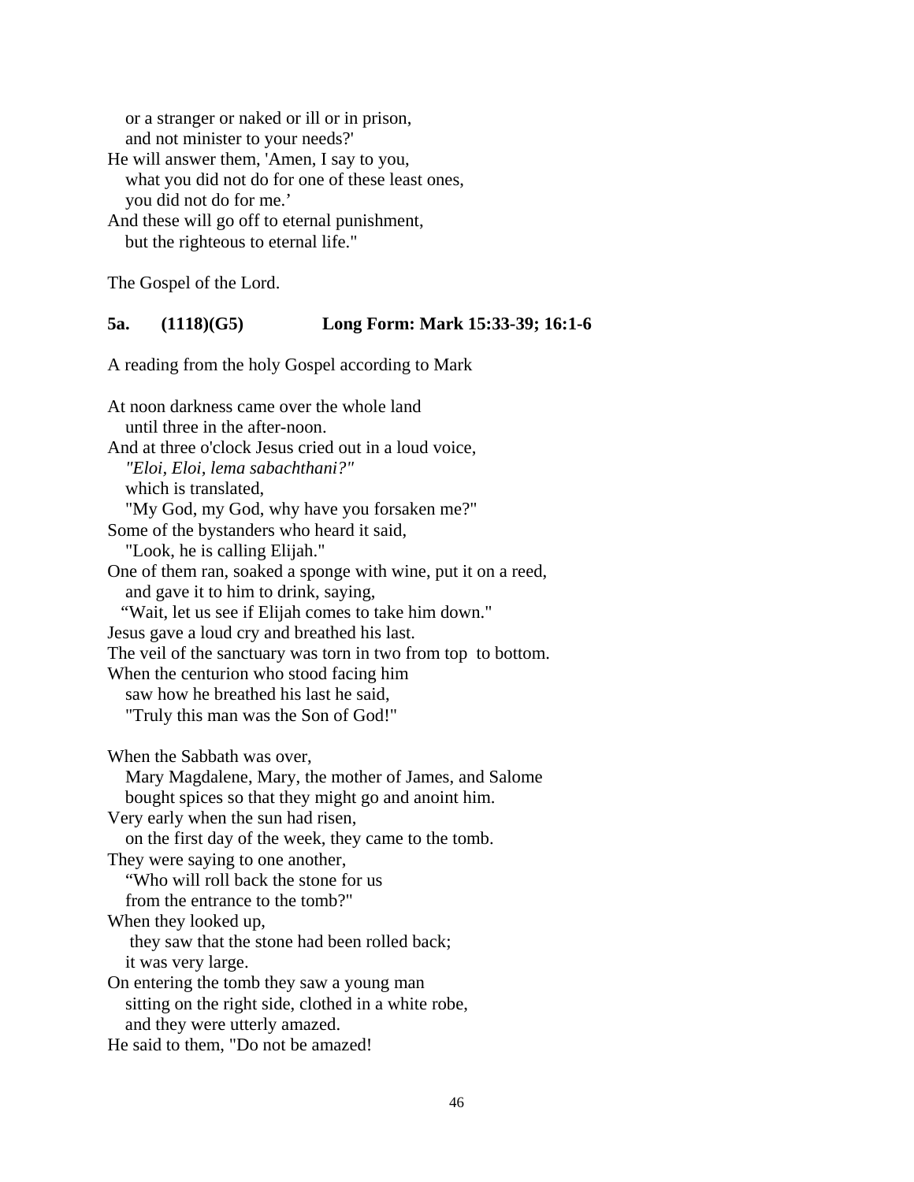or a stranger or naked or ill or in prison,
   and not minister to your needs?'
He will answer them, 'Amen, I say to you,
   what you did not do for one of these least ones,
   you did not do for me.'
And these will go off to eternal punishment,
   but the righteous to eternal life."

The Gospel of the Lord.

**5a. (1118)(G5) Long Form: Mark 15:33-39; 16:1-6**

A reading from the holy Gospel according to Mark

At noon darkness came over the whole land
   until three in the after-noon.
And at three o'clock Jesus cried out in a loud voice,
   *"Eloi, Eloi, lema sabachthani?"*
   which is translated,
   "My God, my God, why have you forsaken me?"
Some of the bystanders who heard it said,
   "Look, he is calling Elijah."
One of them ran, soaked a sponge with wine, put it on a reed,
   and gave it to him to drink, saying,
   "Wait, let us see if Elijah comes to take him down."
Jesus gave a loud cry and breathed his last.
The veil of the sanctuary was torn in two from top to bottom.
When the centurion who stood facing him
   saw how he breathed his last he said,
   "Truly this man was the Son of God!"

When the Sabbath was over,
   Mary Magdalene, Mary, the mother of James, and Salome
   bought spices so that they might go and anoint him.
Very early when the sun had risen,
   on the first day of the week, they came to the tomb.
They were saying to one another,
   "Who will roll back the stone for us
   from the entrance to the tomb?"
When they looked up,
   they saw that the stone had been rolled back;
   it was very large.
On entering the tomb they saw a young man
   sitting on the right side, clothed in a white robe,
   and they were utterly amazed.
He said to them, "Do not be amazed!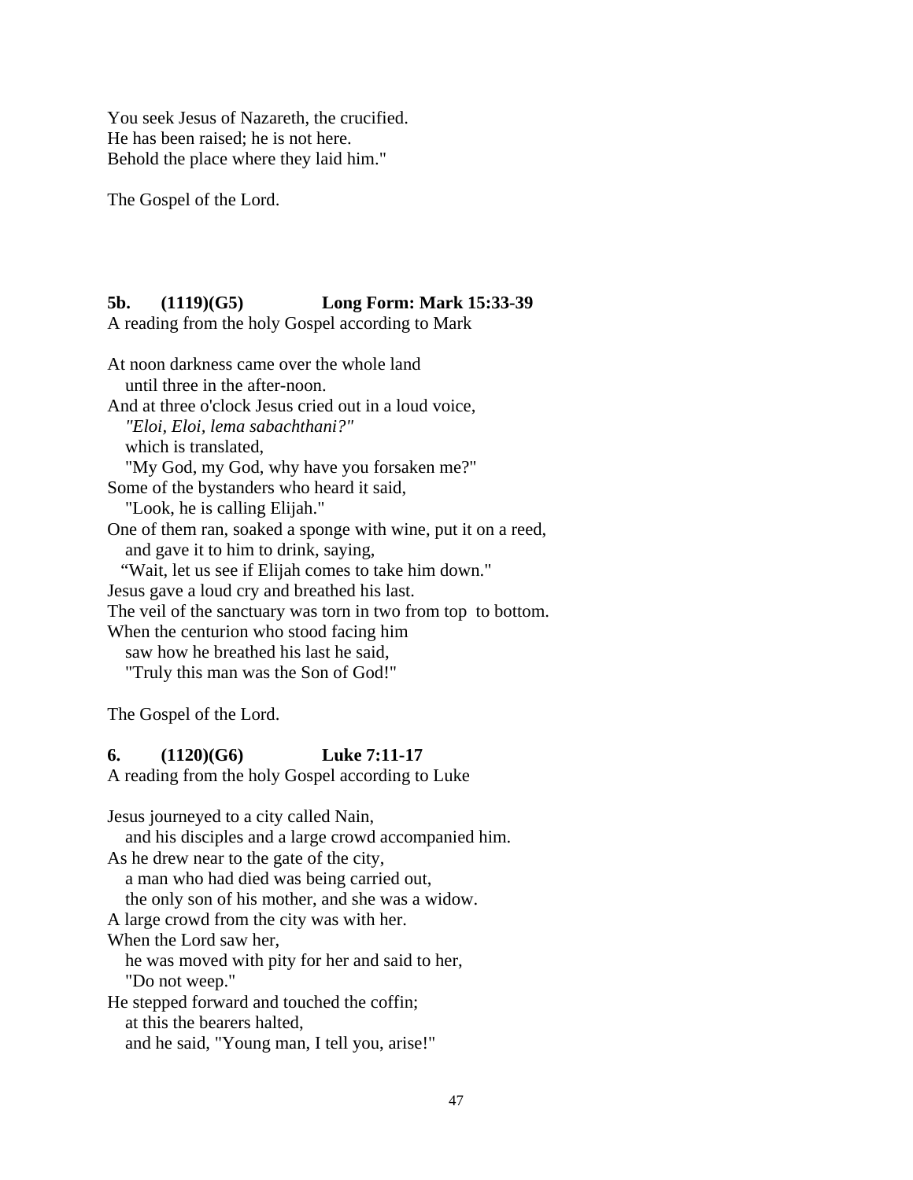You seek Jesus of Nazareth, the crucified.
He has been raised; he is not here.
Behold the place where they laid him."

The Gospel of the Lord.

**5b. (1119)(G5) Long Form: Mark 15:33-39**

A reading from the holy Gospel according to Mark

At noon darkness came over the whole land
   until three in the after-noon.
And at three o'clock Jesus cried out in a loud voice,
   *"Eloi, Eloi, lema sabachthani?"*
   which is translated,
   "My God, my God, why have you forsaken me?"
Some of the bystanders who heard it said,
   "Look, he is calling Elijah."
One of them ran, soaked a sponge with wine, put it on a reed,
   and gave it to him to drink, saying,
   "Wait, let us see if Elijah comes to take him down."
Jesus gave a loud cry and breathed his last.
The veil of the sanctuary was torn in two from top to bottom.
When the centurion who stood facing him
   saw how he breathed his last he said,
   "Truly this man was the Son of God!"

The Gospel of the Lord.

**6. (1120)(G6) Luke 7:11-17**

A reading from the holy Gospel according to Luke

Jesus journeyed to a city called Nain,
   and his disciples and a large crowd accompanied him.
As he drew near to the gate of the city,
   a man who had died was being carried out,
   the only son of his mother, and she was a widow.
A large crowd from the city was with her.
When the Lord saw her,
   he was moved with pity for her and said to her,
   "Do not weep."
He stepped forward and touched the coffin;
   at this the bearers halted,
   and he said, "Young man, I tell you, arise!"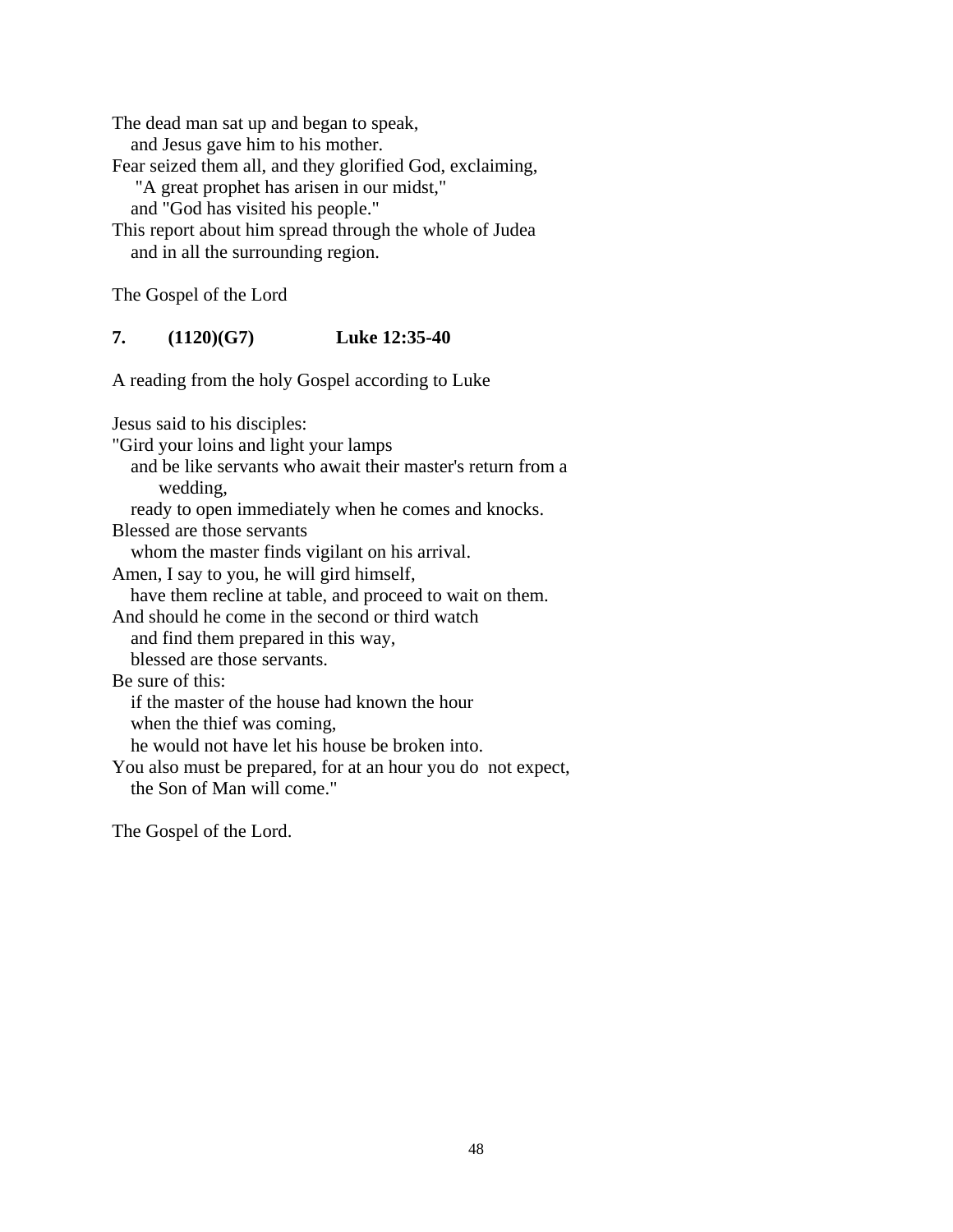The dead man sat up and began to speak,
   and Jesus gave him to his mother.
Fear seized them all, and they glorified God, exclaiming,
    "A great prophet has arisen in our midst,"
   and "God has visited his people."
This report about him spread through the whole of Judea
   and in all the surrounding region.

The Gospel of the Lord

**7. (1120)(G7) Luke 12:35-40**

A reading from the holy Gospel according to Luke

Jesus said to his disciples:
"Gird your loins and light your lamps
   and be like servants who await their master's return from a wedding,
   ready to open immediately when he comes and knocks.
Blessed are those servants
   whom the master finds vigilant on his arrival.
Amen, I say to you, he will gird himself,
   have them recline at table, and proceed to wait on them.
And should he come in the second or third watch
   and find them prepared in this way,
   blessed are those servants.
Be sure of this:
   if the master of the house had known the hour
   when the thief was coming,
   he would not have let his house be broken into.
You also must be prepared, for at an hour you do not expect,
   the Son of Man will come."

The Gospel of the Lord.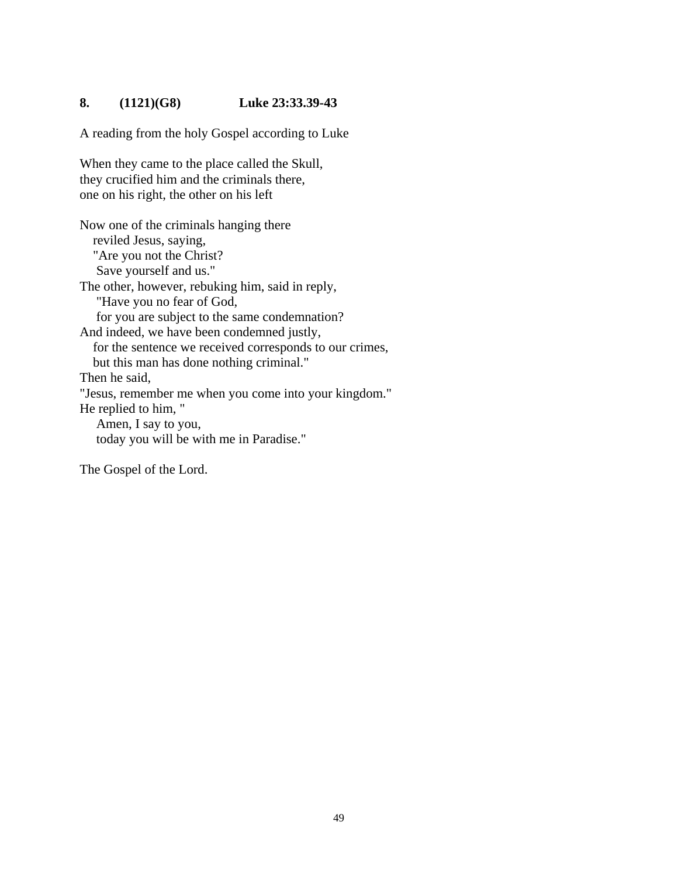**8. (1121)(G8) Luke 23:33.39-43**

A reading from the holy Gospel according to Luke

When they came to the place called the Skull,
they crucified him and the criminals there,
one on his right, the other on his left

Now one of the criminals hanging there
reviled Jesus, saying,
"Are you not the Christ?
Save yourself and us."
The other, however, rebuking him, said in reply,
"Have you no fear of God,
for you are subject to the same condemnation?
And indeed, we have been condemned justly,
for the sentence we received corresponds to our crimes,
but this man has done nothing criminal."
Then he said,
"Jesus, remember me when you come into your kingdom."
He replied to him, "
Amen, I say to you,
today you will be with me in Paradise."

The Gospel of the Lord.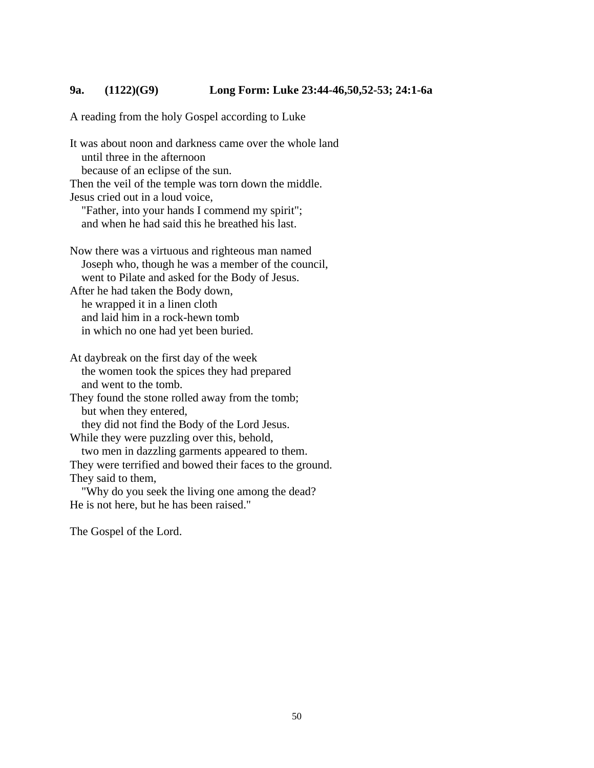**9a. (1122)(G9) Long Form: Luke 23:44-46,50,52-53; 24:1-6a**

A reading from the holy Gospel according to Luke

It was about noon and darkness came over the whole land
   until three in the afternoon
   because of an eclipse of the sun.
Then the veil of the temple was torn down the middle.
Jesus cried out in a loud voice,
   "Father, into your hands I commend my spirit";
   and when he had said this he breathed his last.

Now there was a virtuous and righteous man named
   Joseph who, though he was a member of the council,
   went to Pilate and asked for the Body of Jesus.
After he had taken the Body down,
   he wrapped it in a linen cloth
   and laid him in a rock-hewn tomb
   in which no one had yet been buried.

At daybreak on the first day of the week
   the women took the spices they had prepared
   and went to the tomb.
They found the stone rolled away from the tomb;
   but when they entered,
   they did not find the Body of the Lord Jesus.
While they were puzzling over this, behold,
   two men in dazzling garments appeared to them.
They were terrified and bowed their faces to the ground.
They said to them,
   "Why do you seek the living one among the dead?
He is not here, but he has been raised."

The Gospel of the Lord.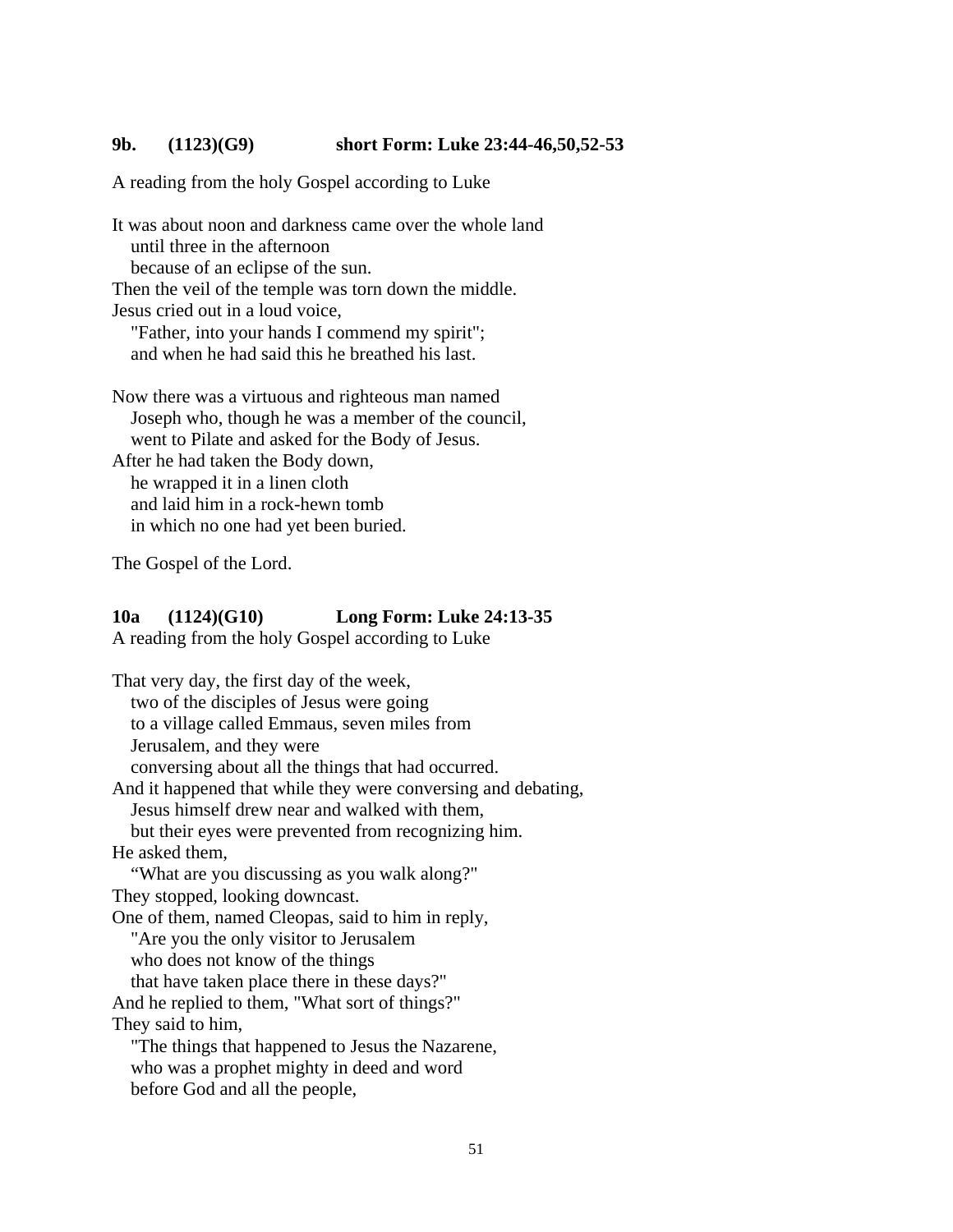**9b. (1123)(G9) short Form: Luke 23:44-46,50,52-53**

A reading from the holy Gospel according to Luke

It was about noon and darkness came over the whole land
until three in the afternoon
because of an eclipse of the sun.
Then the veil of the temple was torn down the middle.
Jesus cried out in a loud voice,
"Father, into your hands I commend my spirit";
and when he had said this he breathed his last.

Now there was a virtuous and righteous man named
Joseph who, though he was a member of the council,
went to Pilate and asked for the Body of Jesus.
After he had taken the Body down,
he wrapped it in a linen cloth
and laid him in a rock-hewn tomb
in which no one had yet been buried.

The Gospel of the Lord.

**10a (1124)(G10) Long Form: Luke 24:13-35**

A reading from the holy Gospel according to Luke

That very day, the first day of the week,
two of the disciples of Jesus were going
to a village called Emmaus, seven miles from
Jerusalem, and they were
conversing about all the things that had occurred.
And it happened that while they were conversing and debating,
Jesus himself drew near and walked with them,
but their eyes were prevented from recognizing him.
He asked them,
"What are you discussing as you walk along?"
They stopped, looking downcast.
One of them, named Cleopas, said to him in reply,
"Are you the only visitor to Jerusalem
who does not know of the things
that have taken place there in these days?"
And he replied to them, "What sort of things?"
They said to him,
"The things that happened to Jesus the Nazarene,
who was a prophet mighty in deed and word
before God and all the people,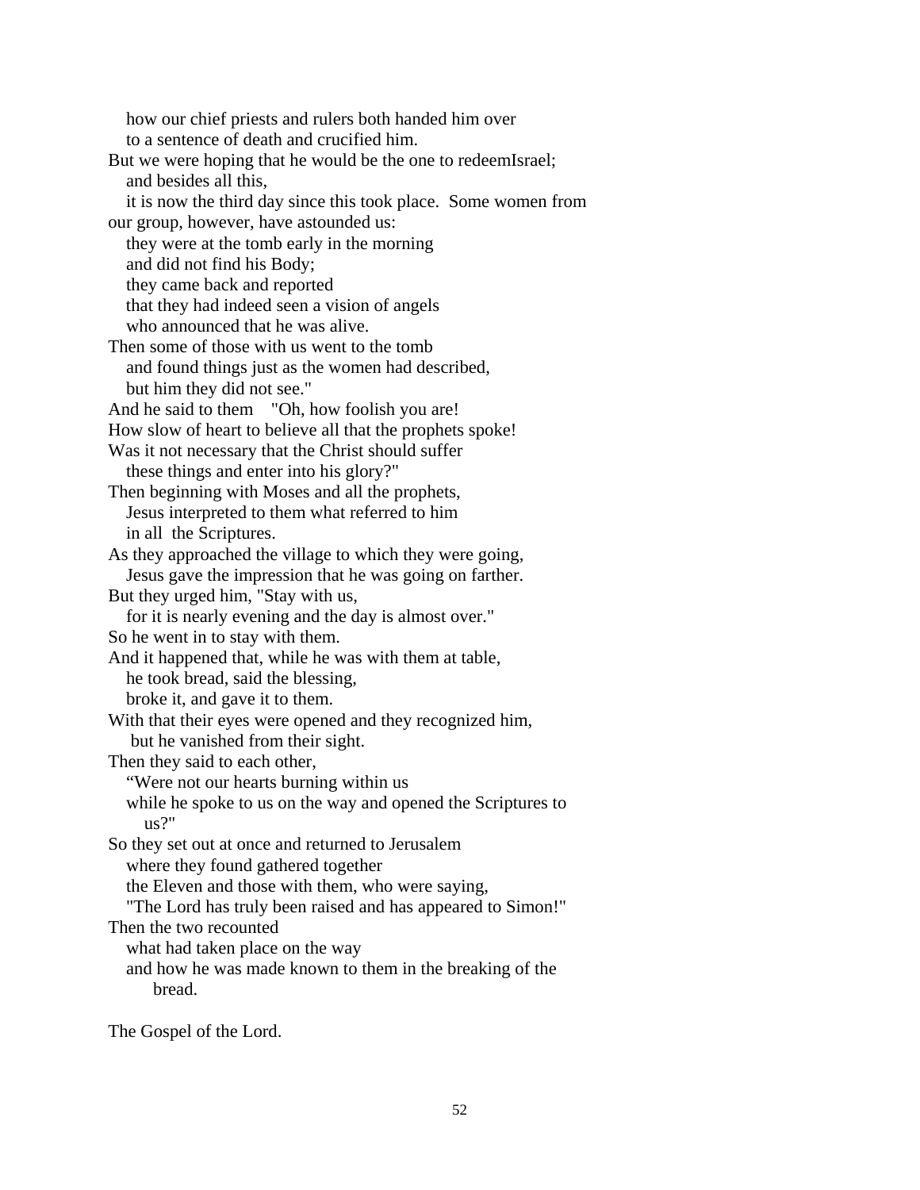how our chief priests and rulers both handed him over
to a sentence of death and crucified him.
But we were hoping that he would be the one to redeemIsrael;
and besides all this,
it is now the third day since this took place. Some women from
our group, however, have astounded us:
they were at the tomb early in the morning
and did not find his Body;
they came back and reported
that they had indeed seen a vision of angels
who announced that he was alive.
Then some of those with us went to the tomb
and found things just as the women had described,
but him they did not see."
And he said to them "Oh, how foolish you are!
How slow of heart to believe all that the prophets spoke!
Was it not necessary that the Christ should suffer
these things and enter into his glory?"
Then beginning with Moses and all the prophets,
Jesus interpreted to them what referred to him
in all the Scriptures.
As they approached the village to which they were going,
Jesus gave the impression that he was going on farther.
But they urged him, "Stay with us,
for it is nearly evening and the day is almost over."
So he went in to stay with them.
And it happened that, while he was with them at table,
he took bread, said the blessing,
broke it, and gave it to them.
With that their eyes were opened and they recognized him,
but he vanished from their sight.
Then they said to each other,
"Were not our hearts burning within us
while he spoke to us on the way and opened the Scriptures to
us?"
So they set out at once and returned to Jerusalem
where they found gathered together
the Eleven and those with them, who were saying,
"The Lord has truly been raised and has appeared to Simon!"
Then the two recounted
what had taken place on the way
and how he was made known to them in the breaking of the
bread.

The Gospel of the Lord.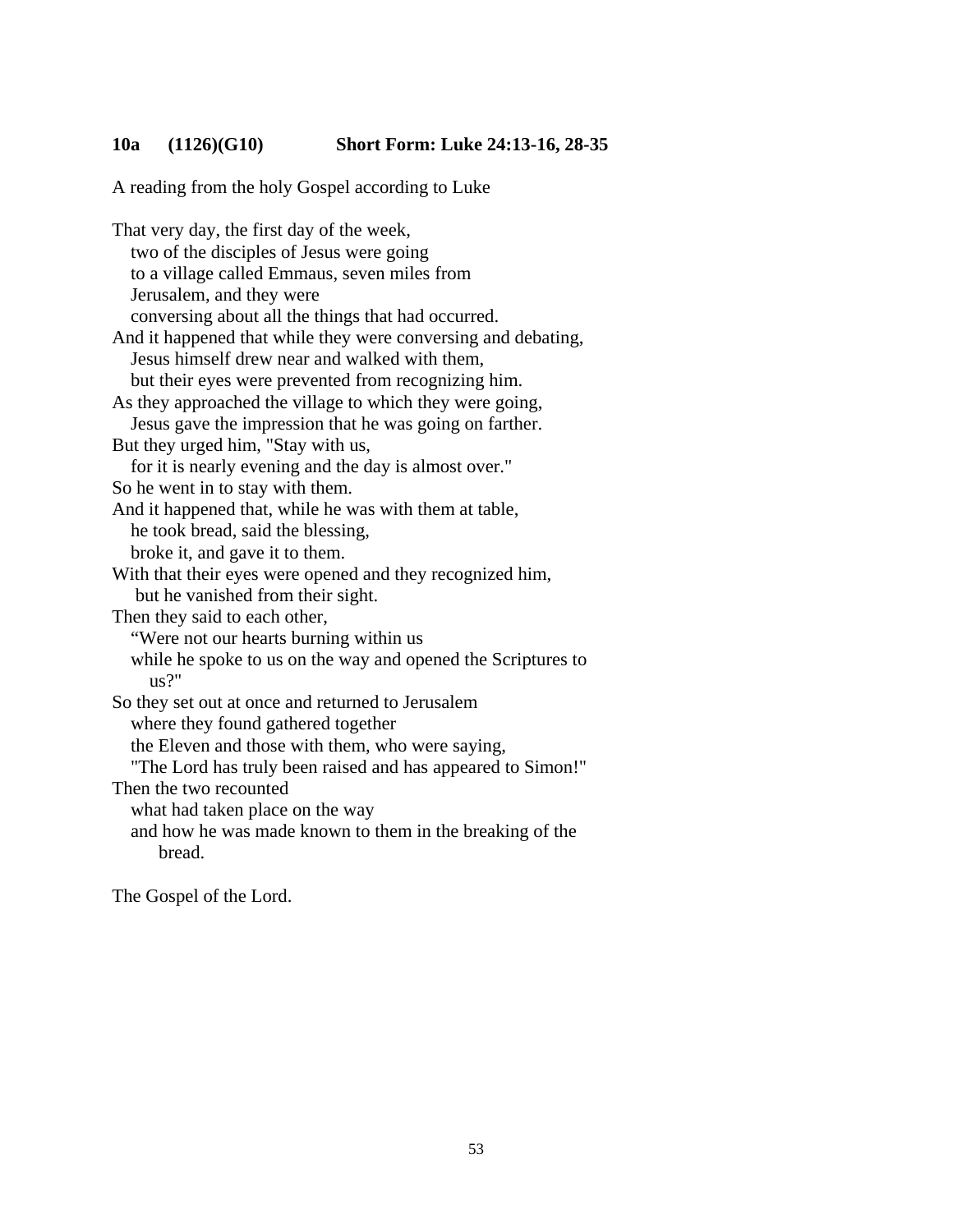**10a (1126)(G10) Short Form: Luke 24:13-16, 28-35**

A reading from the holy Gospel according to Luke

That very day, the first day of the week,  
two of the disciples of Jesus were going  
to a village called Emmaus, seven miles from  
Jerusalem, and they were  
conversing about all the things that had occurred.  
And it happened that while they were conversing and debating,  
Jesus himself drew near and walked with them,  
but their eyes were prevented from recognizing him.  
As they approached the village to which they were going,  
Jesus gave the impression that he was going on farther.  
But they urged him, "Stay with us,  
for it is nearly evening and the day is almost over."  
So he went in to stay with them.  
And it happened that, while he was with them at table,  
he took bread, said the blessing,  
broke it, and gave it to them.  
With that their eyes were opened and they recognized him,  
but he vanished from their sight.  
Then they said to each other,  
"Were not our hearts burning within us  
while he spoke to us on the way and opened the Scriptures to us?"  
So they set out at once and returned to Jerusalem  
where they found gathered together  
the Eleven and those with them, who were saying,  
"The Lord has truly been raised and has appeared to Simon!"  
Then the two recounted  
what had taken place on the way  
and how he was made known to them in the breaking of the bread.

The Gospel of the Lord.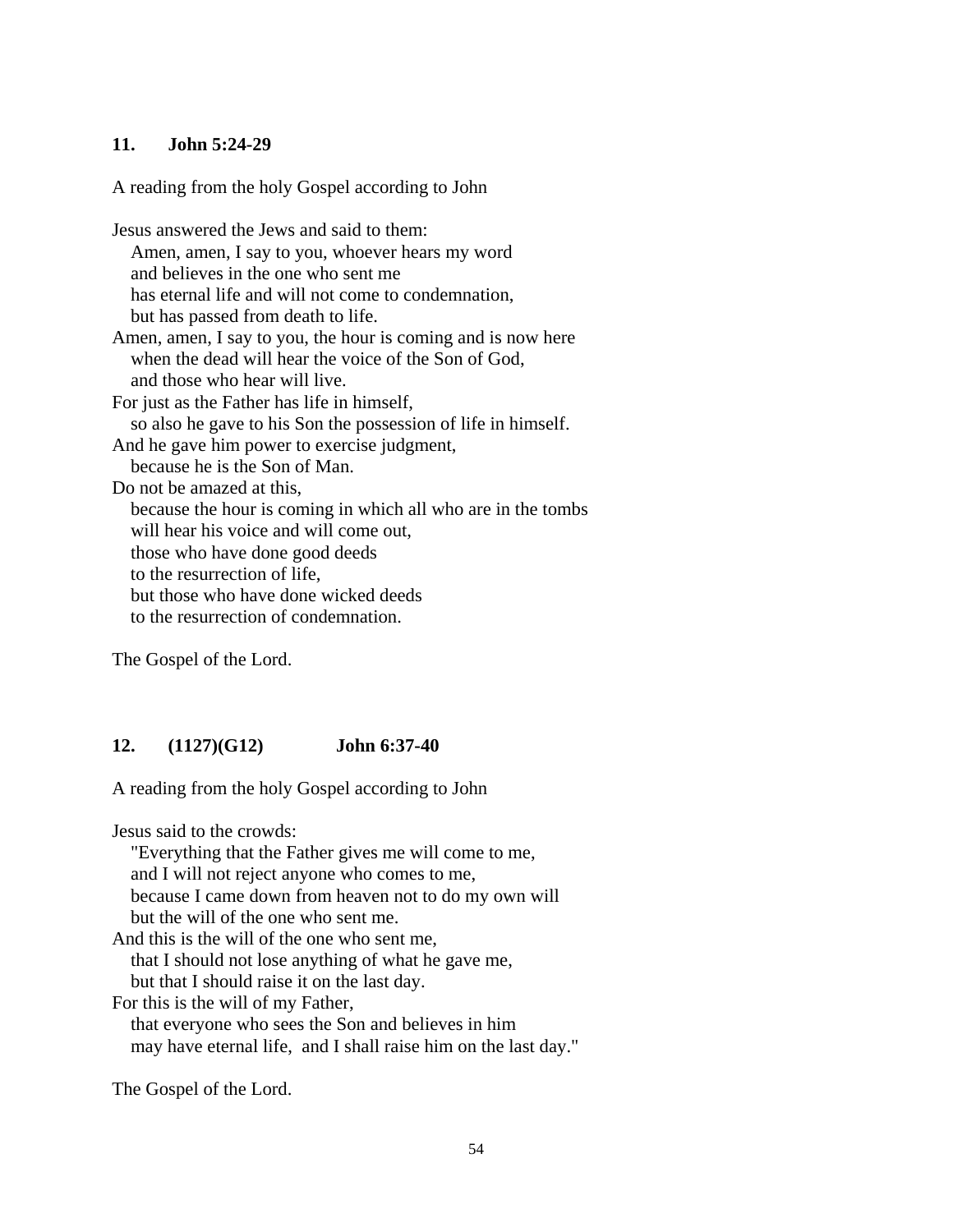**11. John 5:24-29**

A reading from the holy Gospel according to John

Jesus answered the Jews and said to them:
Amen, amen, I say to you, whoever hears my word
and believes in the one who sent me
has eternal life and will not come to condemnation,
but has passed from death to life.
Amen, amen, I say to you, the hour is coming and is now here
when the dead will hear the voice of the Son of God,
and those who hear will live.
For just as the Father has life in himself,
so also he gave to his Son the possession of life in himself.
And he gave him power to exercise judgment,
because he is the Son of Man.
Do not be amazed at this,
because the hour is coming in which all who are in the tombs
will hear his voice and will come out,
those who have done good deeds
to the resurrection of life,
but those who have done wicked deeds
to the resurrection of condemnation.

The Gospel of the Lord.

**12. (1127)(G12) John 6:37-40**

A reading from the holy Gospel according to John

Jesus said to the crowds:
"Everything that the Father gives me will come to me,
and I will not reject anyone who comes to me,
because I came down from heaven not to do my own will
but the will of the one who sent me.
And this is the will of the one who sent me,
that I should not lose anything of what he gave me,
but that I should raise it on the last day.
For this is the will of my Father,
that everyone who sees the Son and believes in him
may have eternal life, and I shall raise him on the last day."

The Gospel of the Lord.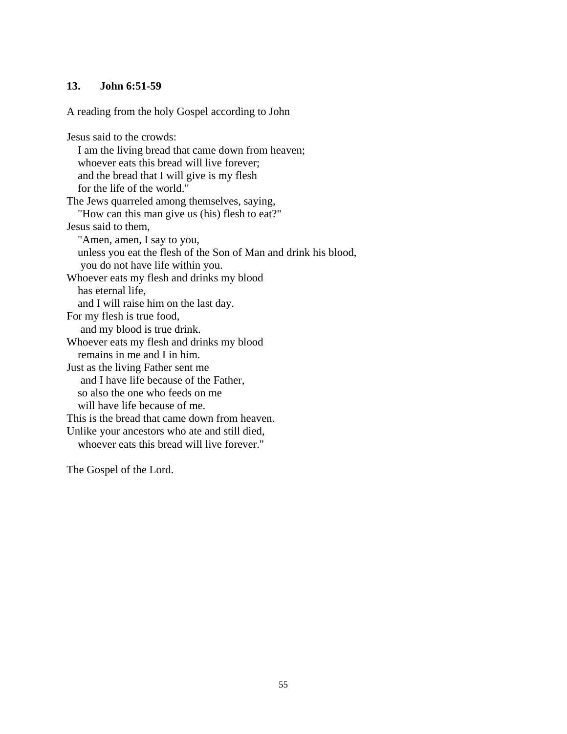**13. John 6:51-59**

A reading from the holy Gospel according to John

Jesus said to the crowds:  
I am the living bread that came down from heaven;  
whoever eats this bread will live forever;  
and the bread that I will give is my flesh  
for the life of the world."  
The Jews quarreled among themselves, saying,  
"How can this man give us (his) flesh to eat?"  
Jesus said to them,  
"Amen, amen, I say to you,  
unless you eat the flesh of the Son of Man and drink his blood,  
you do not have life within you.  
Whoever eats my flesh and drinks my blood  
has eternal life,  
and I will raise him on the last day.  
For my flesh is true food,  
and my blood is true drink.  
Whoever eats my flesh and drinks my blood  
remains in me and I in him.  
Just as the living Father sent me  
and I have life because of the Father,  
so also the one who feeds on me  
will have life because of me.  
This is the bread that came down from heaven.  
Unlike your ancestors who ate and still died,  
whoever eats this bread will live forever."

The Gospel of the Lord.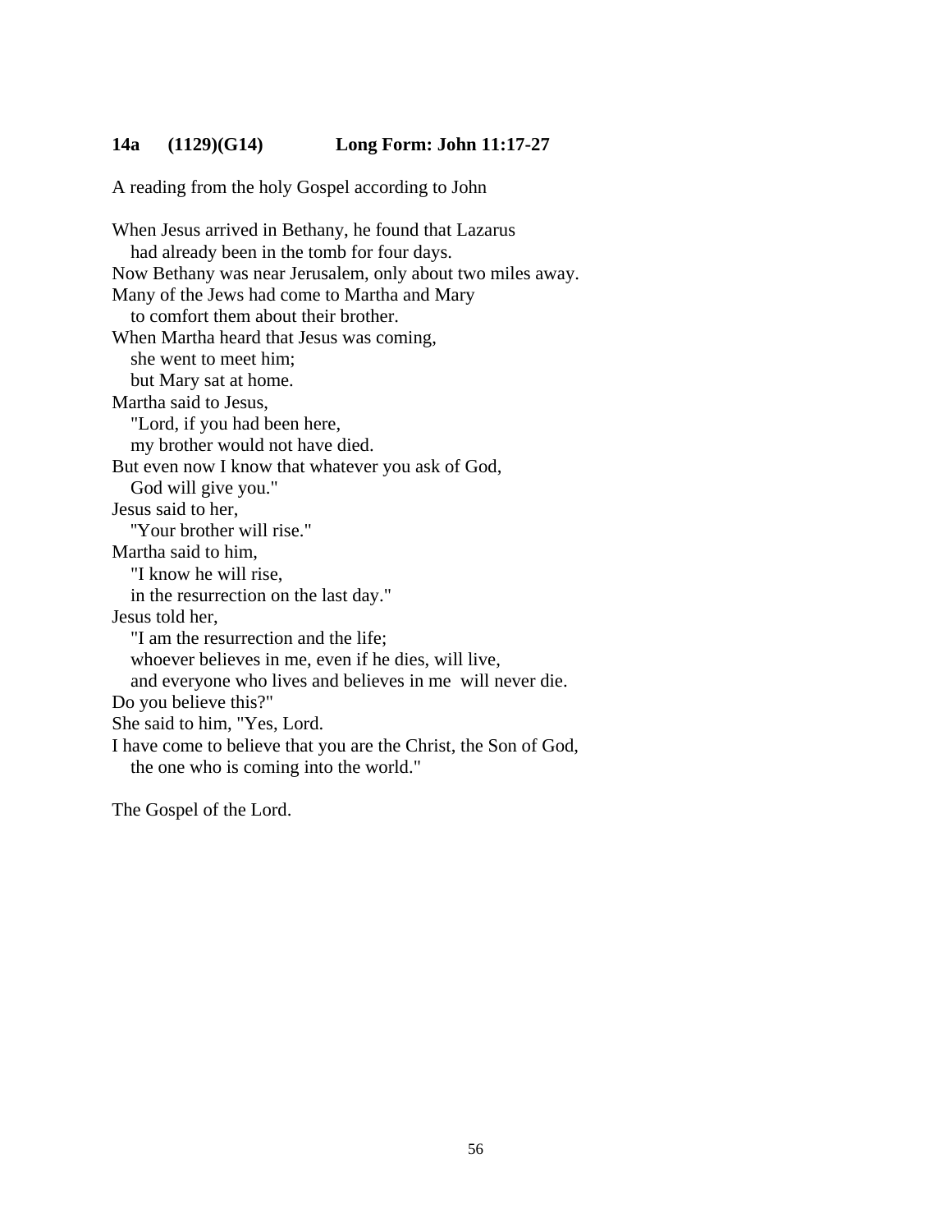**14a (1129)(G14) Long Form: John 11:17-27**

A reading from the holy Gospel according to John

When Jesus arrived in Bethany, he found that Lazarus  
   had already been in the tomb for four days.  
Now Bethany was near Jerusalem, only about two miles away.  
Many of the Jews had come to Martha and Mary  
   to comfort them about their brother.  
When Martha heard that Jesus was coming,  
   she went to meet him;  
   but Mary sat at home.  
Martha said to Jesus,  
   "Lord, if you had been here,  
   my brother would not have died.  
But even now I know that whatever you ask of God,  
   God will give you."  
Jesus said to her,  
   "Your brother will rise."  
Martha said to him,  
   "I know he will rise,  
   in the resurrection on the last day."  
Jesus told her,  
   "I am the resurrection and the life;  
   whoever believes in me, even if he dies, will live,  
   and everyone who lives and believes in me will never die.  
Do you believe this?"  
She said to him, "Yes, Lord.  
I have come to believe that you are the Christ, the Son of God,  
   the one who is coming into the world."

The Gospel of the Lord.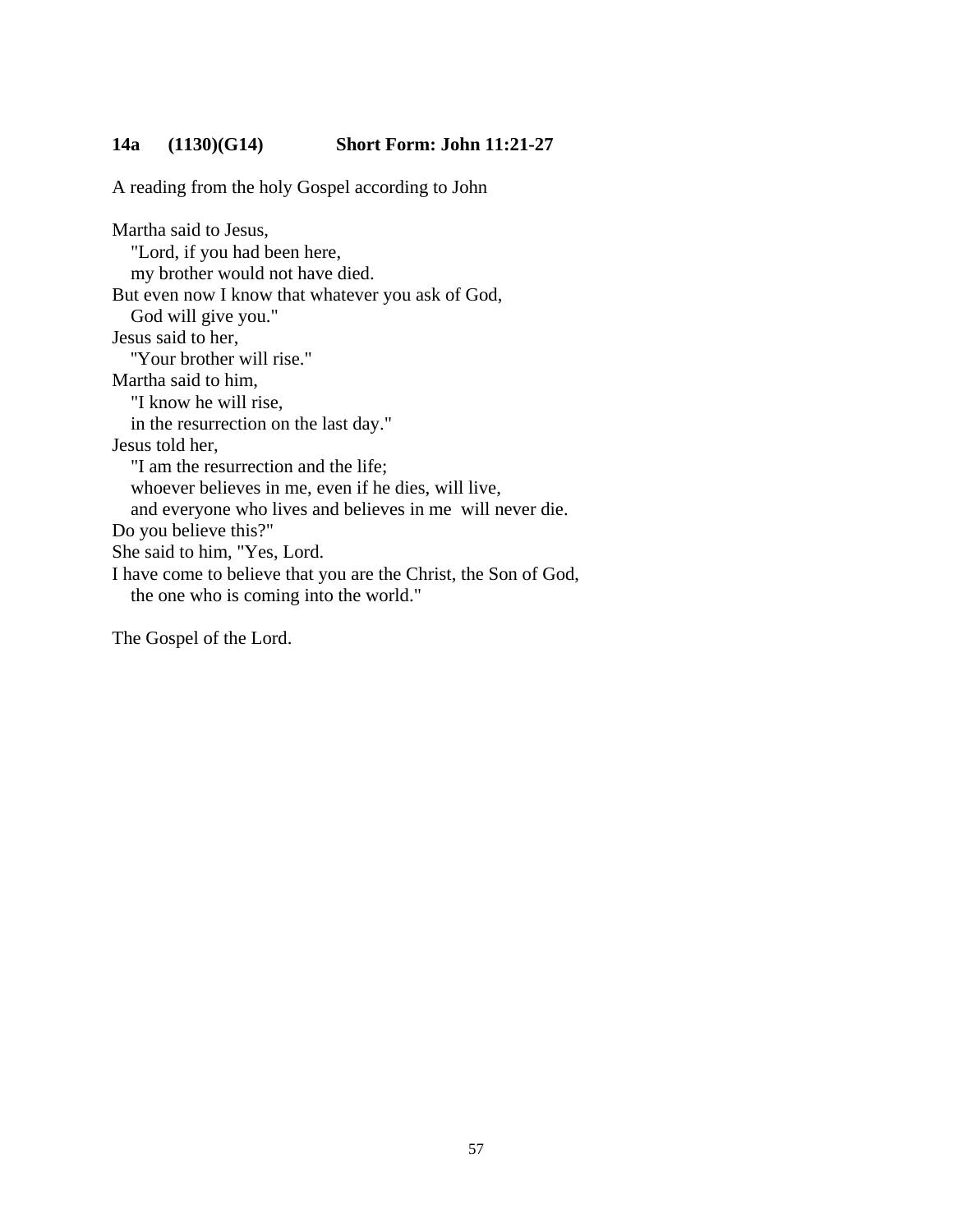**14a (1130)(G14) Short Form: John 11:21-27**

A reading from the holy Gospel according to John

Martha said to Jesus,  
"Lord, if you had been here,  
my brother would not have died.  
But even now I know that whatever you ask of God,  
God will give you."  
Jesus said to her,  
"Your brother will rise."  
Martha said to him,  
"I know he will rise,  
in the resurrection on the last day."  
Jesus told her,  
"I am the resurrection and the life;  
whoever believes in me, even if he dies, will live,  
and everyone who lives and believes in me will never die.  
Do you believe this?"  
She said to him, "Yes, Lord.  
I have come to believe that you are the Christ, the Son of God,  
the one who is coming into the world."

The Gospel of the Lord.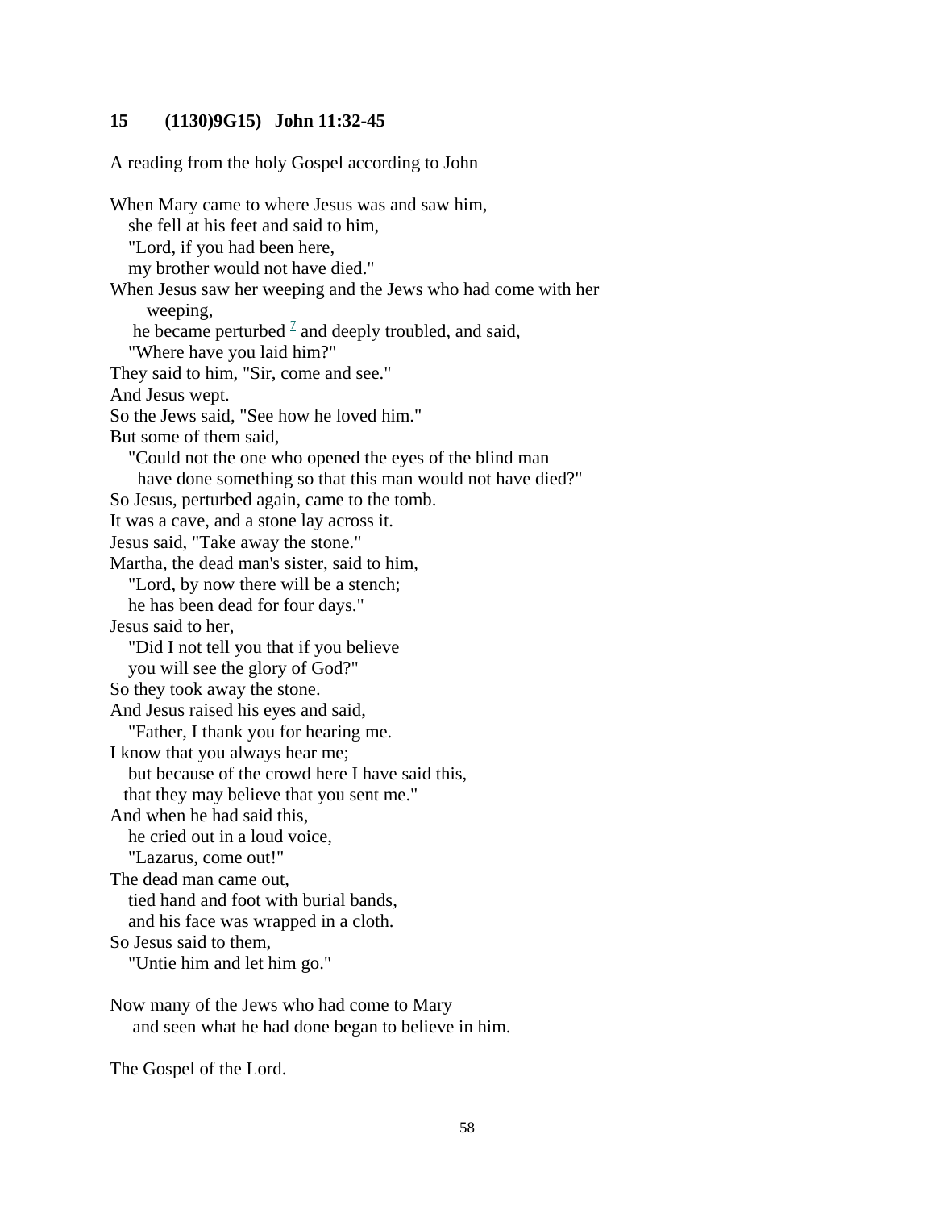**15 (1130)9G15) John 11:32-45**

A reading from the holy Gospel according to John

When Mary came to where Jesus was and saw him,
she fell at his feet and said to him,
"Lord, if you had been here,
my brother would not have died."
When Jesus saw her weeping and the Jews who had come with her weeping,
he became perturbed [7] and deeply troubled, and said,
"Where have you laid him?"
They said to him, "Sir, come and see."
And Jesus wept.
So the Jews said, "See how he loved him."
But some of them said,
"Could not the one who opened the eyes of the blind man
have done something so that this man would not have died?"
So Jesus, perturbed again, came to the tomb.
It was a cave, and a stone lay across it.
Jesus said, "Take away the stone."
Martha, the dead man's sister, said to him,
"Lord, by now there will be a stench;
he has been dead for four days."
Jesus said to her,
"Did I not tell you that if you believe
you will see the glory of God?"
So they took away the stone.
And Jesus raised his eyes and said,
"Father, I thank you for hearing me.
I know that you always hear me;
but because of the crowd here I have said this,
that they may believe that you sent me."
And when he had said this,
he cried out in a loud voice,
"Lazarus, come out!"
The dead man came out,
tied hand and foot with burial bands,
and his face was wrapped in a cloth.
So Jesus said to them,
"Untie him and let him go."

Now many of the Jews who had come to Mary
and seen what he had done began to believe in him.

The Gospel of the Lord.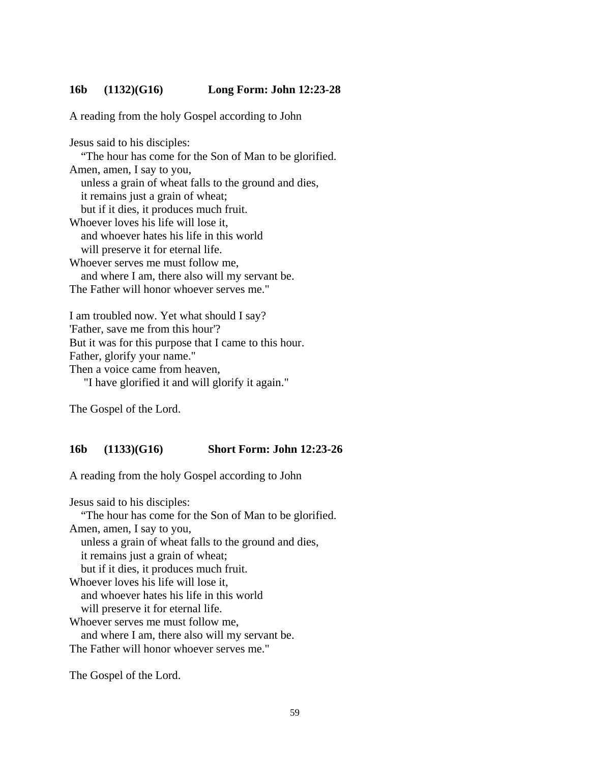**16b (1132)(G16) Long Form: John 12:23-28**

A reading from the holy Gospel according to John

Jesus said to his disciples:
  "The hour has come for the Son of Man to be glorified.
Amen, amen, I say to you,
  unless a grain of wheat falls to the ground and dies,
  it remains just a grain of wheat;
  but if it dies, it produces much fruit.
Whoever loves his life will lose it,
  and whoever hates his life in this world
  will preserve it for eternal life.
Whoever serves me must follow me,
  and where I am, there also will my servant be.
The Father will honor whoever serves me."

I am troubled now. Yet what should I say?
'Father, save me from this hour'?
But it was for this purpose that I came to this hour.
Father, glorify your name."
Then a voice came from heaven,
  "I have glorified it and will glorify it again."

The Gospel of the Lord.

**16b (1133)(G16) Short Form: John 12:23-26**

A reading from the holy Gospel according to John

Jesus said to his disciples:
  "The hour has come for the Son of Man to be glorified.
Amen, amen, I say to you,
  unless a grain of wheat falls to the ground and dies,
  it remains just a grain of wheat;
  but if it dies, it produces much fruit.
Whoever loves his life will lose it,
  and whoever hates his life in this world
  will preserve it for eternal life.
Whoever serves me must follow me,
  and where I am, there also will my servant be.
The Father will honor whoever serves me."

The Gospel of the Lord.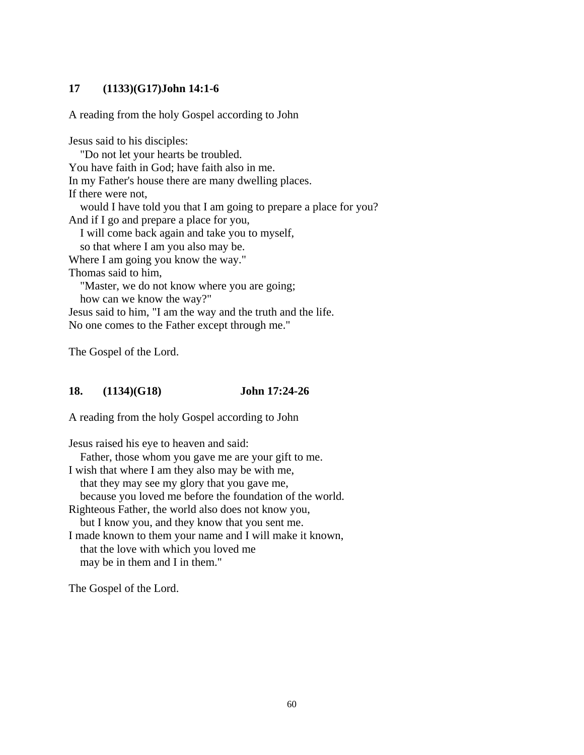**17 (1133)(G17)John 14:1-6**

A reading from the holy Gospel according to John

Jesus said to his disciples:
"Do not let your hearts be troubled.
You have faith in God; have faith also in me.
In my Father's house there are many dwelling places.
If there were not,
would I have told you that I am going to prepare a place for you?
And if I go and prepare a place for you,
I will come back again and take you to myself,
so that where I am you also may be.
Where I am going you know the way."
Thomas said to him,
"Master, we do not know where you are going;
how can we know the way?"
Jesus said to him, "I am the way and the truth and the life.
No one comes to the Father except through me."

The Gospel of the Lord.

**18. (1134)(G18) John 17:24-26**

A reading from the holy Gospel according to John

Jesus raised his eye to heaven and said:
Father, those whom you gave me are your gift to me.
I wish that where I am they also may be with me,
that they may see my glory that you gave me,
because you loved me before the foundation of the world.
Righteous Father, the world also does not know you,
but I know you, and they know that you sent me.
I made known to them your name and I will make it known,
that the love with which you loved me
may be in them and I in them."

The Gospel of the Lord.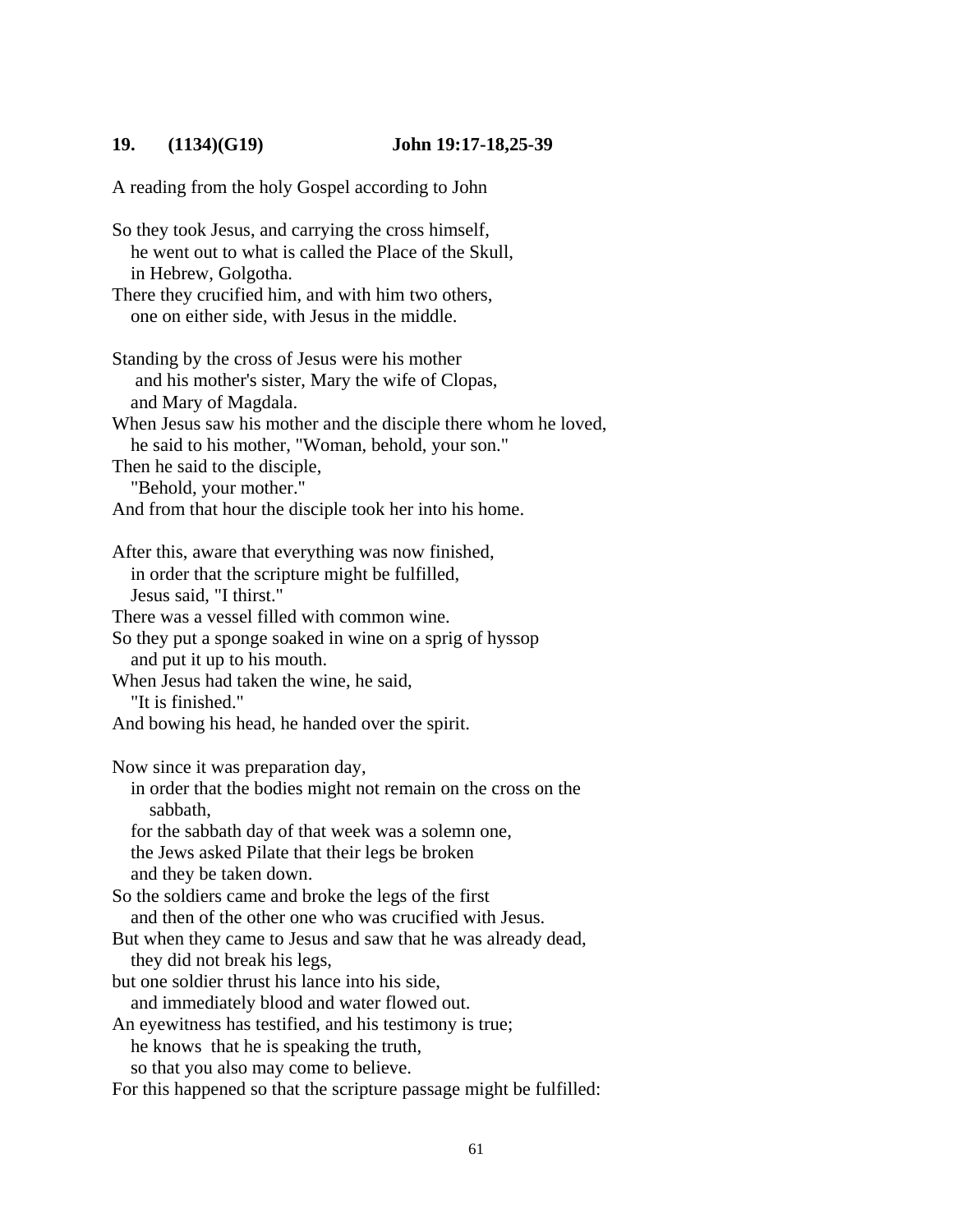**19. (1134)(G19) John 19:17-18,25-39**

A reading from the holy Gospel according to John

So they took Jesus, and carrying the cross himself,
he went out to what is called the Place of the Skull,
in Hebrew, Golgotha.
There they crucified him, and with him two others,
one on either side, with Jesus in the middle.

Standing by the cross of Jesus were his mother
and his mother's sister, Mary the wife of Clopas,
and Mary of Magdala.
When Jesus saw his mother and the disciple there whom he loved,
he said to his mother, "Woman, behold, your son."
Then he said to the disciple,
"Behold, your mother."
And from that hour the disciple took her into his home.

After this, aware that everything was now finished,
in order that the scripture might be fulfilled,
Jesus said, "I thirst."
There was a vessel filled with common wine.
So they put a sponge soaked in wine on a sprig of hyssop
and put it up to his mouth.
When Jesus had taken the wine, he said,
"It is finished."
And bowing his head, he handed over the spirit.

Now since it was preparation day,
in order that the bodies might not remain on the cross on the sabbath,
for the sabbath day of that week was a solemn one,
the Jews asked Pilate that their legs be broken
and they be taken down.
So the soldiers came and broke the legs of the first
and then of the other one who was crucified with Jesus.
But when they came to Jesus and saw that he was already dead,
they did not break his legs,
but one soldier thrust his lance into his side,
and immediately blood and water flowed out.
An eyewitness has testified, and his testimony is true;
he knows that he is speaking the truth,
so that you also may come to believe.
For this happened so that the scripture passage might be fulfilled: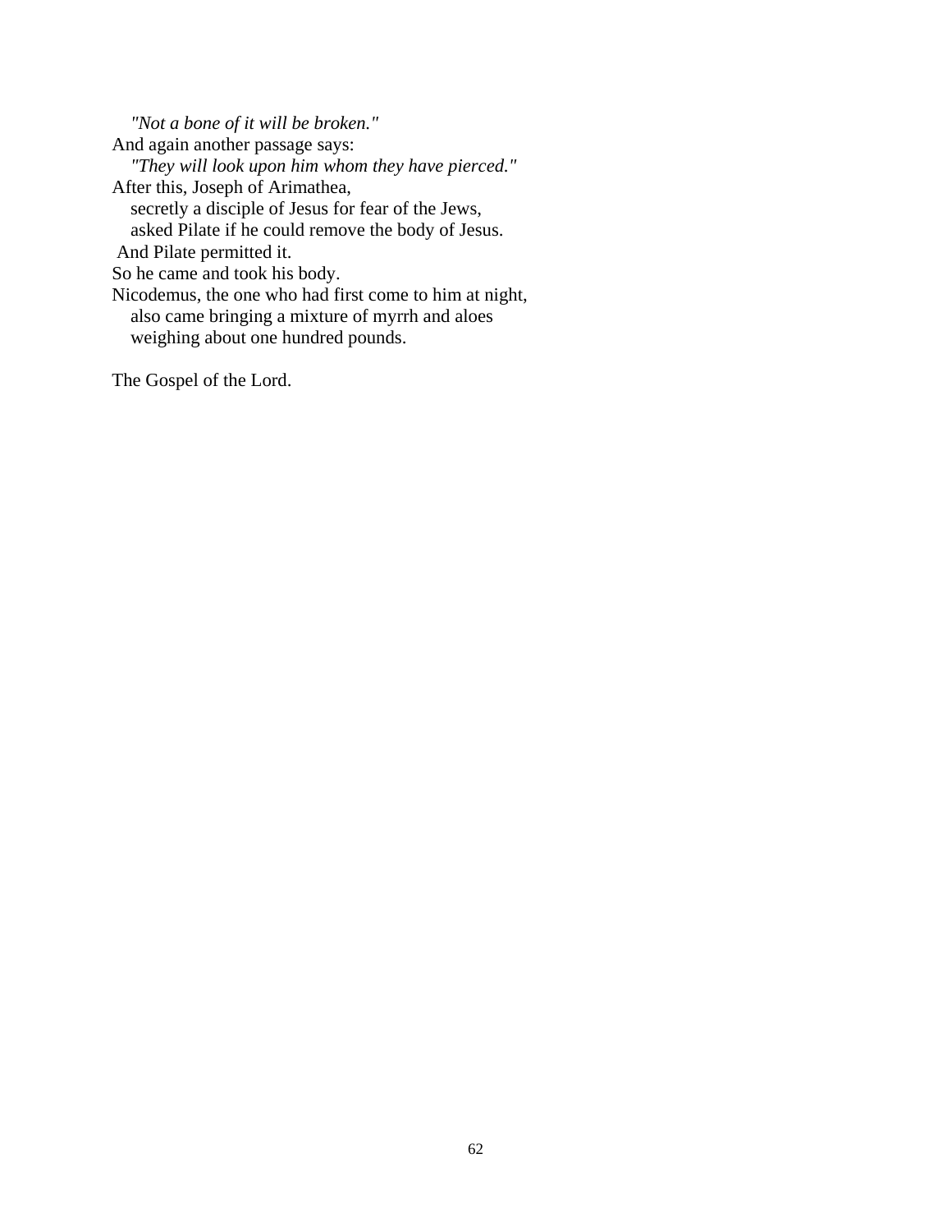*"Not a bone of it will be broken."*
And again another passage says:
*"They will look upon him whom they have pierced."*
After this, Joseph of Arimathea,
secretly a disciple of Jesus for fear of the Jews,
asked Pilate if he could remove the body of Jesus.
And Pilate permitted it.
So he came and took his body.
Nicodemus, the one who had first come to him at night,
also came bringing a mixture of myrrh and aloes
weighing about one hundred pounds.

The Gospel of the Lord.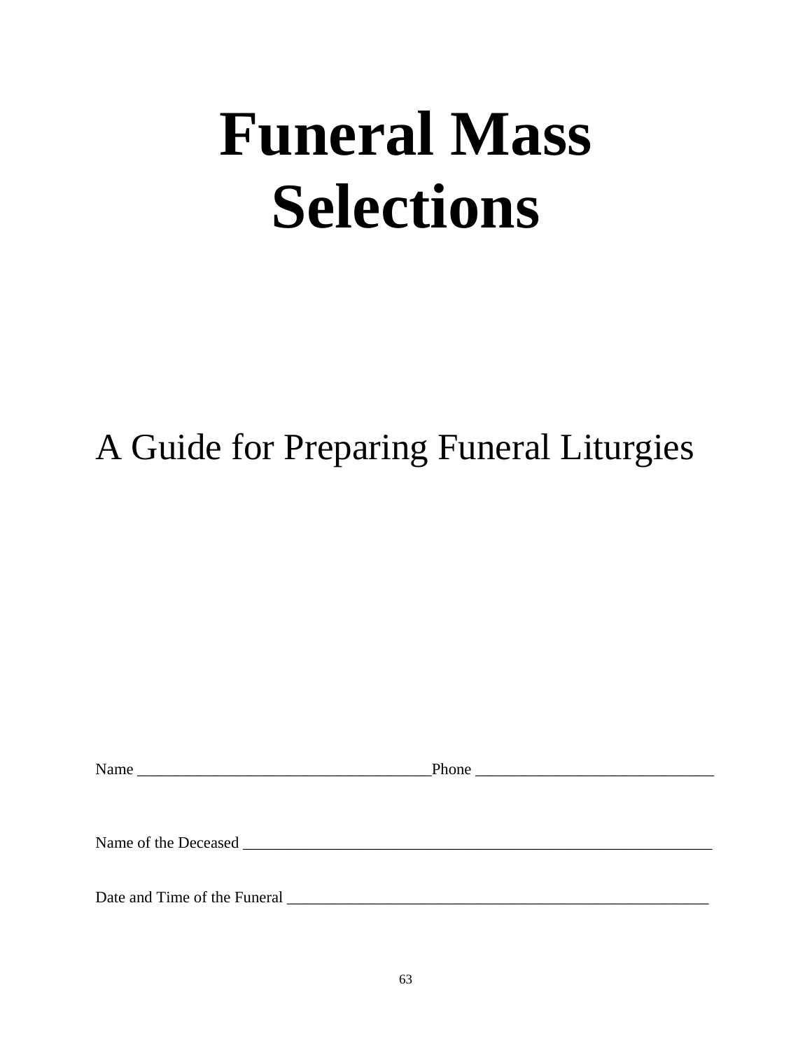# Funeral Mass Selections

## A Guide for Preparing Funeral Liturgies

Name ______________________________________Phone ______________________________

Name of the Deceased ____________________________________________________________

Date and Time of the Funeral ______________________________________________________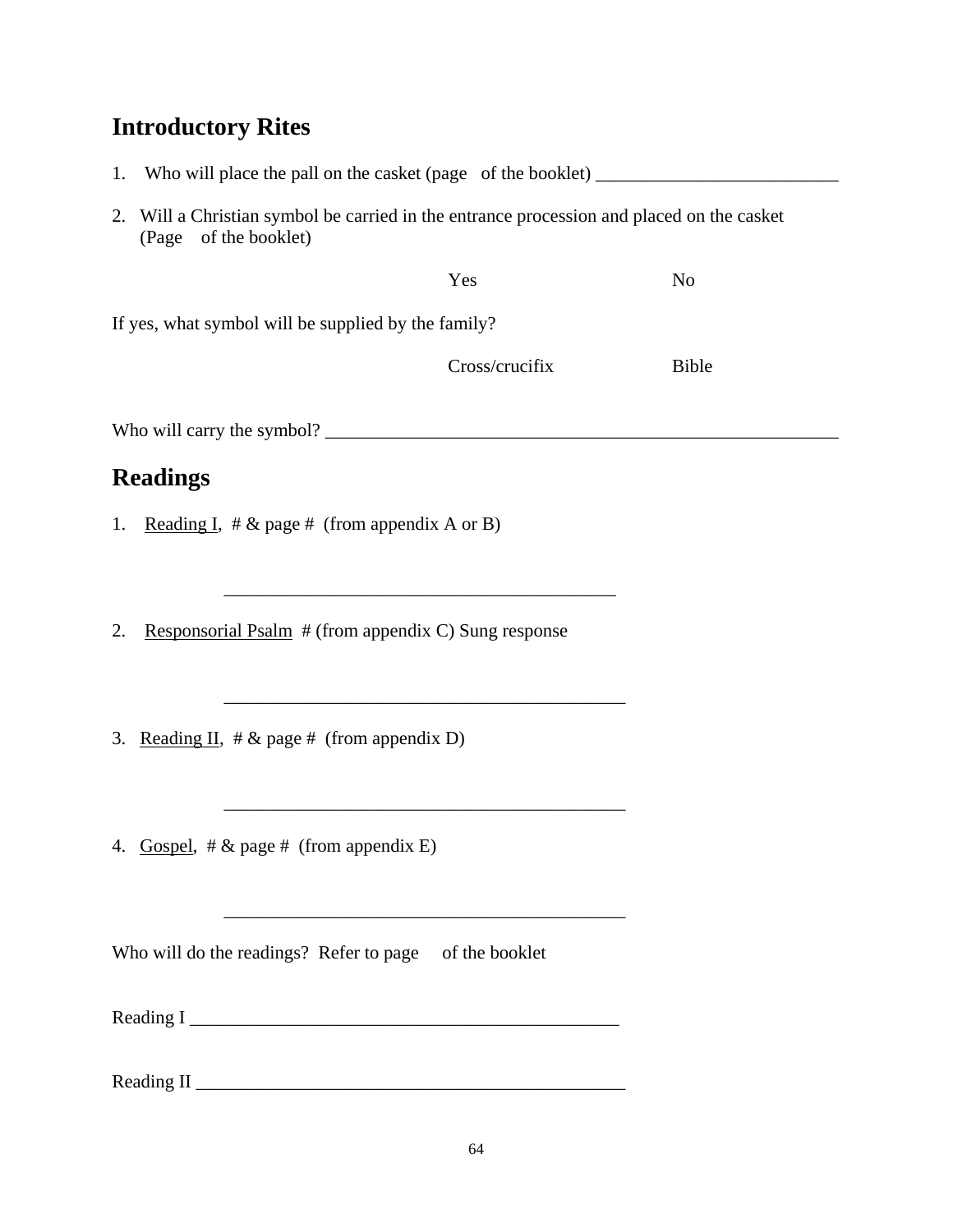## Introductory Rites

1. Who will place the pall on the casket (page of the booklet) __________________________

2. Will a Christian symbol be carried in the entrance procession and placed on the casket (Page of the booklet)

   Yes    No

If yes, what symbol will be supplied by the family?

Cross/crucifix    Bible

Who will carry the symbol? ___________________________________________________________

## Readings

1. <u>Reading I</u>, # & page # (from appendix A or B)

   __________________________________________

2. <u>Responsorial Psalm</u> # (from appendix C) Sung response

   __________________________________________

3. <u>Reading II</u>, # & page # (from appendix D)

   __________________________________________

4. <u>Gospel</u>, # & page # (from appendix E)

   __________________________________________

Who will do the readings? Refer to page of the booklet

Reading I ______________________________________________

Reading II ______________________________________________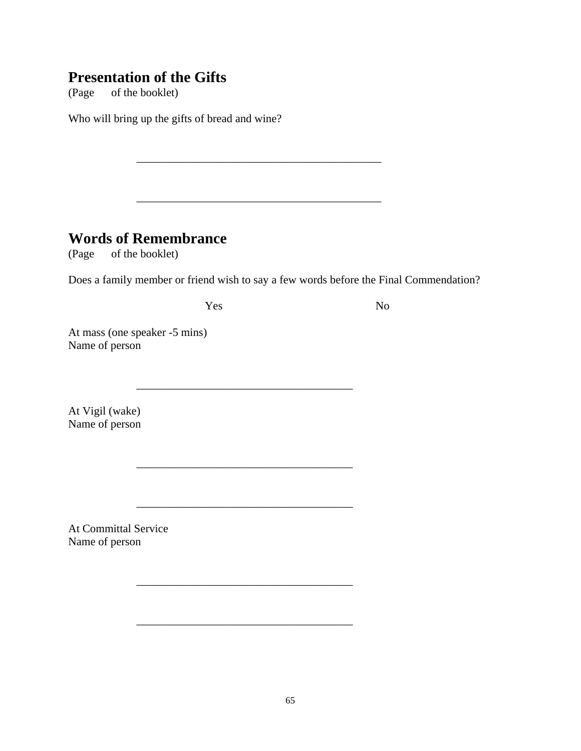## Presentation of the Gifts

(Page of the booklet)

Who will bring up the gifts of bread and wine?

\_\_\_\_\_\_\_\_\_\_\_\_\_\_\_\_\_\_\_\_\_\_\_\_\_\_\_\_\_\_\_\_\_\_\_\_\_\_\_\_\_\_

\_\_\_\_\_\_\_\_\_\_\_\_\_\_\_\_\_\_\_\_\_\_\_\_\_\_\_\_\_\_\_\_\_\_\_\_\_\_\_\_\_\_

## Words of Remembrance

(Page of the booklet)

Does a family member or friend wish to say a few words before the Final Commendation?

Yes No

At mass (one speaker -5 mins)
Name of person

\_\_\_\_\_\_\_\_\_\_\_\_\_\_\_\_\_\_\_\_\_\_\_\_\_\_\_\_\_\_\_\_\_\_\_\_\_\_

At Vigil (wake)
Name of person

\_\_\_\_\_\_\_\_\_\_\_\_\_\_\_\_\_\_\_\_\_\_\_\_\_\_\_\_\_\_\_\_\_\_\_\_\_\_

\_\_\_\_\_\_\_\_\_\_\_\_\_\_\_\_\_\_\_\_\_\_\_\_\_\_\_\_\_\_\_\_\_\_\_\_\_\_

At Committal Service
Name of person

\_\_\_\_\_\_\_\_\_\_\_\_\_\_\_\_\_\_\_\_\_\_\_\_\_\_\_\_\_\_\_\_\_\_\_\_\_\_

\_\_\_\_\_\_\_\_\_\_\_\_\_\_\_\_\_\_\_\_\_\_\_\_\_\_\_\_\_\_\_\_\_\_\_\_\_\_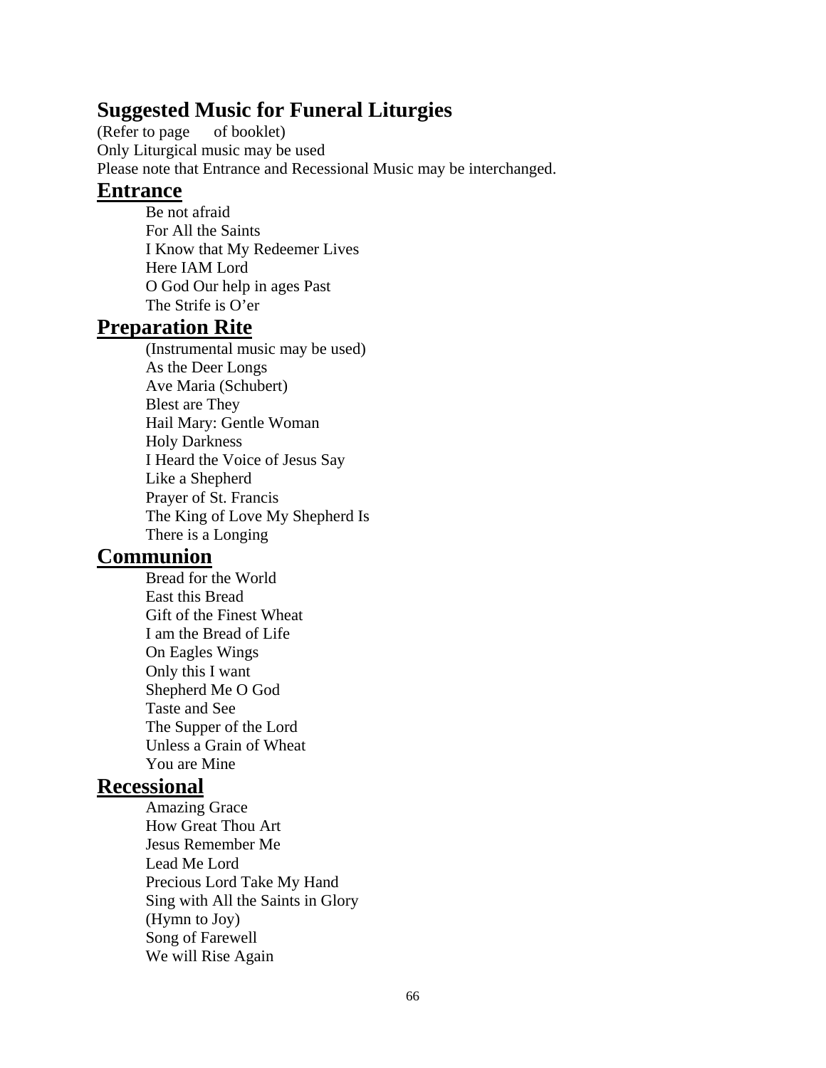## Suggested Music for Funeral Liturgies

(Refer to page of booklet)
Only Liturgical music may be used
Please note that Entrance and Recessional Music may be interchanged.

## Entrance

Be not afraid
For All the Saints
I Know that My Redeemer Lives
Here IAM Lord
O God Our help in ages Past
The Strife is O'er

## Preparation Rite

(Instrumental music may be used)
As the Deer Longs
Ave Maria (Schubert)
Blest are They
Hail Mary: Gentle Woman
Holy Darkness
I Heard the Voice of Jesus Say
Like a Shepherd
Prayer of St. Francis
The King of Love My Shepherd Is
There is a Longing

## Communion

Bread for the World
East this Bread
Gift of the Finest Wheat
I am the Bread of Life
On Eagles Wings
Only this I want
Shepherd Me O God
Taste and See
The Supper of the Lord
Unless a Grain of Wheat
You are Mine

## Recessional

Amazing Grace
How Great Thou Art
Jesus Remember Me
Lead Me Lord
Precious Lord Take My Hand
Sing with All the Saints in Glory
(Hymn to Joy)
Song of Farewell
We will Rise Again